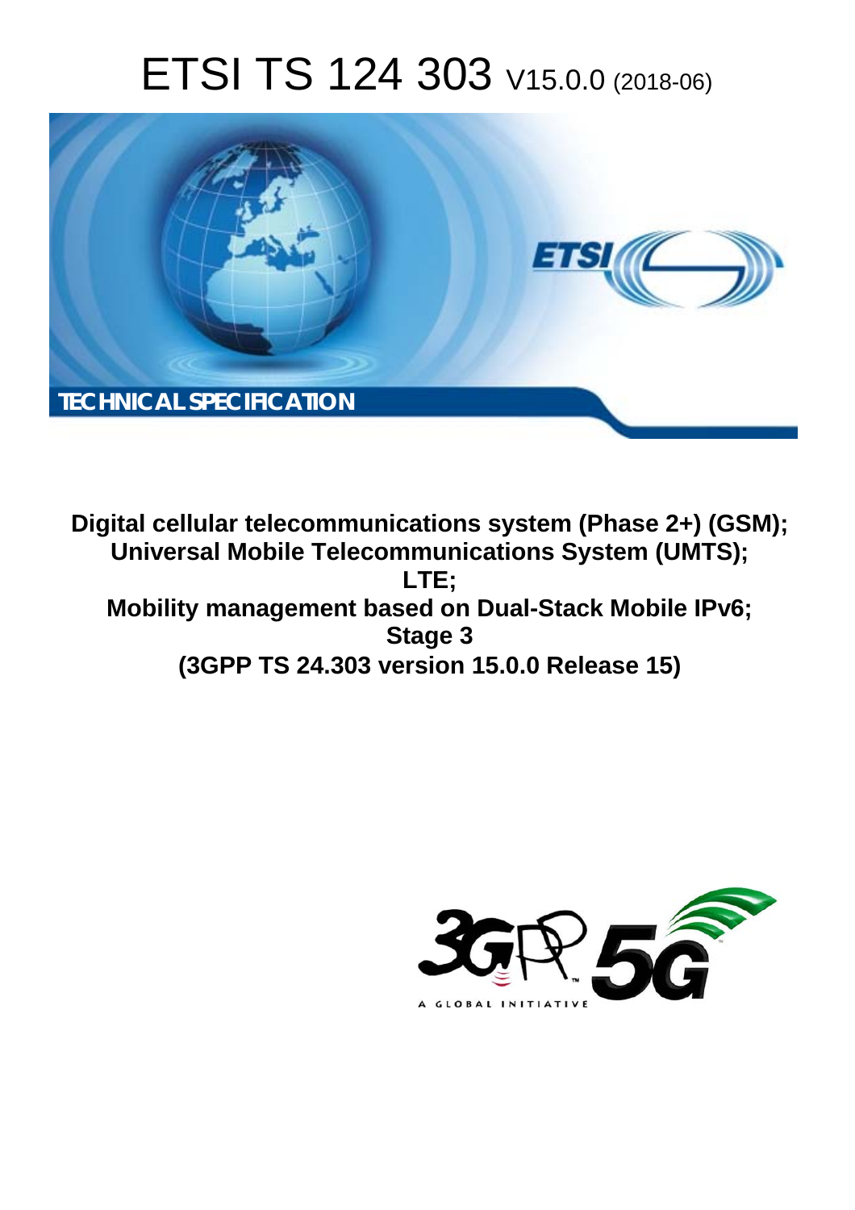# ETSI TS 124 303 V15.0.0 (2018-06)

TECHNICAL SPECIFICATION

**Digital cellular telecommunications system (Phase 2+) (GSM); Universal Mobile Telecommunications System (UMTS); LTE; Mobility management based on Dual-Stack Mobile IPv6; Stage 3 (3GPP TS 24.303 version 15.0.0 Release 15)**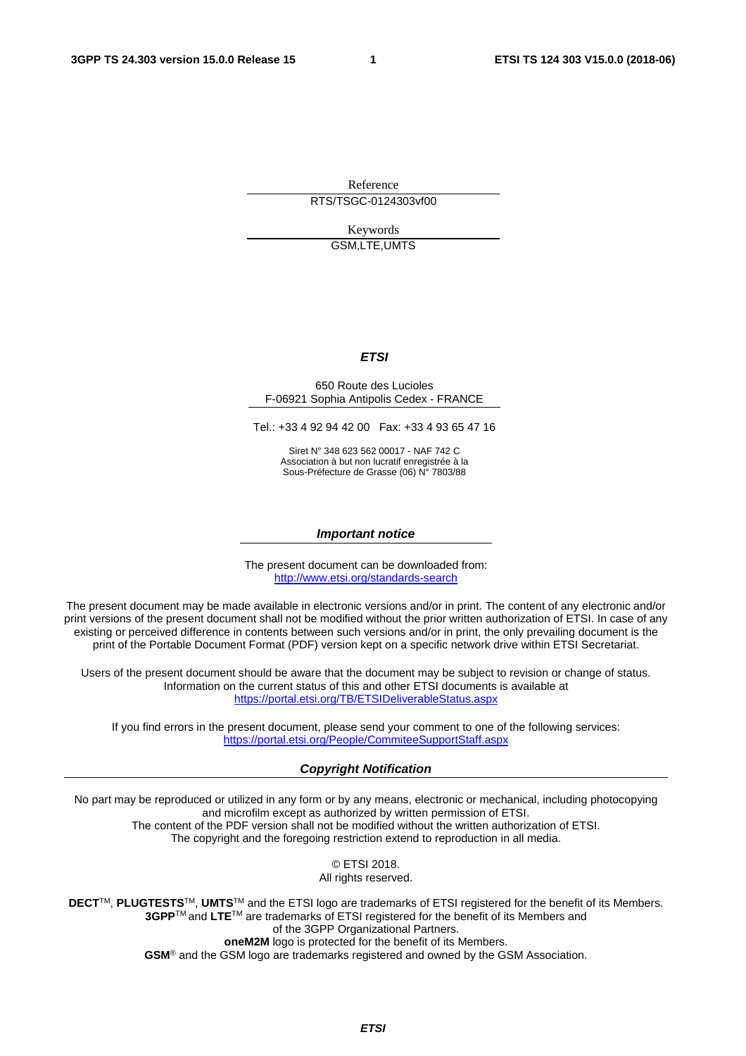Reference

RTS/TSGC-0124303vf00

Keywords

GSM,LTE,UMTS

***ETSI***

650 Route des Lucioles
F-06921 Sophia Antipolis Cedex - FRANCE

Tel.: +33 4 92 94 42 00 Fax: +33 4 93 65 47 16

Siret N° 348 623 562 00017 - NAF 742 C
Association à but non lucratif enregistrée à la
Sous-Préfecture de Grasse (06) N° 7803/88

***Important notice***

The present document can be downloaded from:
http://www.etsi.org/standards-search

The present document may be made available in electronic versions and/or in print. The content of any electronic and/or print versions of the present document shall not be modified without the prior written authorization of ETSI. In case of any existing or perceived difference in contents between such versions and/or in print, the only prevailing document is the print of the Portable Document Format (PDF) version kept on a specific network drive within ETSI Secretariat.

Users of the present document should be aware that the document may be subject to revision or change of status. Information on the current status of this and other ETSI documents is available at
https://portal.etsi.org/TB/ETSIDeliverableStatus.aspx

If you find errors in the present document, please send your comment to one of the following services:
https://portal.etsi.org/People/CommiteeSupportStaff.aspx

***Copyright Notification***

No part may be reproduced or utilized in any form or by any means, electronic or mechanical, including photocopying and microfilm except as authorized by written permission of ETSI.
The content of the PDF version shall not be modified without the written authorization of ETSI.
The copyright and the foregoing restriction extend to reproduction in all media.

© ETSI 2018.
All rights reserved.

**DECT**TM, **PLUGTESTS**TM, **UMTS**TM and the ETSI logo are trademarks of ETSI registered for the benefit of its Members.
**3GPP**TM and **LTE**TM are trademarks of ETSI registered for the benefit of its Members and of the 3GPP Organizational Partners.
**oneM2M** logo is protected for the benefit of its Members.
**GSM**® and the GSM logo are trademarks registered and owned by the GSM Association.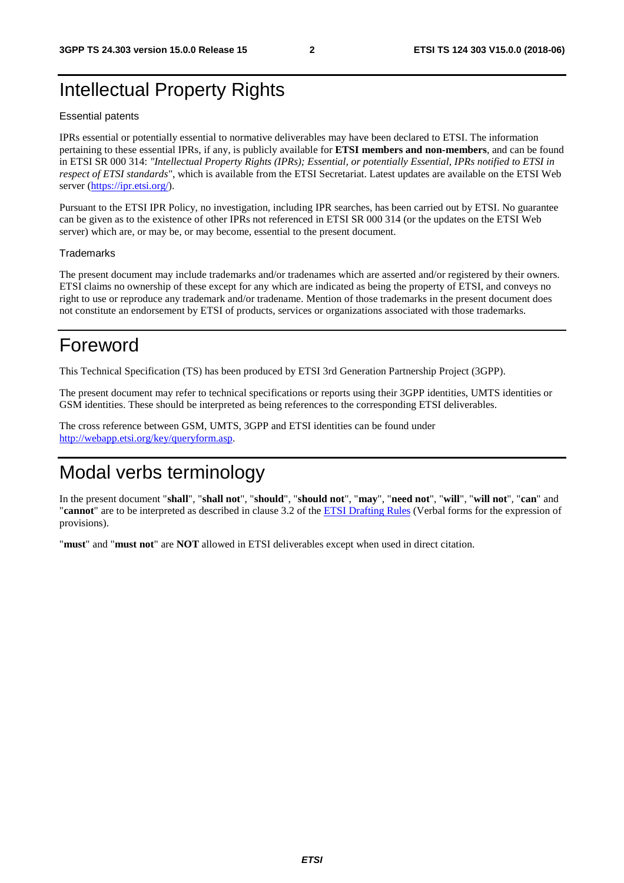# Intellectual Property Rights

### Essential patents

IPRs essential or potentially essential to normative deliverables may have been declared to ETSI. The information pertaining to these essential IPRs, if any, is publicly available for **ETSI members and non-members**, and can be found in ETSI SR 000 314: *"Intellectual Property Rights (IPRs); Essential, or potentially Essential, IPRs notified to ETSI in respect of ETSI standards"*, which is available from the ETSI Secretariat. Latest updates are available on the ETSI Web server (https://ipr.etsi.org/).

Pursuant to the ETSI IPR Policy, no investigation, including IPR searches, has been carried out by ETSI. No guarantee can be given as to the existence of other IPRs not referenced in ETSI SR 000 314 (or the updates on the ETSI Web server) which are, or may be, or may become, essential to the present document.

### Trademarks

The present document may include trademarks and/or tradenames which are asserted and/or registered by their owners. ETSI claims no ownership of these except for any which are indicated as being the property of ETSI, and conveys no right to use or reproduce any trademark and/or tradename. Mention of those trademarks in the present document does not constitute an endorsement by ETSI of products, services or organizations associated with those trademarks.

# Foreword

This Technical Specification (TS) has been produced by ETSI 3rd Generation Partnership Project (3GPP).

The present document may refer to technical specifications or reports using their 3GPP identities, UMTS identities or GSM identities. These should be interpreted as being references to the corresponding ETSI deliverables.

The cross reference between GSM, UMTS, 3GPP and ETSI identities can be found under http://webapp.etsi.org/key/queryform.asp.

# Modal verbs terminology

In the present document "**shall**", "**shall not**", "**should**", "**should not**", "**may**", "**need not**", "**will**", "**will not**", "**can**" and "**cannot**" are to be interpreted as described in clause 3.2 of the ETSI Drafting Rules (Verbal forms for the expression of provisions).

"**must**" and "**must not**" are **NOT** allowed in ETSI deliverables except when used in direct citation.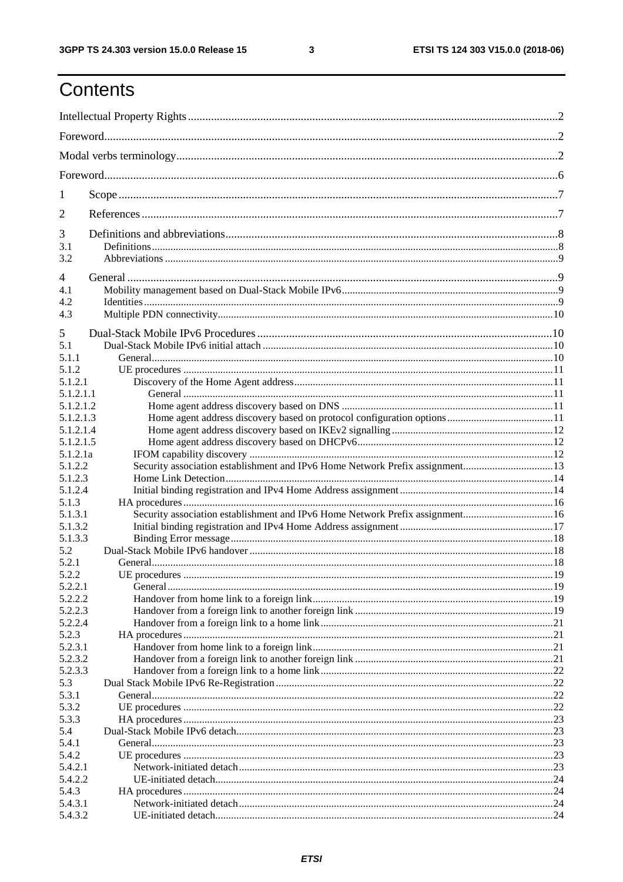# Contents

Intellectual Property Rights ........................................................................................................................2

Foreword.....................................................................................................................................................2

Modal verbs terminology..............................................................................................................................2

Foreword.....................................................................................................................................................6

1 Scope .......................................................................................................................................................7

2 References ...............................................................................................................................................7

3 Definitions and abbreviations...................................................................................................................8
3.1 Definitions ..............................................................................................................................................8
3.2 Abbreviations .........................................................................................................................................9

4 General .....................................................................................................................................................9
4.1 Mobility management based on Dual-Stack Mobile IPv6.........................................................................9
4.2 Identities...................................................................................................................................................9
4.3 Multiple PDN connectivity......................................................................................................................10

5 Dual-Stack Mobile IPv6 Procedures ......................................................................................................10
5.1 Dual-Stack Mobile IPv6 initial attach ....................................................................................................10
5.1.1 General...............................................................................................................................................10
5.1.2 UE procedures ...................................................................................................................................11
5.1.2.1 Discovery of the Home Agent address.............................................................................................11
5.1.2.1.1 General .........................................................................................................................................11
5.1.2.1.2 Home agent address discovery based on DNS ..............................................................................11
5.1.2.1.3 Home agent address discovery based on protocol configuration options.......................................11
5.1.2.1.4 Home agent address discovery based on IKEv2 signalling ............................................................12
5.1.2.1.5 Home agent address discovery based on DHCPv6.........................................................................12
5.1.2.1a IFOM capability discovery ................................................................................................................12
5.1.2.2 Security association establishment and IPv6 Home Network Prefix assignment.................................13
5.1.2.3 Home Link Detection.........................................................................................................................14
5.1.2.4 Initial binding registration and IPv4 Home Address assignment .........................................................14
5.1.3 HA procedures....................................................................................................................................16
5.1.3.1 Security association establishment and IPv6 Home Network Prefix assignment.................................16
5.1.3.2 Initial binding registration and IPv4 Home Address assignment .........................................................17
5.1.3.3 Binding Error message.......................................................................................................................18
5.2 Dual-Stack Mobile IPv6 handover ..........................................................................................................18
5.2.1 General...............................................................................................................................................18
5.2.2 UE procedures ....................................................................................................................................19
5.2.2.1 General ...............................................................................................................................................19
5.2.2.2 Handover from home link to a foreign link..........................................................................................19
5.2.2.3 Handover from a foreign link to another foreign link ..........................................................................19
5.2.2.4 Handover from a foreign link to a home link.......................................................................................21
5.2.3 HA procedures.....................................................................................................................................21
5.2.3.1 Handover from home link to a foreign link...........................................................................................21
5.2.3.2 Handover from a foreign link to another foreign link ...........................................................................21
5.2.3.3 Handover from a foreign link to a home link........................................................................................22
5.3 Dual Stack Mobile IPv6 Re-Registration ..................................................................................................22
5.3.1 General..................................................................................................................................................22
5.3.2 UE procedures .......................................................................................................................................22
5.3.3 HA procedures........................................................................................................................................23
5.4 Dual-Stack Mobile IPv6 detach.................................................................................................................23
5.4.1 General....................................................................................................................................................23
5.4.2 UE procedures .........................................................................................................................................23
5.4.2.1 Network-initiated detach.......................................................................................................................23
5.4.2.2 UE-initiated detach.................................................................................................................................24
5.4.3 HA procedures...........................................................................................................................................24
5.4.3.1 Network-initiated detach.........................................................................................................................24
5.4.3.2 UE-initiated detach..................................................................................................................................24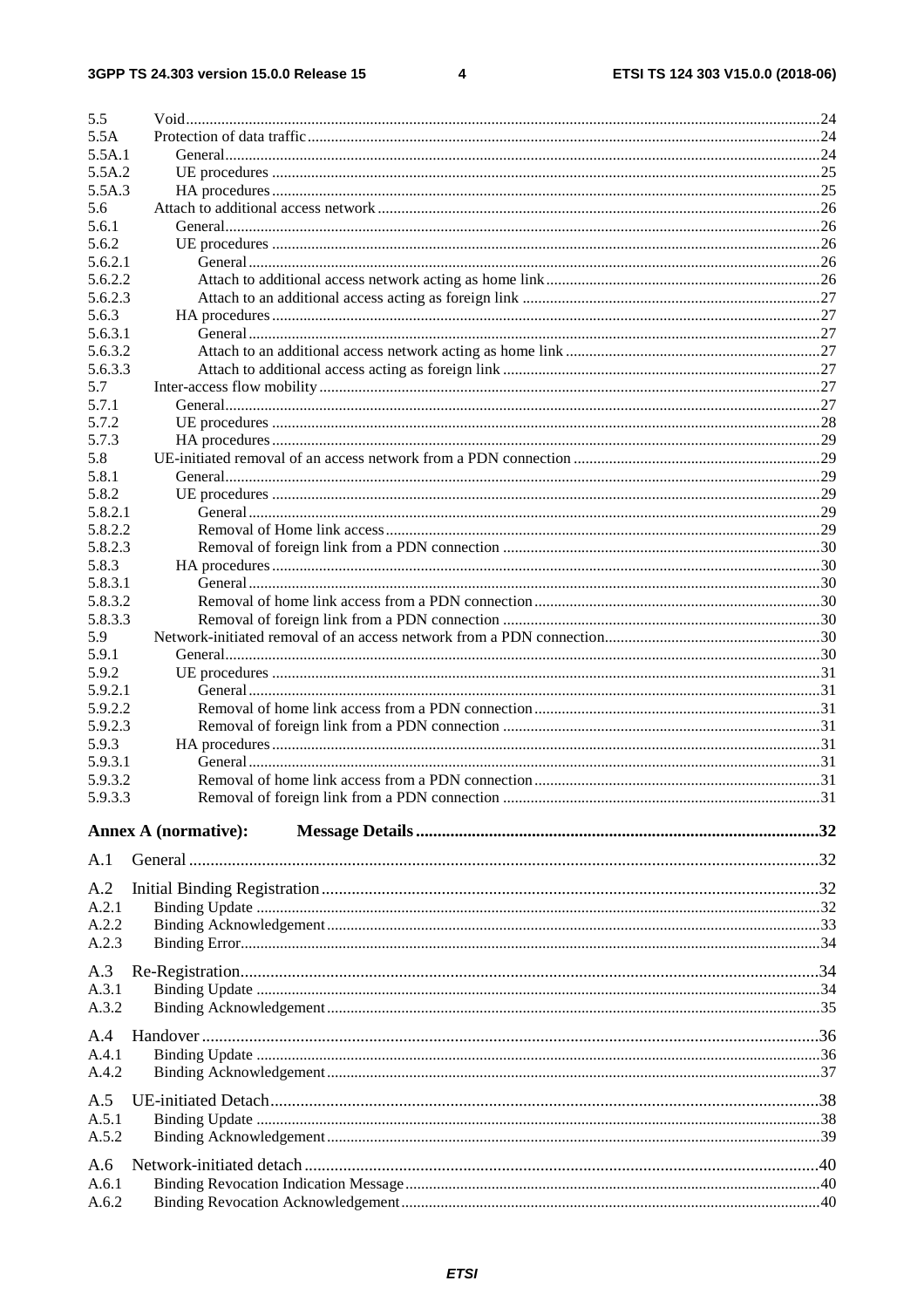5.5 Void ....24
5.5A Protection of data traffic ....24
5.5A.1 General ....24
5.5A.2 UE procedures ....25
5.5A.3 HA procedures ....25
5.6 Attach to additional access network ....26
5.6.1 General ....26
5.6.2 UE procedures ....26
5.6.2.1 General ....26
5.6.2.2 Attach to additional access network acting as home link ....26
5.6.2.3 Attach to an additional access acting as foreign link ....27
5.6.3 HA procedures ....27
5.6.3.1 General ....27
5.6.3.2 Attach to an additional access network acting as home link ....27
5.6.3.3 Attach to additional access acting as foreign link ....27
5.7 Inter-access flow mobility ....27
5.7.1 General ....27
5.7.2 UE procedures ....28
5.7.3 HA procedures ....29
5.8 UE-initiated removal of an access network from a PDN connection ....29
5.8.1 General ....29
5.8.2 UE procedures ....29
5.8.2.1 General ....29
5.8.2.2 Removal of Home link access ....29
5.8.2.3 Removal of foreign link from a PDN connection ....30
5.8.3 HA procedures ....30
5.8.3.1 General ....30
5.8.3.2 Removal of home link access from a PDN connection ....30
5.8.3.3 Removal of foreign link from a PDN connection ....30
5.9 Network-initiated removal of an access network from a PDN connection ....30
5.9.1 General ....30
5.9.2 UE procedures ....31
5.9.2.1 General ....31
5.9.2.2 Removal of home link access from a PDN connection ....31
5.9.2.3 Removal of foreign link from a PDN connection ....31
5.9.3 HA procedures ....31
5.9.3.1 General ....31
5.9.3.2 Removal of home link access from a PDN connection ....31
5.9.3.3 Removal of foreign link from a PDN connection ....31

**Annex A (normative): Message Details ....32**

A.1 General ....32

A.2 Initial Binding Registration ....32
A.2.1 Binding Update ....32
A.2.2 Binding Acknowledgement ....33
A.2.3 Binding Error ....34

A.3 Re-Registration ....34
A.3.1 Binding Update ....34
A.3.2 Binding Acknowledgement ....35

A.4 Handover ....36
A.4.1 Binding Update ....36
A.4.2 Binding Acknowledgement ....37

A.5 UE-initiated Detach ....38
A.5.1 Binding Update ....38
A.5.2 Binding Acknowledgement ....39

A.6 Network-initiated detach ....40
A.6.1 Binding Revocation Indication Message ....40
A.6.2 Binding Revocation Acknowledgement ....40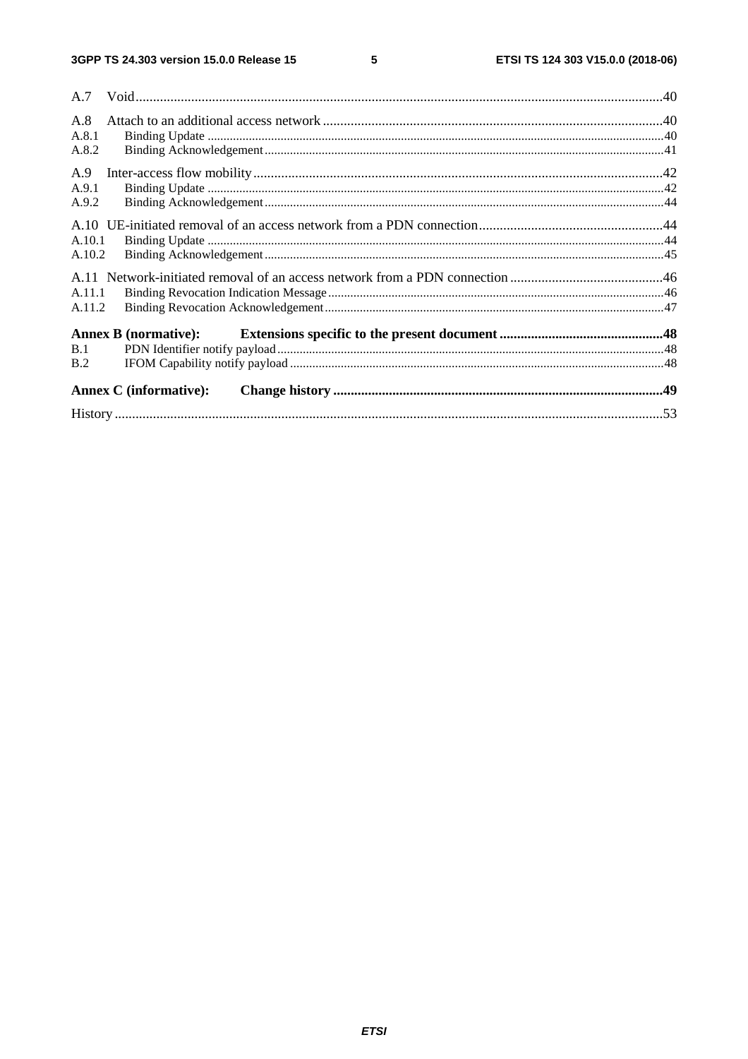A.7 Void ....................................................................................................................................................40

A.8 Attach to an additional access network ...............................................................................................40
A.8.1 Binding Update ..............................................................................................................................40
A.8.2 Binding Acknowledgement ............................................................................................................41

A.9 Inter-access flow mobility ....................................................................................................................42
A.9.1 Binding Update ..............................................................................................................................42
A.9.2 Binding Acknowledgement ............................................................................................................44

A.10 UE-initiated removal of an access network from a PDN connection ...................................................44
A.10.1 Binding Update ..............................................................................................................................44
A.10.2 Binding Acknowledgement ............................................................................................................45

A.11 Network-initiated removal of an access network from a PDN connection ...........................................46
A.11.1 Binding Revocation Indication Message .........................................................................................46
A.11.2 Binding Revocation Acknowledgement ..........................................................................................47

**Annex B (normative): Extensions specific to the present document ..............................................48**
B.1 PDN Identifier notify payload .................................................................................................................48
B.2 IFOM Capability notify payload .............................................................................................................48

**Annex C (informative): Change history ..............................................................................................49**

History ..........................................................................................................................................................53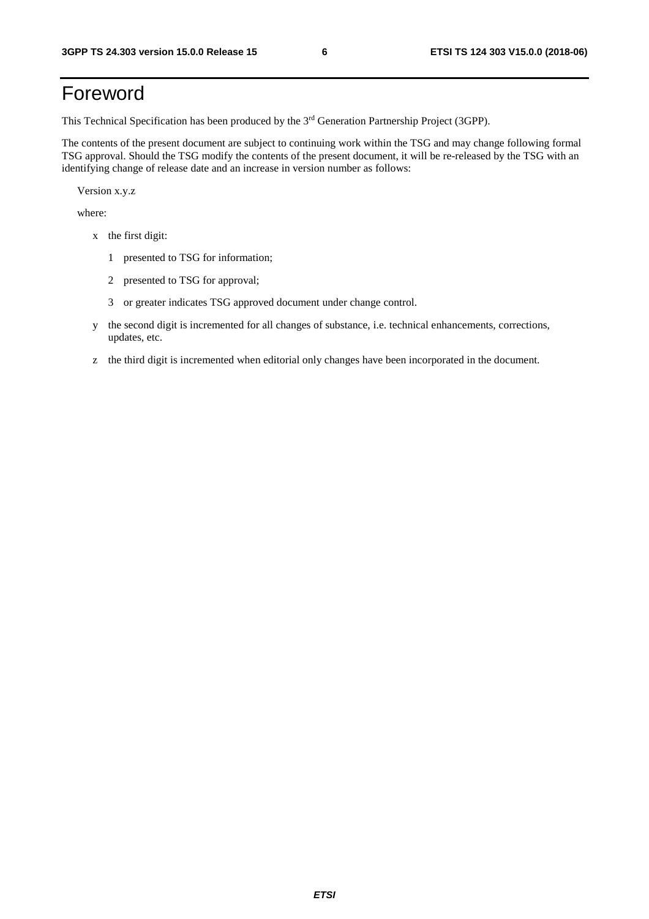# Foreword

This Technical Specification has been produced by the 3rd Generation Partnership Project (3GPP).

The contents of the present document are subject to continuing work within the TSG and may change following formal TSG approval. Should the TSG modify the contents of the present document, it will be re-released by the TSG with an identifying change of release date and an increase in version number as follows:

Version x.y.z

where:

- x the first digit:
  - 1 presented to TSG for information;
  - 2 presented to TSG for approval;
  - 3 or greater indicates TSG approved document under change control.
- y the second digit is incremented for all changes of substance, i.e. technical enhancements, corrections, updates, etc.
- z the third digit is incremented when editorial only changes have been incorporated in the document.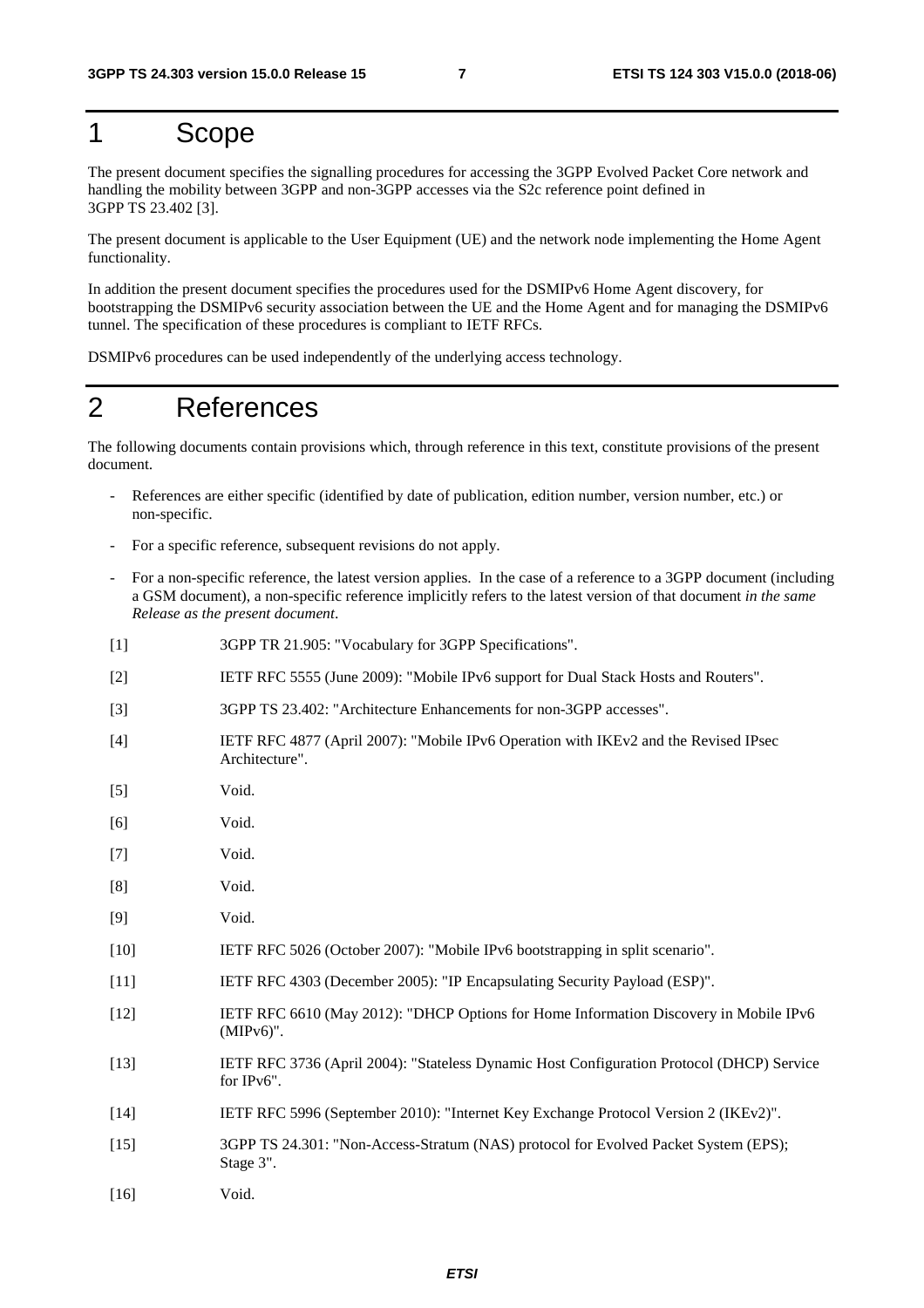# 1 Scope

The present document specifies the signalling procedures for accessing the 3GPP Evolved Packet Core network and handling the mobility between 3GPP and non-3GPP accesses via the S2c reference point defined in 3GPP TS 23.402 [3].

The present document is applicable to the User Equipment (UE) and the network node implementing the Home Agent functionality.

In addition the present document specifies the procedures used for the DSMIPv6 Home Agent discovery, for bootstrapping the DSMIPv6 security association between the UE and the Home Agent and for managing the DSMIPv6 tunnel. The specification of these procedures is compliant to IETF RFCs.

DSMIPv6 procedures can be used independently of the underlying access technology.

# 2 References

The following documents contain provisions which, through reference in this text, constitute provisions of the present document.

- References are either specific (identified by date of publication, edition number, version number, etc.) or non-specific.
- For a specific reference, subsequent revisions do not apply.
- For a non-specific reference, the latest version applies. In the case of a reference to a 3GPP document (including a GSM document), a non-specific reference implicitly refers to the latest version of that document *in the same Release as the present document*.

[1] 3GPP TR 21.905: "Vocabulary for 3GPP Specifications".

[2] IETF RFC 5555 (June 2009): "Mobile IPv6 support for Dual Stack Hosts and Routers".

[3] 3GPP TS 23.402: "Architecture Enhancements for non-3GPP accesses".

[4] IETF RFC 4877 (April 2007): "Mobile IPv6 Operation with IKEv2 and the Revised IPsec Architecture".

[5] Void.

[6] Void.

[7] Void.

[8] Void.

[9] Void.

[10] IETF RFC 5026 (October 2007): "Mobile IPv6 bootstrapping in split scenario".

[11] IETF RFC 4303 (December 2005): "IP Encapsulating Security Payload (ESP)".

[12] IETF RFC 6610 (May 2012): "DHCP Options for Home Information Discovery in Mobile IPv6 (MIPv6)".

[13] IETF RFC 3736 (April 2004): "Stateless Dynamic Host Configuration Protocol (DHCP) Service for IPv6".

[14] IETF RFC 5996 (September 2010): "Internet Key Exchange Protocol Version 2 (IKEv2)".

[15] 3GPP TS 24.301: "Non-Access-Stratum (NAS) protocol for Evolved Packet System (EPS); Stage 3".

[16] Void.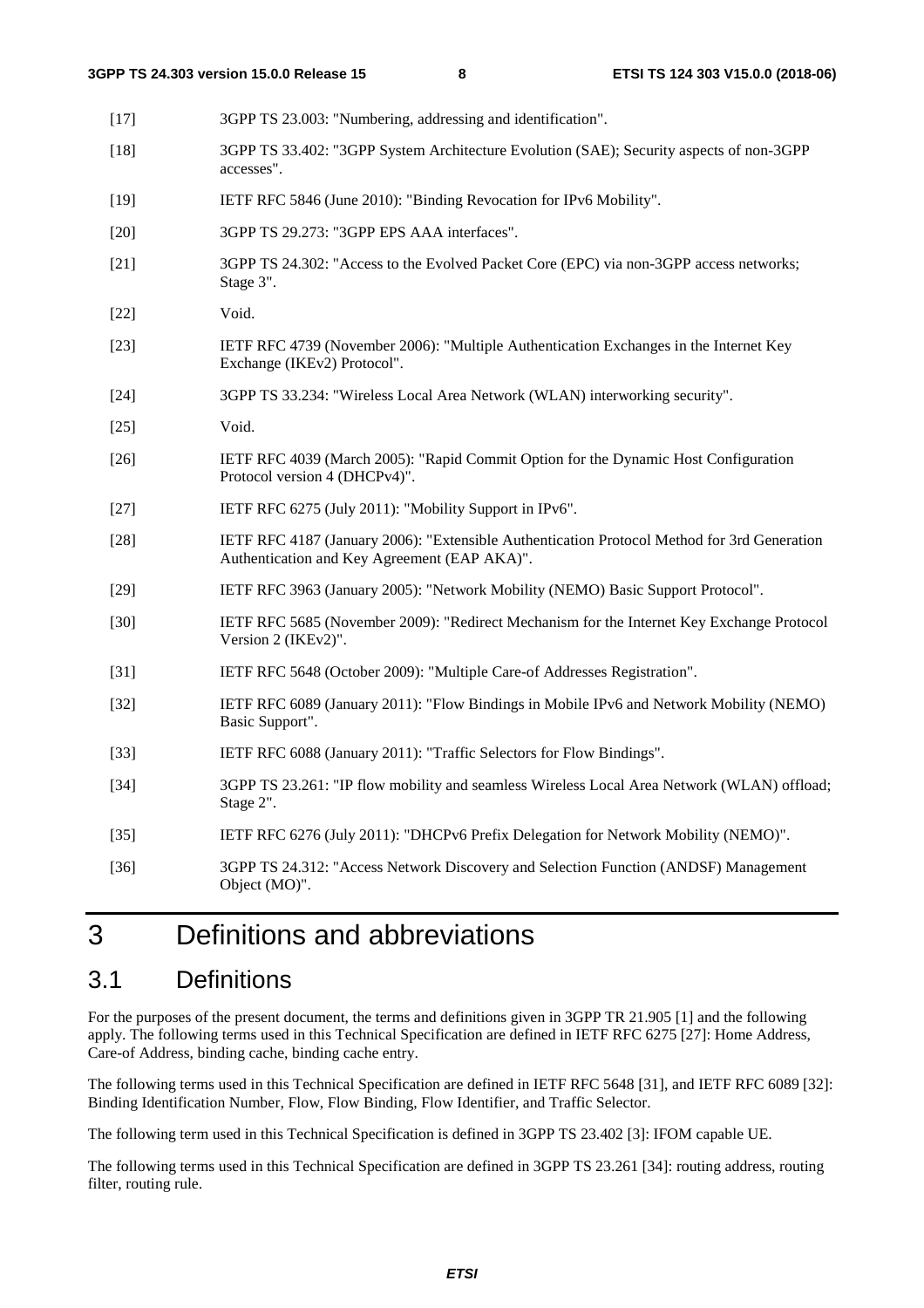[17] 3GPP TS 23.003: "Numbering, addressing and identification".

[18] 3GPP TS 33.402: "3GPP System Architecture Evolution (SAE); Security aspects of non-3GPP accesses".

[19] IETF RFC 5846 (June 2010): "Binding Revocation for IPv6 Mobility".

[20] 3GPP TS 29.273: "3GPP EPS AAA interfaces".

[21] 3GPP TS 24.302: "Access to the Evolved Packet Core (EPC) via non-3GPP access networks; Stage 3".

[22] Void.

[23] IETF RFC 4739 (November 2006): "Multiple Authentication Exchanges in the Internet Key Exchange (IKEv2) Protocol".

[24] 3GPP TS 33.234: "Wireless Local Area Network (WLAN) interworking security".

[25] Void.

[26] IETF RFC 4039 (March 2005): "Rapid Commit Option for the Dynamic Host Configuration Protocol version 4 (DHCPv4)".

[27] IETF RFC 6275 (July 2011): "Mobility Support in IPv6".

[28] IETF RFC 4187 (January 2006): "Extensible Authentication Protocol Method for 3rd Generation Authentication and Key Agreement (EAP AKA)".

[29] IETF RFC 3963 (January 2005): "Network Mobility (NEMO) Basic Support Protocol".

[30] IETF RFC 5685 (November 2009): "Redirect Mechanism for the Internet Key Exchange Protocol Version 2 (IKEv2)".

[31] IETF RFC 5648 (October 2009): "Multiple Care-of Addresses Registration".

[32] IETF RFC 6089 (January 2011): "Flow Bindings in Mobile IPv6 and Network Mobility (NEMO) Basic Support".

[33] IETF RFC 6088 (January 2011): "Traffic Selectors for Flow Bindings".

[34] 3GPP TS 23.261: "IP flow mobility and seamless Wireless Local Area Network (WLAN) offload; Stage 2".

[35] IETF RFC 6276 (July 2011): "DHCPv6 Prefix Delegation for Network Mobility (NEMO)".

[36] 3GPP TS 24.312: "Access Network Discovery and Selection Function (ANDSF) Management Object (MO)".

# 3 Definitions and abbreviations

## 3.1 Definitions

For the purposes of the present document, the terms and definitions given in 3GPP TR 21.905 [1] and the following apply. The following terms used in this Technical Specification are defined in IETF RFC 6275 [27]: Home Address, Care-of Address, binding cache, binding cache entry.

The following terms used in this Technical Specification are defined in IETF RFC 5648 [31], and IETF RFC 6089 [32]: Binding Identification Number, Flow, Flow Binding, Flow Identifier, and Traffic Selector.

The following term used in this Technical Specification is defined in 3GPP TS 23.402 [3]: IFOM capable UE.

The following terms used in this Technical Specification are defined in 3GPP TS 23.261 [34]: routing address, routing filter, routing rule.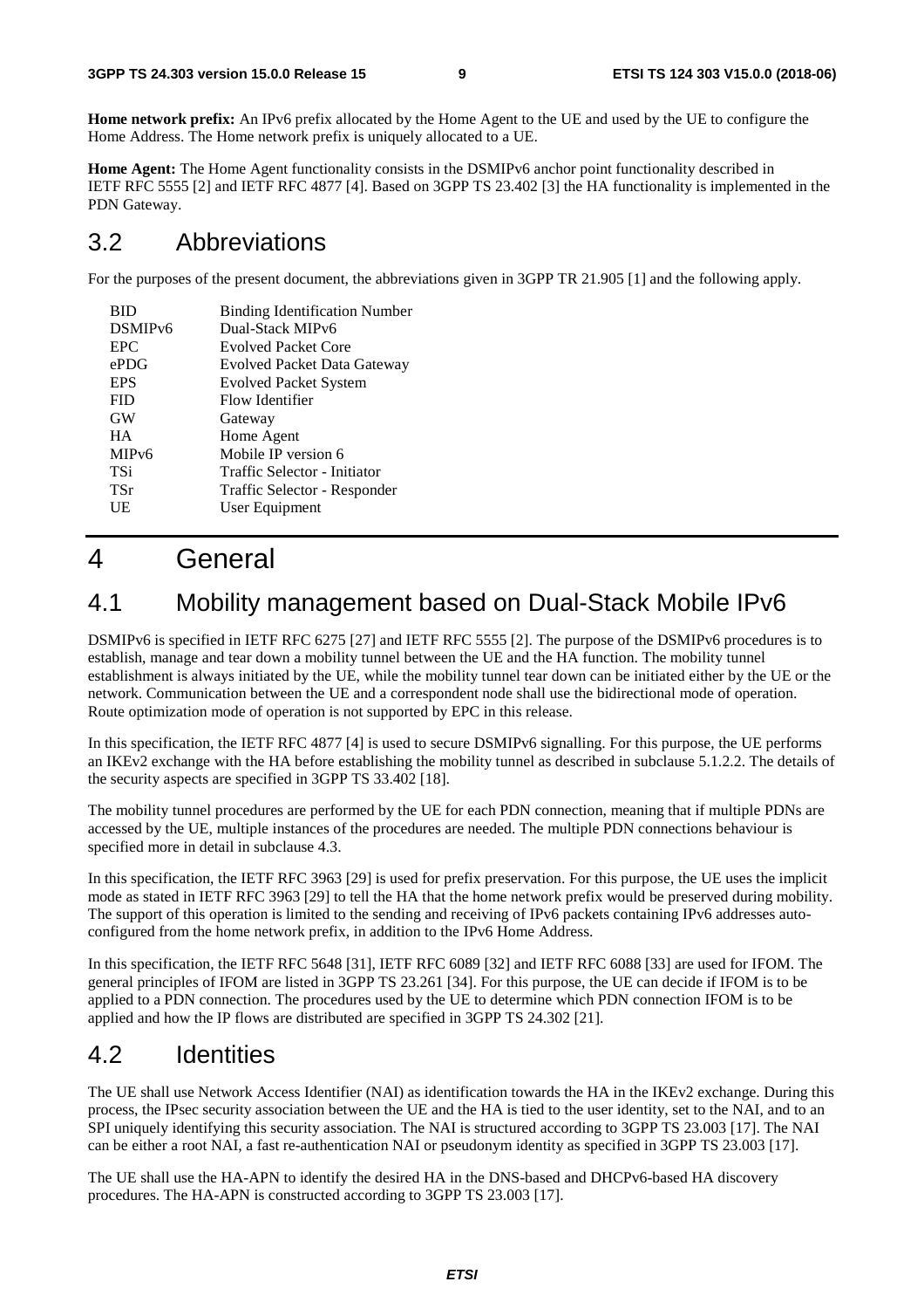**Home network prefix:** An IPv6 prefix allocated by the Home Agent to the UE and used by the UE to configure the Home Address. The Home network prefix is uniquely allocated to a UE.

**Home Agent:** The Home Agent functionality consists in the DSMIPv6 anchor point functionality described in IETF RFC 5555 [2] and IETF RFC 4877 [4]. Based on 3GPP TS 23.402 [3] the HA functionality is implemented in the PDN Gateway.

## 3.2 Abbreviations

For the purposes of the present document, the abbreviations given in 3GPP TR 21.905 [1] and the following apply.

| | |
|---|---|
| BID | Binding Identification Number |
| DSMIPv6 | Dual-Stack MIPv6 |
| EPC | Evolved Packet Core |
| ePDG | Evolved Packet Data Gateway |
| EPS | Evolved Packet System |
| FID | Flow Identifier |
| GW | Gateway |
| HA | Home Agent |
| MIPv6 | Mobile IP version 6 |
| TSi | Traffic Selector - Initiator |
| TSr | Traffic Selector - Responder |
| UE | User Equipment |

# 4 General

## 4.1 Mobility management based on Dual-Stack Mobile IPv6

DSMIPv6 is specified in IETF RFC 6275 [27] and IETF RFC 5555 [2]. The purpose of the DSMIPv6 procedures is to establish, manage and tear down a mobility tunnel between the UE and the HA function. The mobility tunnel establishment is always initiated by the UE, while the mobility tunnel tear down can be initiated either by the UE or the network. Communication between the UE and a correspondent node shall use the bidirectional mode of operation. Route optimization mode of operation is not supported by EPC in this release.

In this specification, the IETF RFC 4877 [4] is used to secure DSMIPv6 signalling. For this purpose, the UE performs an IKEv2 exchange with the HA before establishing the mobility tunnel as described in subclause 5.1.2.2. The details of the security aspects are specified in 3GPP TS 33.402 [18].

The mobility tunnel procedures are performed by the UE for each PDN connection, meaning that if multiple PDNs are accessed by the UE, multiple instances of the procedures are needed. The multiple PDN connections behaviour is specified more in detail in subclause 4.3.

In this specification, the IETF RFC 3963 [29] is used for prefix preservation. For this purpose, the UE uses the implicit mode as stated in IETF RFC 3963 [29] to tell the HA that the home network prefix would be preserved during mobility. The support of this operation is limited to the sending and receiving of IPv6 packets containing IPv6 addresses auto-configured from the home network prefix, in addition to the IPv6 Home Address.

In this specification, the IETF RFC 5648 [31], IETF RFC 6089 [32] and IETF RFC 6088 [33] are used for IFOM. The general principles of IFOM are listed in 3GPP TS 23.261 [34]. For this purpose, the UE can decide if IFOM is to be applied to a PDN connection. The procedures used by the UE to determine which PDN connection IFOM is to be applied and how the IP flows are distributed are specified in 3GPP TS 24.302 [21].

## 4.2 Identities

The UE shall use Network Access Identifier (NAI) as identification towards the HA in the IKEv2 exchange. During this process, the IPsec security association between the UE and the HA is tied to the user identity, set to the NAI, and to an SPI uniquely identifying this security association. The NAI is structured according to 3GPP TS 23.003 [17]. The NAI can be either a root NAI, a fast re-authentication NAI or pseudonym identity as specified in 3GPP TS 23.003 [17].

The UE shall use the HA-APN to identify the desired HA in the DNS-based and DHCPv6-based HA discovery procedures. The HA-APN is constructed according to 3GPP TS 23.003 [17].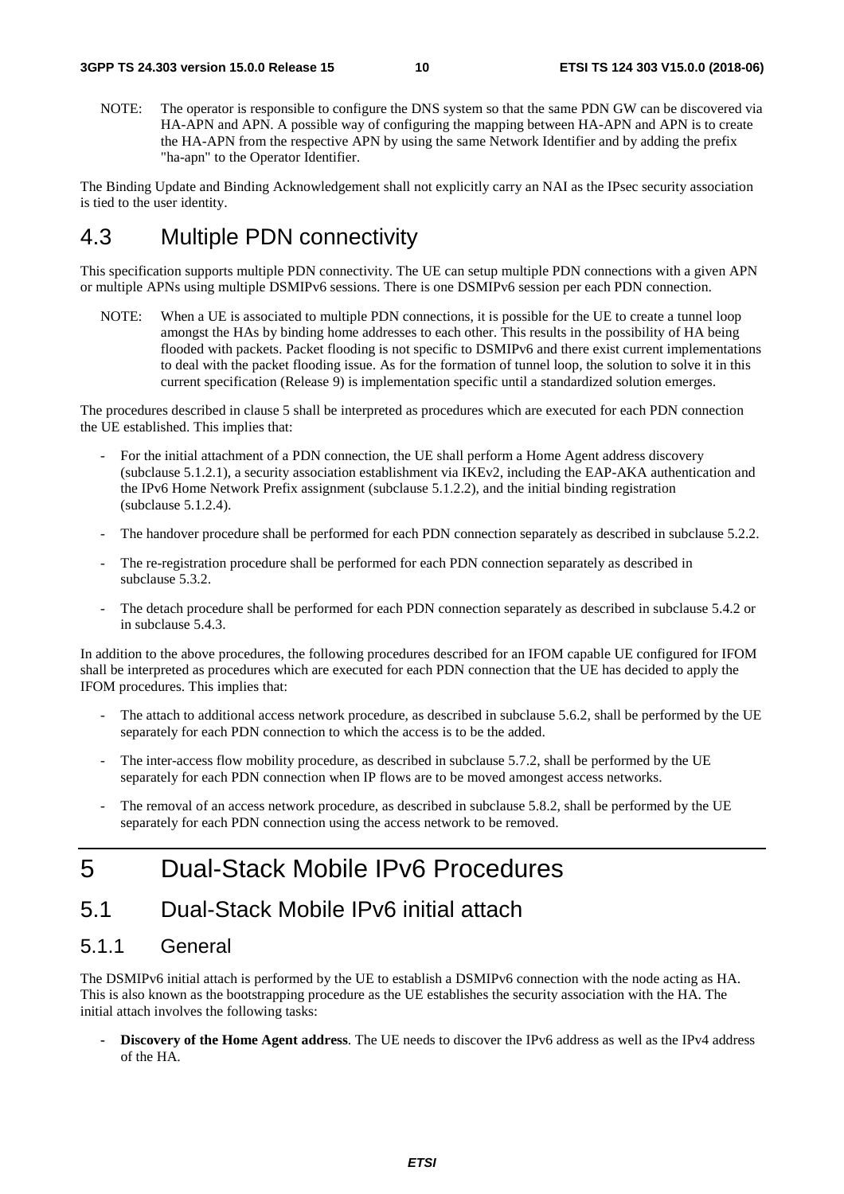NOTE: The operator is responsible to configure the DNS system so that the same PDN GW can be discovered via HA-APN and APN. A possible way of configuring the mapping between HA-APN and APN is to create the HA-APN from the respective APN by using the same Network Identifier and by adding the prefix "ha-apn" to the Operator Identifier.

The Binding Update and Binding Acknowledgement shall not explicitly carry an NAI as the IPsec security association is tied to the user identity.

## 4.3 Multiple PDN connectivity

This specification supports multiple PDN connectivity. The UE can setup multiple PDN connections with a given APN or multiple APNs using multiple DSMIPv6 sessions. There is one DSMIPv6 session per each PDN connection.

NOTE: When a UE is associated to multiple PDN connections, it is possible for the UE to create a tunnel loop amongst the HAs by binding home addresses to each other. This results in the possibility of HA being flooded with packets. Packet flooding is not specific to DSMIPv6 and there exist current implementations to deal with the packet flooding issue. As for the formation of tunnel loop, the solution to solve it in this current specification (Release 9) is implementation specific until a standardized solution emerges.

The procedures described in clause 5 shall be interpreted as procedures which are executed for each PDN connection the UE established. This implies that:

- For the initial attachment of a PDN connection, the UE shall perform a Home Agent address discovery (subclause 5.1.2.1), a security association establishment via IKEv2, including the EAP-AKA authentication and the IPv6 Home Network Prefix assignment (subclause 5.1.2.2), and the initial binding registration (subclause 5.1.2.4).
- The handover procedure shall be performed for each PDN connection separately as described in subclause 5.2.2.
- The re-registration procedure shall be performed for each PDN connection separately as described in subclause 5.3.2.
- The detach procedure shall be performed for each PDN connection separately as described in subclause 5.4.2 or in subclause 5.4.3.

In addition to the above procedures, the following procedures described for an IFOM capable UE configured for IFOM shall be interpreted as procedures which are executed for each PDN connection that the UE has decided to apply the IFOM procedures. This implies that:

- The attach to additional access network procedure, as described in subclause 5.6.2, shall be performed by the UE separately for each PDN connection to which the access is to be the added.
- The inter-access flow mobility procedure, as described in subclause 5.7.2, shall be performed by the UE separately for each PDN connection when IP flows are to be moved amongest access networks.
- The removal of an access network procedure, as described in subclause 5.8.2, shall be performed by the UE separately for each PDN connection using the access network to be removed.

# 5 Dual-Stack Mobile IPv6 Procedures

## 5.1 Dual-Stack Mobile IPv6 initial attach

### 5.1.1 General

The DSMIPv6 initial attach is performed by the UE to establish a DSMIPv6 connection with the node acting as HA. This is also known as the bootstrapping procedure as the UE establishes the security association with the HA. The initial attach involves the following tasks:

- **Discovery of the Home Agent address**. The UE needs to discover the IPv6 address as well as the IPv4 address of the HA.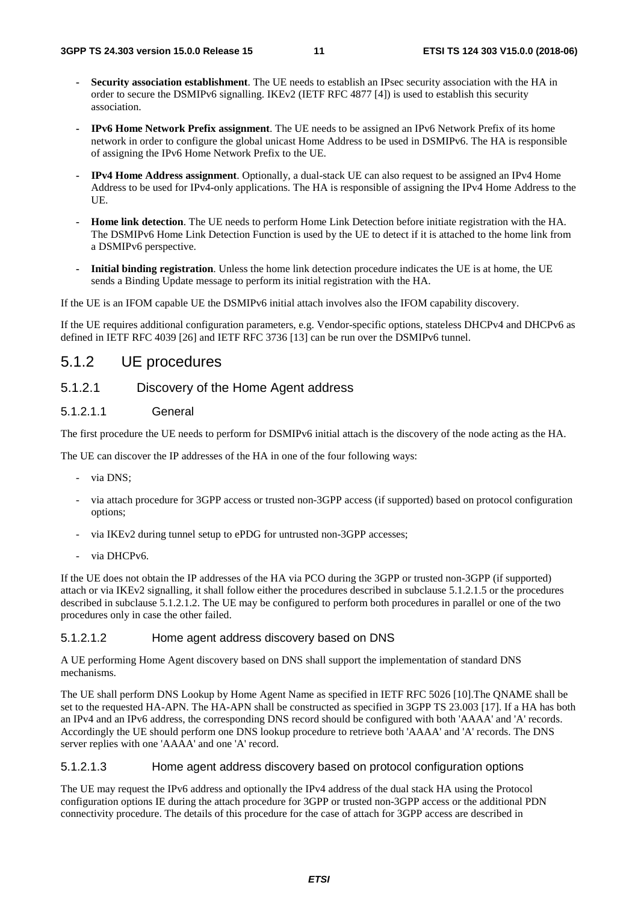- **Security association establishment**. The UE needs to establish an IPsec security association with the HA in order to secure the DSMIPv6 signalling. IKEv2 (IETF RFC 4877 [4]) is used to establish this security association.

- **IPv6 Home Network Prefix assignment**. The UE needs to be assigned an IPv6 Network Prefix of its home network in order to configure the global unicast Home Address to be used in DSMIPv6. The HA is responsible of assigning the IPv6 Home Network Prefix to the UE.

- **IPv4 Home Address assignment**. Optionally, a dual-stack UE can also request to be assigned an IPv4 Home Address to be used for IPv4-only applications. The HA is responsible of assigning the IPv4 Home Address to the UE.

- **Home link detection**. The UE needs to perform Home Link Detection before initiate registration with the HA. The DSMIPv6 Home Link Detection Function is used by the UE to detect if it is attached to the home link from a DSMIPv6 perspective.

- **Initial binding registration**. Unless the home link detection procedure indicates the UE is at home, the UE sends a Binding Update message to perform its initial registration with the HA.

If the UE is an IFOM capable UE the DSMIPv6 initial attach involves also the IFOM capability discovery.

If the UE requires additional configuration parameters, e.g. Vendor-specific options, stateless DHCPv4 and DHCPv6 as defined in IETF RFC 4039 [26] and IETF RFC 3736 [13] can be run over the DSMIPv6 tunnel.

## 5.1.2 UE procedures

### 5.1.2.1 Discovery of the Home Agent address

#### 5.1.2.1.1 General

The first procedure the UE needs to perform for DSMIPv6 initial attach is the discovery of the node acting as the HA.

The UE can discover the IP addresses of the HA in one of the four following ways:

- via DNS;

- via attach procedure for 3GPP access or trusted non-3GPP access (if supported) based on protocol configuration options;

- via IKEv2 during tunnel setup to ePDG for untrusted non-3GPP accesses;

- via DHCPv6.

If the UE does not obtain the IP addresses of the HA via PCO during the 3GPP or trusted non-3GPP (if supported) attach or via IKEv2 signalling, it shall follow either the procedures described in subclause 5.1.2.1.5 or the procedures described in subclause 5.1.2.1.2. The UE may be configured to perform both procedures in parallel or one of the two procedures only in case the other failed.

#### 5.1.2.1.2 Home agent address discovery based on DNS

A UE performing Home Agent discovery based on DNS shall support the implementation of standard DNS mechanisms.

The UE shall perform DNS Lookup by Home Agent Name as specified in IETF RFC 5026 [10].The QNAME shall be set to the requested HA-APN. The HA-APN shall be constructed as specified in 3GPP TS 23.003 [17]. If a HA has both an IPv4 and an IPv6 address, the corresponding DNS record should be configured with both 'AAAA' and 'A' records. Accordingly the UE should perform one DNS lookup procedure to retrieve both 'AAAA' and 'A' records. The DNS server replies with one 'AAAA' and one 'A' record.

#### 5.1.2.1.3 Home agent address discovery based on protocol configuration options

The UE may request the IPv6 address and optionally the IPv4 address of the dual stack HA using the Protocol configuration options IE during the attach procedure for 3GPP or trusted non-3GPP access or the additional PDN connectivity procedure. The details of this procedure for the case of attach for 3GPP access are described in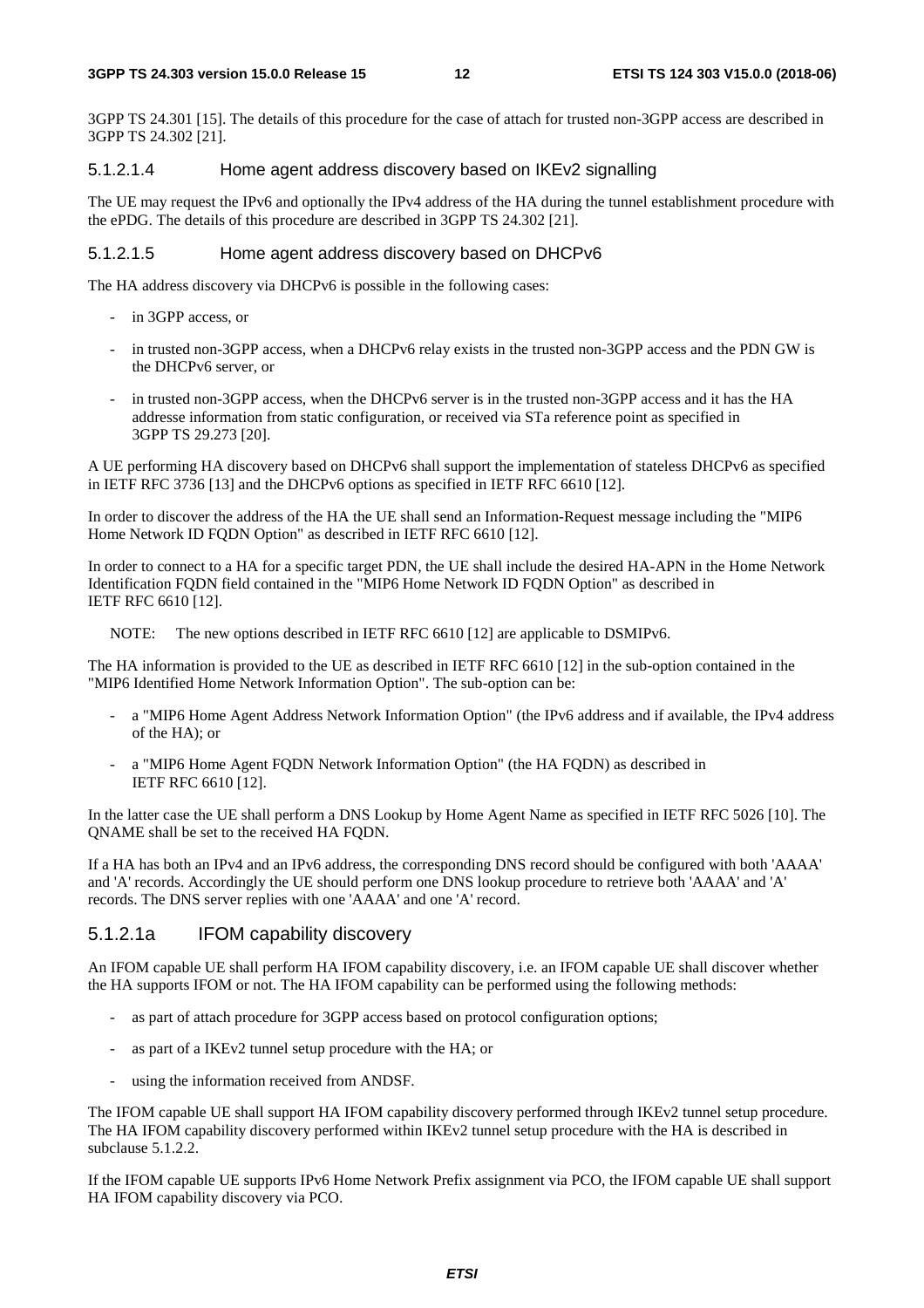3GPP TS 24.301 [15]. The details of this procedure for the case of attach for trusted non-3GPP access are described in 3GPP TS 24.302 [21].

#### 5.1.2.1.4 Home agent address discovery based on IKEv2 signalling

The UE may request the IPv6 and optionally the IPv4 address of the HA during the tunnel establishment procedure with the ePDG. The details of this procedure are described in 3GPP TS 24.302 [21].

#### 5.1.2.1.5 Home agent address discovery based on DHCPv6

The HA address discovery via DHCPv6 is possible in the following cases:

- in 3GPP access, or
- in trusted non-3GPP access, when a DHCPv6 relay exists in the trusted non-3GPP access and the PDN GW is the DHCPv6 server, or
- in trusted non-3GPP access, when the DHCPv6 server is in the trusted non-3GPP access and it has the HA addresse information from static configuration, or received via STa reference point as specified in 3GPP TS 29.273 [20].

A UE performing HA discovery based on DHCPv6 shall support the implementation of stateless DHCPv6 as specified in IETF RFC 3736 [13] and the DHCPv6 options as specified in IETF RFC 6610 [12].

In order to discover the address of the HA the UE shall send an Information-Request message including the "MIP6 Home Network ID FQDN Option" as described in IETF RFC 6610 [12].

In order to connect to a HA for a specific target PDN, the UE shall include the desired HA-APN in the Home Network Identification FQDN field contained in the "MIP6 Home Network ID FQDN Option" as described in IETF RFC 6610 [12].

NOTE: The new options described in IETF RFC 6610 [12] are applicable to DSMIPv6.

The HA information is provided to the UE as described in IETF RFC 6610 [12] in the sub-option contained in the "MIP6 Identified Home Network Information Option". The sub-option can be:

- a "MIP6 Home Agent Address Network Information Option" (the IPv6 address and if available, the IPv4 address of the HA); or
- a "MIP6 Home Agent FQDN Network Information Option" (the HA FQDN) as described in IETF RFC 6610 [12].

In the latter case the UE shall perform a DNS Lookup by Home Agent Name as specified in IETF RFC 5026 [10]. The QNAME shall be set to the received HA FQDN.

If a HA has both an IPv4 and an IPv6 address, the corresponding DNS record should be configured with both 'AAAA' and 'A' records. Accordingly the UE should perform one DNS lookup procedure to retrieve both 'AAAA' and 'A' records. The DNS server replies with one 'AAAA' and one 'A' record.

### 5.1.2.1a IFOM capability discovery

An IFOM capable UE shall perform HA IFOM capability discovery, i.e. an IFOM capable UE shall discover whether the HA supports IFOM or not. The HA IFOM capability can be performed using the following methods:

- as part of attach procedure for 3GPP access based on protocol configuration options;
- as part of a IKEv2 tunnel setup procedure with the HA; or
- using the information received from ANDSF.

The IFOM capable UE shall support HA IFOM capability discovery performed through IKEv2 tunnel setup procedure. The HA IFOM capability discovery performed within IKEv2 tunnel setup procedure with the HA is described in subclause 5.1.2.2.

If the IFOM capable UE supports IPv6 Home Network Prefix assignment via PCO, the IFOM capable UE shall support HA IFOM capability discovery via PCO.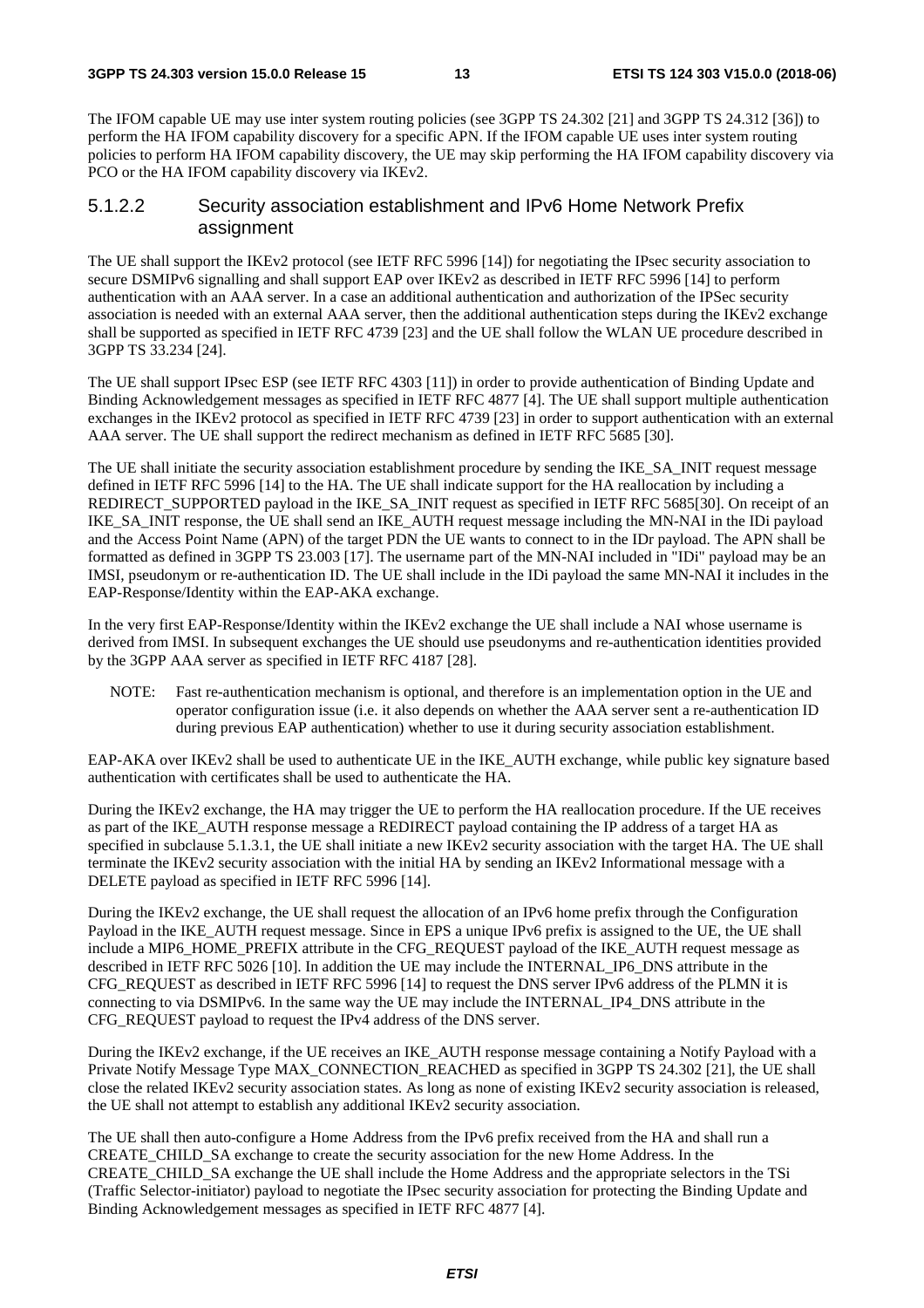The IFOM capable UE may use inter system routing policies (see 3GPP TS 24.302 [21] and 3GPP TS 24.312 [36]) to perform the HA IFOM capability discovery for a specific APN. If the IFOM capable UE uses inter system routing policies to perform HA IFOM capability discovery, the UE may skip performing the HA IFOM capability discovery via PCO or the HA IFOM capability discovery via IKEv2.

#### 5.1.2.2 Security association establishment and IPv6 Home Network Prefix assignment

The UE shall support the IKEv2 protocol (see IETF RFC 5996 [14]) for negotiating the IPsec security association to secure DSMIPv6 signalling and shall support EAP over IKEv2 as described in IETF RFC 5996 [14] to perform authentication with an AAA server. In a case an additional authentication and authorization of the IPSec security association is needed with an external AAA server, then the additional authentication steps during the IKEv2 exchange shall be supported as specified in IETF RFC 4739 [23] and the UE shall follow the WLAN UE procedure described in 3GPP TS 33.234 [24].

The UE shall support IPsec ESP (see IETF RFC 4303 [11]) in order to provide authentication of Binding Update and Binding Acknowledgement messages as specified in IETF RFC 4877 [4]. The UE shall support multiple authentication exchanges in the IKEv2 protocol as specified in IETF RFC 4739 [23] in order to support authentication with an external AAA server. The UE shall support the redirect mechanism as defined in IETF RFC 5685 [30].

The UE shall initiate the security association establishment procedure by sending the IKE_SA_INIT request message defined in IETF RFC 5996 [14] to the HA. The UE shall indicate support for the HA reallocation by including a REDIRECT_SUPPORTED payload in the IKE_SA_INIT request as specified in IETF RFC 5685[30]. On receipt of an IKE_SA_INIT response, the UE shall send an IKE_AUTH request message including the MN-NAI in the IDi payload and the Access Point Name (APN) of the target PDN the UE wants to connect to in the IDr payload. The APN shall be formatted as defined in 3GPP TS 23.003 [17]. The username part of the MN-NAI included in "IDi" payload may be an IMSI, pseudonym or re-authentication ID. The UE shall include in the IDi payload the same MN-NAI it includes in the EAP-Response/Identity within the EAP-AKA exchange.

In the very first EAP-Response/Identity within the IKEv2 exchange the UE shall include a NAI whose username is derived from IMSI. In subsequent exchanges the UE should use pseudonyms and re-authentication identities provided by the 3GPP AAA server as specified in IETF RFC 4187 [28].

NOTE: Fast re-authentication mechanism is optional, and therefore is an implementation option in the UE and operator configuration issue (i.e. it also depends on whether the AAA server sent a re-authentication ID during previous EAP authentication) whether to use it during security association establishment.

EAP-AKA over IKEv2 shall be used to authenticate UE in the IKE_AUTH exchange, while public key signature based authentication with certificates shall be used to authenticate the HA.

During the IKEv2 exchange, the HA may trigger the UE to perform the HA reallocation procedure. If the UE receives as part of the IKE_AUTH response message a REDIRECT payload containing the IP address of a target HA as specified in subclause 5.1.3.1, the UE shall initiate a new IKEv2 security association with the target HA. The UE shall terminate the IKEv2 security association with the initial HA by sending an IKEv2 Informational message with a DELETE payload as specified in IETF RFC 5996 [14].

During the IKEv2 exchange, the UE shall request the allocation of an IPv6 home prefix through the Configuration Payload in the IKE_AUTH request message. Since in EPS a unique IPv6 prefix is assigned to the UE, the UE shall include a MIP6_HOME_PREFIX attribute in the CFG_REQUEST payload of the IKE_AUTH request message as described in IETF RFC 5026 [10]. In addition the UE may include the INTERNAL_IP6_DNS attribute in the CFG_REQUEST as described in IETF RFC 5996 [14] to request the DNS server IPv6 address of the PLMN it is connecting to via DSMIPv6. In the same way the UE may include the INTERNAL_IP4_DNS attribute in the CFG_REQUEST payload to request the IPv4 address of the DNS server.

During the IKEv2 exchange, if the UE receives an IKE_AUTH response message containing a Notify Payload with a Private Notify Message Type MAX_CONNECTION_REACHED as specified in 3GPP TS 24.302 [21], the UE shall close the related IKEv2 security association states. As long as none of existing IKEv2 security association is released, the UE shall not attempt to establish any additional IKEv2 security association.

The UE shall then auto-configure a Home Address from the IPv6 prefix received from the HA and shall run a CREATE_CHILD_SA exchange to create the security association for the new Home Address. In the CREATE_CHILD_SA exchange the UE shall include the Home Address and the appropriate selectors in the TSi (Traffic Selector-initiator) payload to negotiate the IPsec security association for protecting the Binding Update and Binding Acknowledgement messages as specified in IETF RFC 4877 [4].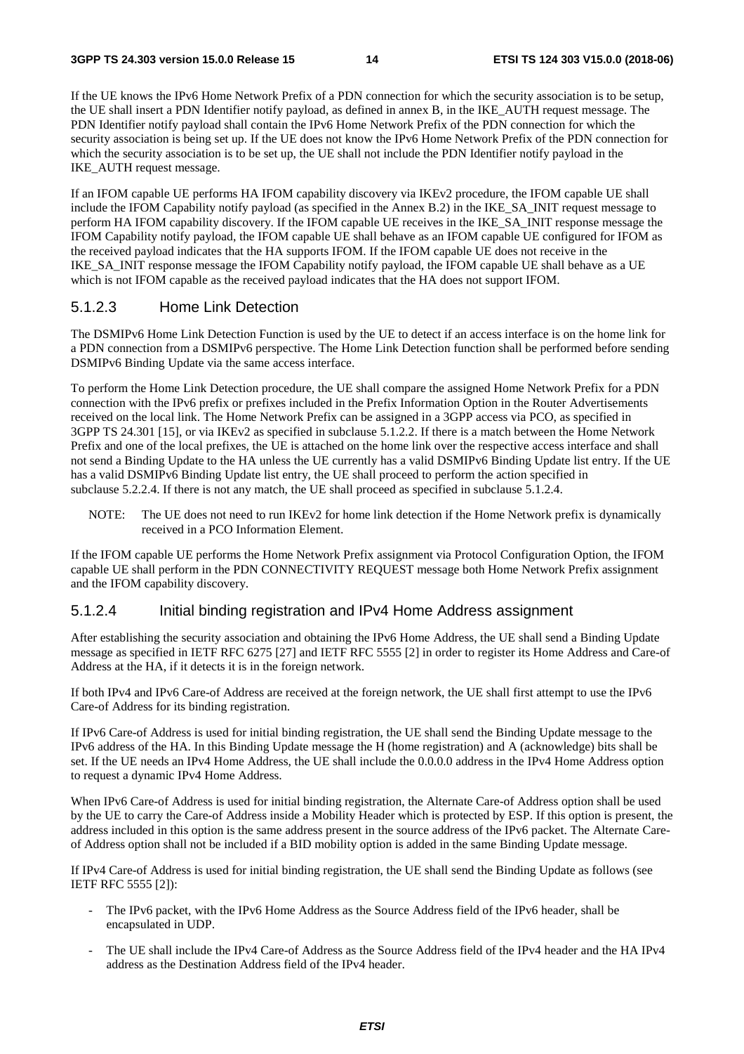If the UE knows the IPv6 Home Network Prefix of a PDN connection for which the security association is to be setup, the UE shall insert a PDN Identifier notify payload, as defined in annex B, in the IKE_AUTH request message. The PDN Identifier notify payload shall contain the IPv6 Home Network Prefix of the PDN connection for which the security association is being set up. If the UE does not know the IPv6 Home Network Prefix of the PDN connection for which the security association is to be set up, the UE shall not include the PDN Identifier notify payload in the IKE_AUTH request message.

If an IFOM capable UE performs HA IFOM capability discovery via IKEv2 procedure, the IFOM capable UE shall include the IFOM Capability notify payload (as specified in the Annex B.2) in the IKE_SA_INIT request message to perform HA IFOM capability discovery. If the IFOM capable UE receives in the IKE_SA_INIT response message the IFOM Capability notify payload, the IFOM capable UE shall behave as an IFOM capable UE configured for IFOM as the received payload indicates that the HA supports IFOM. If the IFOM capable UE does not receive in the IKE_SA_INIT response message the IFOM Capability notify payload, the IFOM capable UE shall behave as a UE which is not IFOM capable as the received payload indicates that the HA does not support IFOM.

### 5.1.2.3 Home Link Detection

The DSMIPv6 Home Link Detection Function is used by the UE to detect if an access interface is on the home link for a PDN connection from a DSMIPv6 perspective. The Home Link Detection function shall be performed before sending DSMIPv6 Binding Update via the same access interface.

To perform the Home Link Detection procedure, the UE shall compare the assigned Home Network Prefix for a PDN connection with the IPv6 prefix or prefixes included in the Prefix Information Option in the Router Advertisements received on the local link. The Home Network Prefix can be assigned in a 3GPP access via PCO, as specified in 3GPP TS 24.301 [15], or via IKEv2 as specified in subclause 5.1.2.2. If there is a match between the Home Network Prefix and one of the local prefixes, the UE is attached on the home link over the respective access interface and shall not send a Binding Update to the HA unless the UE currently has a valid DSMIPv6 Binding Update list entry. If the UE has a valid DSMIPv6 Binding Update list entry, the UE shall proceed to perform the action specified in subclause 5.2.2.4. If there is not any match, the UE shall proceed as specified in subclause 5.1.2.4.

NOTE: The UE does not need to run IKEv2 for home link detection if the Home Network prefix is dynamically received in a PCO Information Element.

If the IFOM capable UE performs the Home Network Prefix assignment via Protocol Configuration Option, the IFOM capable UE shall perform in the PDN CONNECTIVITY REQUEST message both Home Network Prefix assignment and the IFOM capability discovery.

### 5.1.2.4 Initial binding registration and IPv4 Home Address assignment

After establishing the security association and obtaining the IPv6 Home Address, the UE shall send a Binding Update message as specified in IETF RFC 6275 [27] and IETF RFC 5555 [2] in order to register its Home Address and Care-of Address at the HA, if it detects it is in the foreign network.

If both IPv4 and IPv6 Care-of Address are received at the foreign network, the UE shall first attempt to use the IPv6 Care-of Address for its binding registration.

If IPv6 Care-of Address is used for initial binding registration, the UE shall send the Binding Update message to the IPv6 address of the HA. In this Binding Update message the H (home registration) and A (acknowledge) bits shall be set. If the UE needs an IPv4 Home Address, the UE shall include the 0.0.0.0 address in the IPv4 Home Address option to request a dynamic IPv4 Home Address.

When IPv6 Care-of Address is used for initial binding registration, the Alternate Care-of Address option shall be used by the UE to carry the Care-of Address inside a Mobility Header which is protected by ESP. If this option is present, the address included in this option is the same address present in the source address of the IPv6 packet. The Alternate Care-of Address option shall not be included if a BID mobility option is added in the same Binding Update message.

If IPv4 Care-of Address is used for initial binding registration, the UE shall send the Binding Update as follows (see IETF RFC 5555 [2]):

- The IPv6 packet, with the IPv6 Home Address as the Source Address field of the IPv6 header, shall be encapsulated in UDP.
- The UE shall include the IPv4 Care-of Address as the Source Address field of the IPv4 header and the HA IPv4 address as the Destination Address field of the IPv4 header.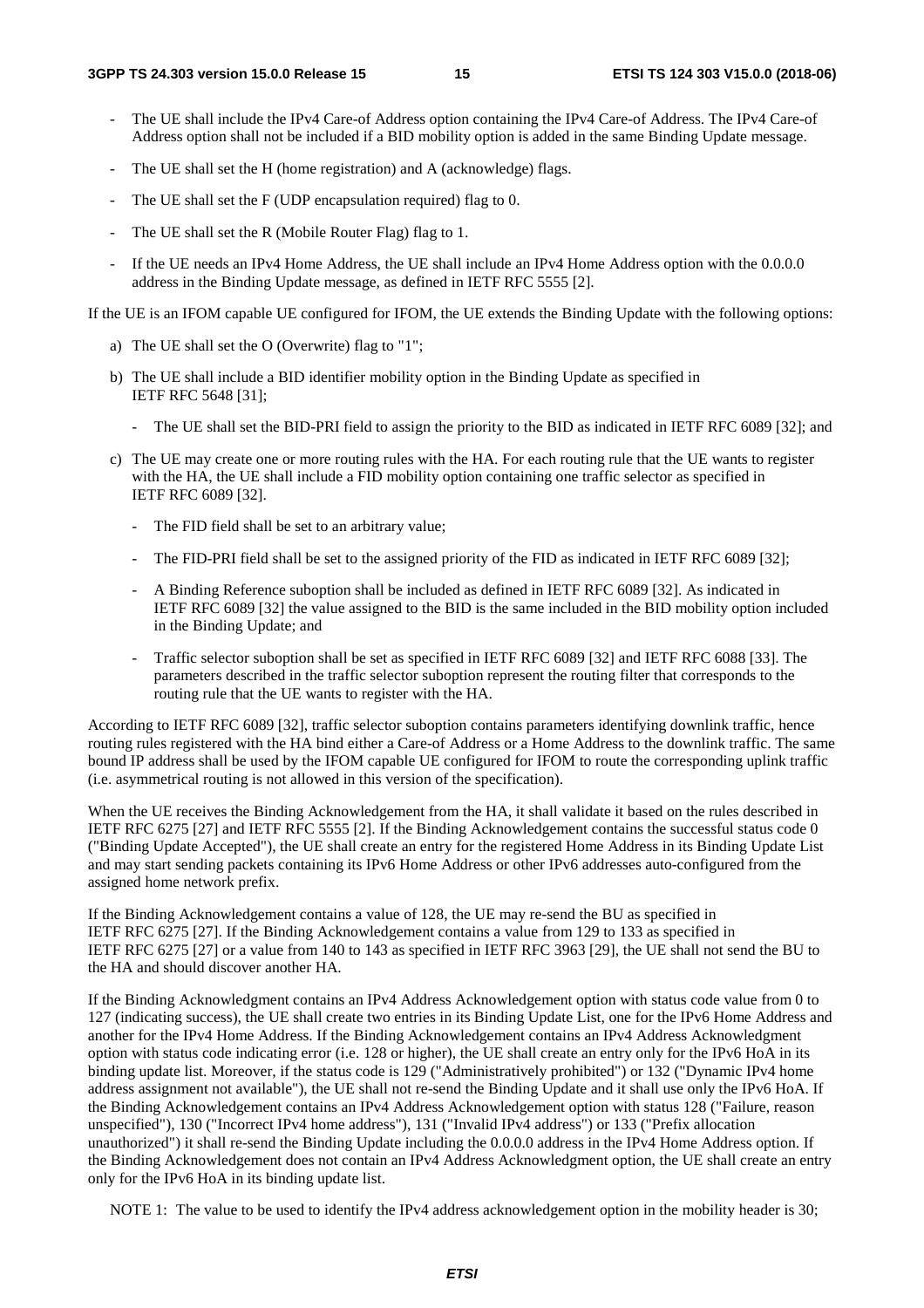- The UE shall include the IPv4 Care-of Address option containing the IPv4 Care-of Address. The IPv4 Care-of Address option shall not be included if a BID mobility option is added in the same Binding Update message.
- The UE shall set the H (home registration) and A (acknowledge) flags.
- The UE shall set the F (UDP encapsulation required) flag to 0.
- The UE shall set the R (Mobile Router Flag) flag to 1.
- If the UE needs an IPv4 Home Address, the UE shall include an IPv4 Home Address option with the 0.0.0.0 address in the Binding Update message, as defined in IETF RFC 5555 [2].

If the UE is an IFOM capable UE configured for IFOM, the UE extends the Binding Update with the following options:

a) The UE shall set the O (Overwrite) flag to "1";

b) The UE shall include a BID identifier mobility option in the Binding Update as specified in IETF RFC 5648 [31];
   - The UE shall set the BID-PRI field to assign the priority to the BID as indicated in IETF RFC 6089 [32]; and

c) The UE may create one or more routing rules with the HA. For each routing rule that the UE wants to register with the HA, the UE shall include a FID mobility option containing one traffic selector as specified in IETF RFC 6089 [32].
   - The FID field shall be set to an arbitrary value;
   - The FID-PRI field shall be set to the assigned priority of the FID as indicated in IETF RFC 6089 [32];
   - A Binding Reference suboption shall be included as defined in IETF RFC 6089 [32]. As indicated in IETF RFC 6089 [32] the value assigned to the BID is the same included in the BID mobility option included in the Binding Update; and
   - Traffic selector suboption shall be set as specified in IETF RFC 6089 [32] and IETF RFC 6088 [33]. The parameters described in the traffic selector suboption represent the routing filter that corresponds to the routing rule that the UE wants to register with the HA.

According to IETF RFC 6089 [32], traffic selector suboption contains parameters identifying downlink traffic, hence routing rules registered with the HA bind either a Care-of Address or a Home Address to the downlink traffic. The same bound IP address shall be used by the IFOM capable UE configured for IFOM to route the corresponding uplink traffic (i.e. asymmetrical routing is not allowed in this version of the specification).

When the UE receives the Binding Acknowledgement from the HA, it shall validate it based on the rules described in IETF RFC 6275 [27] and IETF RFC 5555 [2]. If the Binding Acknowledgement contains the successful status code 0 ("Binding Update Accepted"), the UE shall create an entry for the registered Home Address in its Binding Update List and may start sending packets containing its IPv6 Home Address or other IPv6 addresses auto-configured from the assigned home network prefix.

If the Binding Acknowledgement contains a value of 128, the UE may re-send the BU as specified in IETF RFC 6275 [27]. If the Binding Acknowledgement contains a value from 129 to 133 as specified in IETF RFC 6275 [27] or a value from 140 to 143 as specified in IETF RFC 3963 [29], the UE shall not send the BU to the HA and should discover another HA.

If the Binding Acknowledgment contains an IPv4 Address Acknowledgement option with status code value from 0 to 127 (indicating success), the UE shall create two entries in its Binding Update List, one for the IPv6 Home Address and another for the IPv4 Home Address. If the Binding Acknowledgement contains an IPv4 Address Acknowledgment option with status code indicating error (i.e. 128 or higher), the UE shall create an entry only for the IPv6 HoA in its binding update list. Moreover, if the status code is 129 ("Administratively prohibited") or 132 ("Dynamic IPv4 home address assignment not available"), the UE shall not re-send the Binding Update and it shall use only the IPv6 HoA. If the Binding Acknowledgement contains an IPv4 Address Acknowledgement option with status 128 ("Failure, reason unspecified"), 130 ("Incorrect IPv4 home address"), 131 ("Invalid IPv4 address") or 133 ("Prefix allocation unauthorized") it shall re-send the Binding Update including the 0.0.0.0 address in the IPv4 Home Address option. If the Binding Acknowledgement does not contain an IPv4 Address Acknowledgment option, the UE shall create an entry only for the IPv6 HoA in its binding update list.

NOTE 1: The value to be used to identify the IPv4 address acknowledgement option in the mobility header is 30;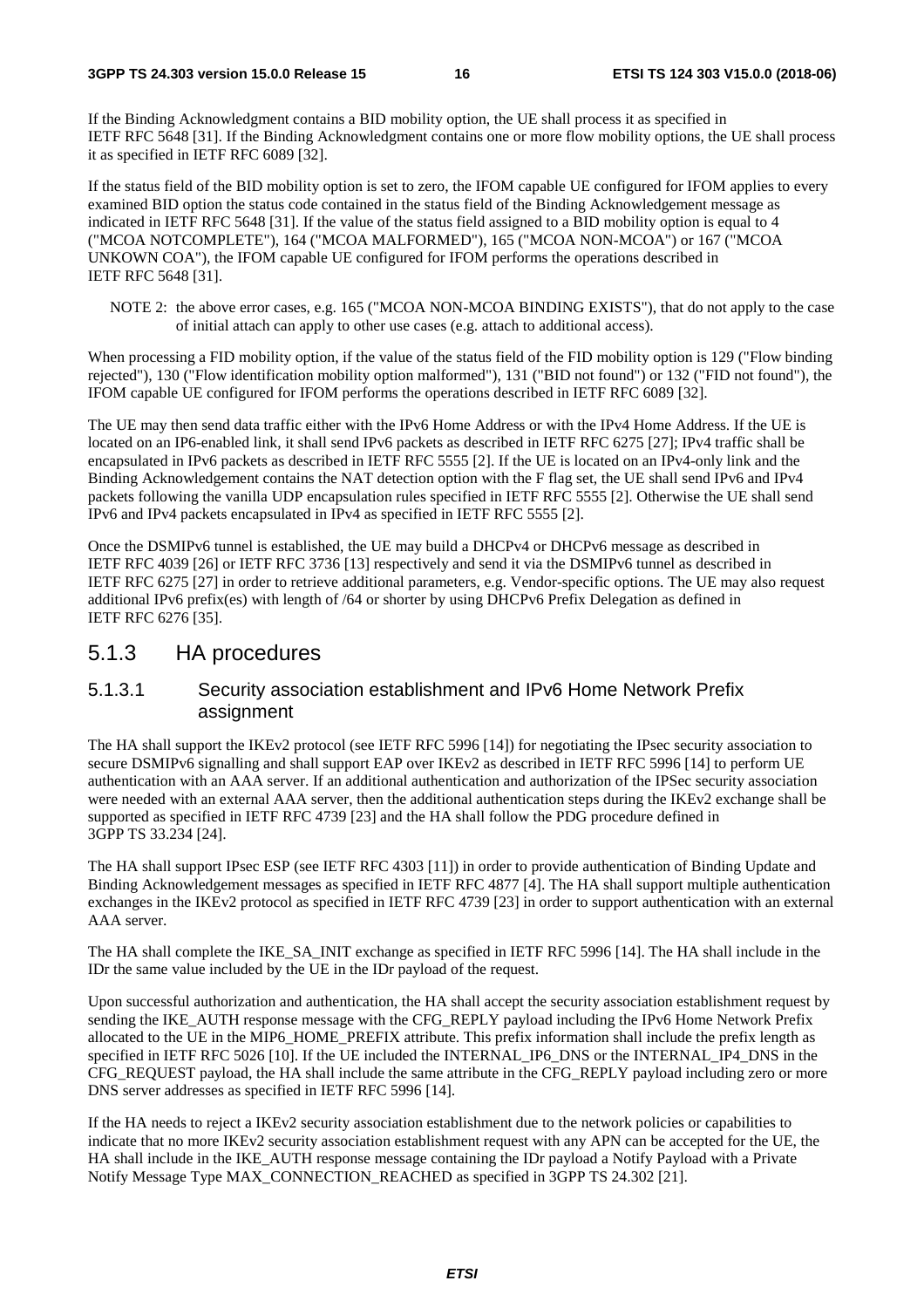If the Binding Acknowledgment contains a BID mobility option, the UE shall process it as specified in IETF RFC 5648 [31]. If the Binding Acknowledgment contains one or more flow mobility options, the UE shall process it as specified in IETF RFC 6089 [32].

If the status field of the BID mobility option is set to zero, the IFOM capable UE configured for IFOM applies to every examined BID option the status code contained in the status field of the Binding Acknowledgement message as indicated in IETF RFC 5648 [31]. If the value of the status field assigned to a BID mobility option is equal to 4 ("MCOA NOTCOMPLETE"), 164 ("MCOA MALFORMED"), 165 ("MCOA NON-MCOA") or 167 ("MCOA UNKOWN COA"), the IFOM capable UE configured for IFOM performs the operations described in IETF RFC 5648 [31].

NOTE 2: the above error cases, e.g. 165 ("MCOA NON-MCOA BINDING EXISTS"), that do not apply to the case of initial attach can apply to other use cases (e.g. attach to additional access).

When processing a FID mobility option, if the value of the status field of the FID mobility option is 129 ("Flow binding rejected"), 130 ("Flow identification mobility option malformed"), 131 ("BID not found") or 132 ("FID not found"), the IFOM capable UE configured for IFOM performs the operations described in IETF RFC 6089 [32].

The UE may then send data traffic either with the IPv6 Home Address or with the IPv4 Home Address. If the UE is located on an IP6-enabled link, it shall send IPv6 packets as described in IETF RFC 6275 [27]; IPv4 traffic shall be encapsulated in IPv6 packets as described in IETF RFC 5555 [2]. If the UE is located on an IPv4-only link and the Binding Acknowledgement contains the NAT detection option with the F flag set, the UE shall send IPv6 and IPv4 packets following the vanilla UDP encapsulation rules specified in IETF RFC 5555 [2]. Otherwise the UE shall send IPv6 and IPv4 packets encapsulated in IPv4 as specified in IETF RFC 5555 [2].

Once the DSMIPv6 tunnel is established, the UE may build a DHCPv4 or DHCPv6 message as described in IETF RFC 4039 [26] or IETF RFC 3736 [13] respectively and send it via the DSMIPv6 tunnel as described in IETF RFC 6275 [27] in order to retrieve additional parameters, e.g. Vendor-specific options. The UE may also request additional IPv6 prefix(es) with length of /64 or shorter by using DHCPv6 Prefix Delegation as defined in IETF RFC 6276 [35].

## 5.1.3 HA procedures

### 5.1.3.1 Security association establishment and IPv6 Home Network Prefix assignment

The HA shall support the IKEv2 protocol (see IETF RFC 5996 [14]) for negotiating the IPsec security association to secure DSMIPv6 signalling and shall support EAP over IKEv2 as described in IETF RFC 5996 [14] to perform UE authentication with an AAA server. If an additional authentication and authorization of the IPSec security association were needed with an external AAA server, then the additional authentication steps during the IKEv2 exchange shall be supported as specified in IETF RFC 4739 [23] and the HA shall follow the PDG procedure defined in 3GPP TS 33.234 [24].

The HA shall support IPsec ESP (see IETF RFC 4303 [11]) in order to provide authentication of Binding Update and Binding Acknowledgement messages as specified in IETF RFC 4877 [4]. The HA shall support multiple authentication exchanges in the IKEv2 protocol as specified in IETF RFC 4739 [23] in order to support authentication with an external AAA server.

The HA shall complete the IKE_SA_INIT exchange as specified in IETF RFC 5996 [14]. The HA shall include in the IDr the same value included by the UE in the IDr payload of the request.

Upon successful authorization and authentication, the HA shall accept the security association establishment request by sending the IKE_AUTH response message with the CFG_REPLY payload including the IPv6 Home Network Prefix allocated to the UE in the MIP6_HOME_PREFIX attribute. This prefix information shall include the prefix length as specified in IETF RFC 5026 [10]. If the UE included the INTERNAL_IP6_DNS or the INTERNAL_IP4_DNS in the CFG_REQUEST payload, the HA shall include the same attribute in the CFG_REPLY payload including zero or more DNS server addresses as specified in IETF RFC 5996 [14].

If the HA needs to reject a IKEv2 security association establishment due to the network policies or capabilities to indicate that no more IKEv2 security association establishment request with any APN can be accepted for the UE, the HA shall include in the IKE_AUTH response message containing the IDr payload a Notify Payload with a Private Notify Message Type MAX_CONNECTION_REACHED as specified in 3GPP TS 24.302 [21].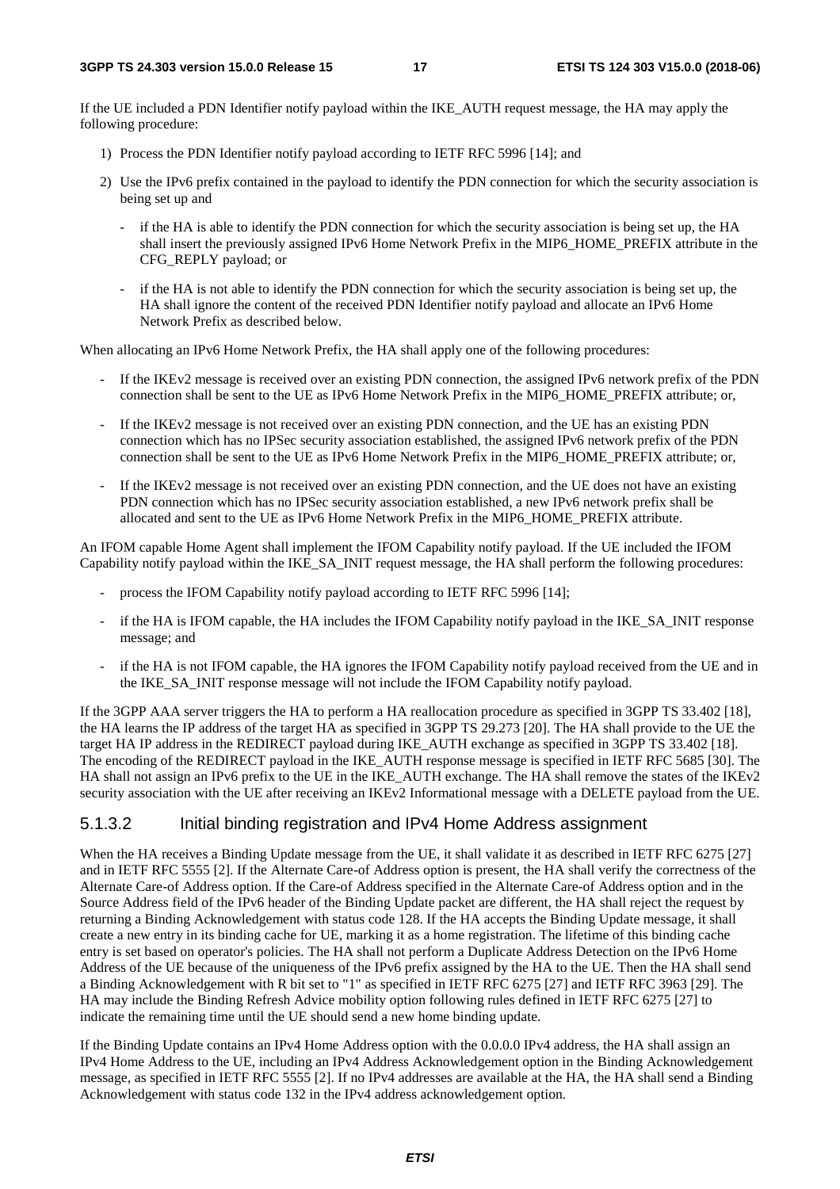If the UE included a PDN Identifier notify payload within the IKE_AUTH request message, the HA may apply the following procedure:

1) Process the PDN Identifier notify payload according to IETF RFC 5996 [14]; and

2) Use the IPv6 prefix contained in the payload to identify the PDN connection for which the security association is being set up and

   - if the HA is able to identify the PDN connection for which the security association is being set up, the HA shall insert the previously assigned IPv6 Home Network Prefix in the MIP6_HOME_PREFIX attribute in the CFG_REPLY payload; or

   - if the HA is not able to identify the PDN connection for which the security association is being set up, the HA shall ignore the content of the received PDN Identifier notify payload and allocate an IPv6 Home Network Prefix as described below.

When allocating an IPv6 Home Network Prefix, the HA shall apply one of the following procedures:

- If the IKEv2 message is received over an existing PDN connection, the assigned IPv6 network prefix of the PDN connection shall be sent to the UE as IPv6 Home Network Prefix in the MIP6_HOME_PREFIX attribute; or,

- If the IKEv2 message is not received over an existing PDN connection, and the UE has an existing PDN connection which has no IPSec security association established, the assigned IPv6 network prefix of the PDN connection shall be sent to the UE as IPv6 Home Network Prefix in the MIP6_HOME_PREFIX attribute; or,

- If the IKEv2 message is not received over an existing PDN connection, and the UE does not have an existing PDN connection which has no IPSec security association established, a new IPv6 network prefix shall be allocated and sent to the UE as IPv6 Home Network Prefix in the MIP6_HOME_PREFIX attribute.

An IFOM capable Home Agent shall implement the IFOM Capability notify payload. If the UE included the IFOM Capability notify payload within the IKE_SA_INIT request message, the HA shall perform the following procedures:

- process the IFOM Capability notify payload according to IETF RFC 5996 [14];

- if the HA is IFOM capable, the HA includes the IFOM Capability notify payload in the IKE_SA_INIT response message; and

- if the HA is not IFOM capable, the HA ignores the IFOM Capability notify payload received from the UE and in the IKE_SA_INIT response message will not include the IFOM Capability notify payload.

If the 3GPP AAA server triggers the HA to perform a HA reallocation procedure as specified in 3GPP TS 33.402 [18], the HA learns the IP address of the target HA as specified in 3GPP TS 29.273 [20]. The HA shall provide to the UE the target HA IP address in the REDIRECT payload during IKE_AUTH exchange as specified in 3GPP TS 33.402 [18]. The encoding of the REDIRECT payload in the IKE_AUTH response message is specified in IETF RFC 5685 [30]. The HA shall not assign an IPv6 prefix to the UE in the IKE_AUTH exchange. The HA shall remove the states of the IKEv2 security association with the UE after receiving an IKEv2 Informational message with a DELETE payload from the UE.

### 5.1.3.2 Initial binding registration and IPv4 Home Address assignment

When the HA receives a Binding Update message from the UE, it shall validate it as described in IETF RFC 6275 [27] and in IETF RFC 5555 [2]. If the Alternate Care-of Address option is present, the HA shall verify the correctness of the Alternate Care-of Address option. If the Care-of Address specified in the Alternate Care-of Address option and in the Source Address field of the IPv6 header of the Binding Update packet are different, the HA shall reject the request by returning a Binding Acknowledgement with status code 128. If the HA accepts the Binding Update message, it shall create a new entry in its binding cache for UE, marking it as a home registration. The lifetime of this binding cache entry is set based on operator's policies. The HA shall not perform a Duplicate Address Detection on the IPv6 Home Address of the UE because of the uniqueness of the IPv6 prefix assigned by the HA to the UE. Then the HA shall send a Binding Acknowledgement with R bit set to "1" as specified in IETF RFC 6275 [27] and IETF RFC 3963 [29]. The HA may include the Binding Refresh Advice mobility option following rules defined in IETF RFC 6275 [27] to indicate the remaining time until the UE should send a new home binding update.

If the Binding Update contains an IPv4 Home Address option with the 0.0.0.0 IPv4 address, the HA shall assign an IPv4 Home Address to the UE, including an IPv4 Address Acknowledgement option in the Binding Acknowledgement message, as specified in IETF RFC 5555 [2]. If no IPv4 addresses are available at the HA, the HA shall send a Binding Acknowledgement with status code 132 in the IPv4 address acknowledgement option.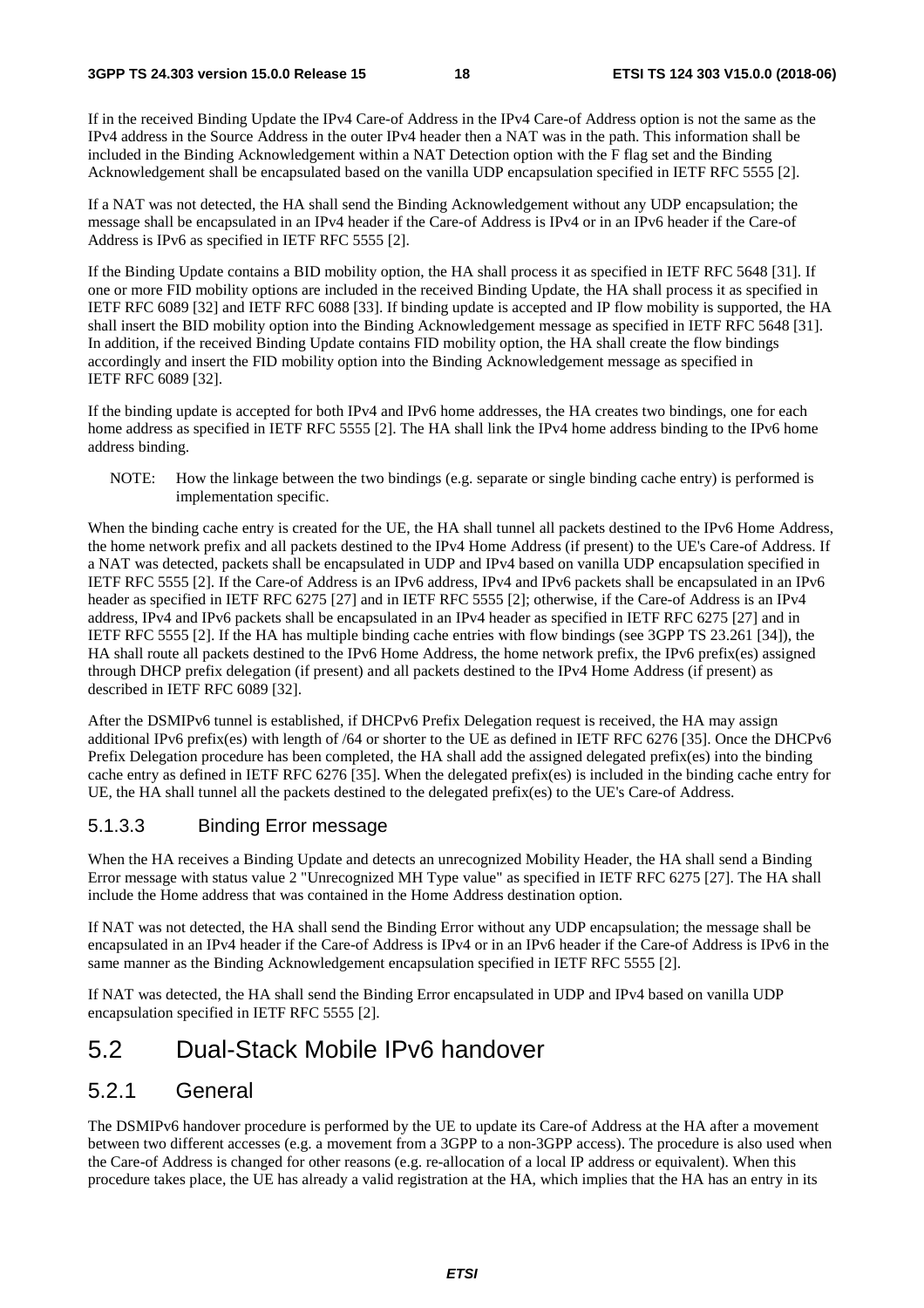If in the received Binding Update the IPv4 Care-of Address in the IPv4 Care-of Address option is not the same as the IPv4 address in the Source Address in the outer IPv4 header then a NAT was in the path. This information shall be included in the Binding Acknowledgement within a NAT Detection option with the F flag set and the Binding Acknowledgement shall be encapsulated based on the vanilla UDP encapsulation specified in IETF RFC 5555 [2].

If a NAT was not detected, the HA shall send the Binding Acknowledgement without any UDP encapsulation; the message shall be encapsulated in an IPv4 header if the Care-of Address is IPv4 or in an IPv6 header if the Care-of Address is IPv6 as specified in IETF RFC 5555 [2].

If the Binding Update contains a BID mobility option, the HA shall process it as specified in IETF RFC 5648 [31]. If one or more FID mobility options are included in the received Binding Update, the HA shall process it as specified in IETF RFC 6089 [32] and IETF RFC 6088 [33]. If binding update is accepted and IP flow mobility is supported, the HA shall insert the BID mobility option into the Binding Acknowledgement message as specified in IETF RFC 5648 [31]. In addition, if the received Binding Update contains FID mobility option, the HA shall create the flow bindings accordingly and insert the FID mobility option into the Binding Acknowledgement message as specified in IETF RFC 6089 [32].

If the binding update is accepted for both IPv4 and IPv6 home addresses, the HA creates two bindings, one for each home address as specified in IETF RFC 5555 [2]. The HA shall link the IPv4 home address binding to the IPv6 home address binding.

NOTE: How the linkage between the two bindings (e.g. separate or single binding cache entry) is performed is implementation specific.

When the binding cache entry is created for the UE, the HA shall tunnel all packets destined to the IPv6 Home Address, the home network prefix and all packets destined to the IPv4 Home Address (if present) to the UE's Care-of Address. If a NAT was detected, packets shall be encapsulated in UDP and IPv4 based on vanilla UDP encapsulation specified in IETF RFC 5555 [2]. If the Care-of Address is an IPv6 address, IPv4 and IPv6 packets shall be encapsulated in an IPv6 header as specified in IETF RFC 6275 [27] and in IETF RFC 5555 [2]; otherwise, if the Care-of Address is an IPv4 address, IPv4 and IPv6 packets shall be encapsulated in an IPv4 header as specified in IETF RFC 6275 [27] and in IETF RFC 5555 [2]. If the HA has multiple binding cache entries with flow bindings (see 3GPP TS 23.261 [34]), the HA shall route all packets destined to the IPv6 Home Address, the home network prefix, the IPv6 prefix(es) assigned through DHCP prefix delegation (if present) and all packets destined to the IPv4 Home Address (if present) as described in IETF RFC 6089 [32].

After the DSMIPv6 tunnel is established, if DHCPv6 Prefix Delegation request is received, the HA may assign additional IPv6 prefix(es) with length of /64 or shorter to the UE as defined in IETF RFC 6276 [35]. Once the DHCPv6 Prefix Delegation procedure has been completed, the HA shall add the assigned delegated prefix(es) into the binding cache entry as defined in IETF RFC 6276 [35]. When the delegated prefix(es) is included in the binding cache entry for UE, the HA shall tunnel all the packets destined to the delegated prefix(es) to the UE's Care-of Address.

### 5.1.3.3 Binding Error message

When the HA receives a Binding Update and detects an unrecognized Mobility Header, the HA shall send a Binding Error message with status value 2 "Unrecognized MH Type value" as specified in IETF RFC 6275 [27]. The HA shall include the Home address that was contained in the Home Address destination option.

If NAT was not detected, the HA shall send the Binding Error without any UDP encapsulation; the message shall be encapsulated in an IPv4 header if the Care-of Address is IPv4 or in an IPv6 header if the Care-of Address is IPv6 in the same manner as the Binding Acknowledgement encapsulation specified in IETF RFC 5555 [2].

If NAT was detected, the HA shall send the Binding Error encapsulated in UDP and IPv4 based on vanilla UDP encapsulation specified in IETF RFC 5555 [2].

# 5.2 Dual-Stack Mobile IPv6 handover

## 5.2.1 General

The DSMIPv6 handover procedure is performed by the UE to update its Care-of Address at the HA after a movement between two different accesses (e.g. a movement from a 3GPP to a non-3GPP access). The procedure is also used when the Care-of Address is changed for other reasons (e.g. re-allocation of a local IP address or equivalent). When this procedure takes place, the UE has already a valid registration at the HA, which implies that the HA has an entry in its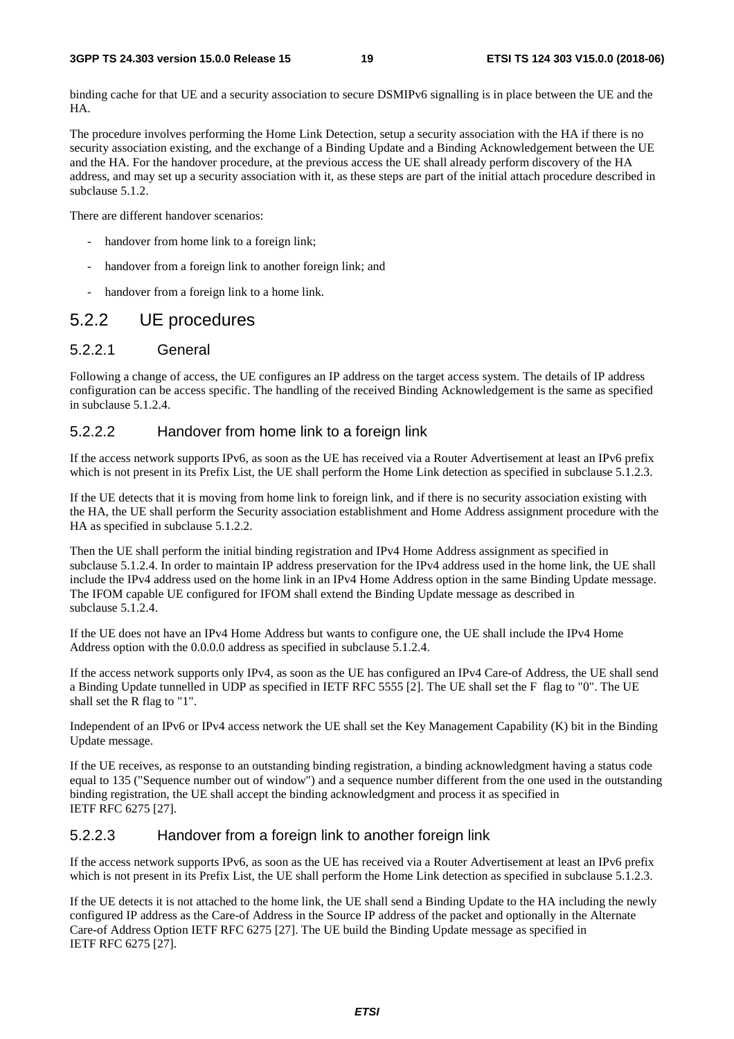binding cache for that UE and a security association to secure DSMIPv6 signalling is in place between the UE and the HA.

The procedure involves performing the Home Link Detection, setup a security association with the HA if there is no security association existing, and the exchange of a Binding Update and a Binding Acknowledgement between the UE and the HA. For the handover procedure, at the previous access the UE shall already perform discovery of the HA address, and may set up a security association with it, as these steps are part of the initial attach procedure described in subclause 5.1.2.

There are different handover scenarios:

- handover from home link to a foreign link;
- handover from a foreign link to another foreign link; and
- handover from a foreign link to a home link.

## 5.2.2 UE procedures

### 5.2.2.1 General

Following a change of access, the UE configures an IP address on the target access system. The details of IP address configuration can be access specific. The handling of the received Binding Acknowledgement is the same as specified in subclause 5.1.2.4.

### 5.2.2.2 Handover from home link to a foreign link

If the access network supports IPv6, as soon as the UE has received via a Router Advertisement at least an IPv6 prefix which is not present in its Prefix List, the UE shall perform the Home Link detection as specified in subclause 5.1.2.3.

If the UE detects that it is moving from home link to foreign link, and if there is no security association existing with the HA, the UE shall perform the Security association establishment and Home Address assignment procedure with the HA as specified in subclause 5.1.2.2.

Then the UE shall perform the initial binding registration and IPv4 Home Address assignment as specified in subclause 5.1.2.4. In order to maintain IP address preservation for the IPv4 address used in the home link, the UE shall include the IPv4 address used on the home link in an IPv4 Home Address option in the same Binding Update message. The IFOM capable UE configured for IFOM shall extend the Binding Update message as described in subclause 5.1.2.4.

If the UE does not have an IPv4 Home Address but wants to configure one, the UE shall include the IPv4 Home Address option with the 0.0.0.0 address as specified in subclause 5.1.2.4.

If the access network supports only IPv4, as soon as the UE has configured an IPv4 Care-of Address, the UE shall send a Binding Update tunnelled in UDP as specified in IETF RFC 5555 [2]. The UE shall set the F flag to "0". The UE shall set the R flag to "1".

Independent of an IPv6 or IPv4 access network the UE shall set the Key Management Capability (K) bit in the Binding Update message.

If the UE receives, as response to an outstanding binding registration, a binding acknowledgment having a status code equal to 135 ("Sequence number out of window") and a sequence number different from the one used in the outstanding binding registration, the UE shall accept the binding acknowledgment and process it as specified in IETF RFC 6275 [27].

### 5.2.2.3 Handover from a foreign link to another foreign link

If the access network supports IPv6, as soon as the UE has received via a Router Advertisement at least an IPv6 prefix which is not present in its Prefix List, the UE shall perform the Home Link detection as specified in subclause 5.1.2.3.

If the UE detects it is not attached to the home link, the UE shall send a Binding Update to the HA including the newly configured IP address as the Care-of Address in the Source IP address of the packet and optionally in the Alternate Care-of Address Option IETF RFC 6275 [27]. The UE build the Binding Update message as specified in IETF RFC 6275 [27].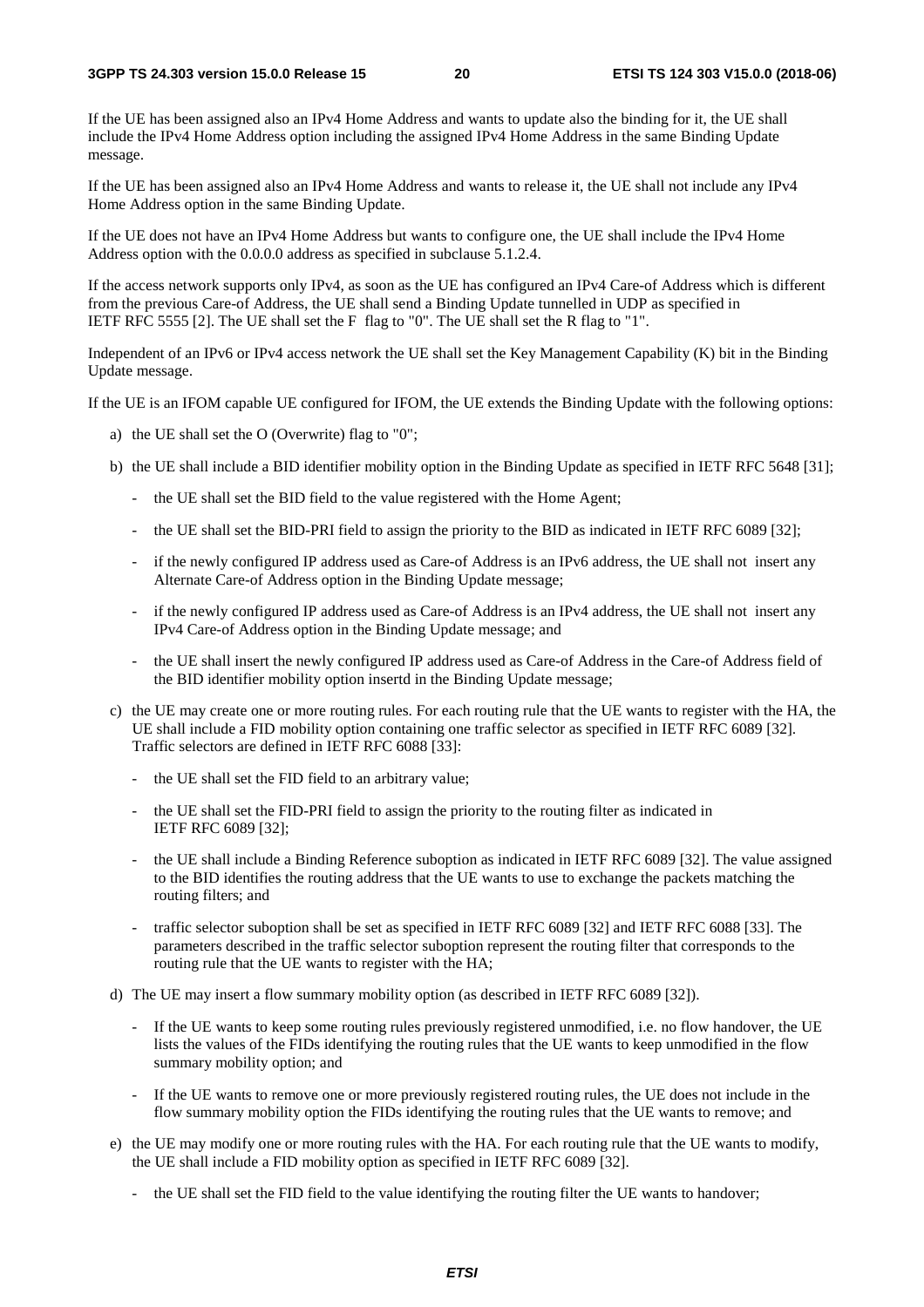If the UE has been assigned also an IPv4 Home Address and wants to update also the binding for it, the UE shall include the IPv4 Home Address option including the assigned IPv4 Home Address in the same Binding Update message.

If the UE has been assigned also an IPv4 Home Address and wants to release it, the UE shall not include any IPv4 Home Address option in the same Binding Update.

If the UE does not have an IPv4 Home Address but wants to configure one, the UE shall include the IPv4 Home Address option with the 0.0.0.0 address as specified in subclause 5.1.2.4.

If the access network supports only IPv4, as soon as the UE has configured an IPv4 Care-of Address which is different from the previous Care-of Address, the UE shall send a Binding Update tunnelled in UDP as specified in IETF RFC 5555 [2]. The UE shall set the F flag to "0". The UE shall set the R flag to "1".

Independent of an IPv6 or IPv4 access network the UE shall set the Key Management Capability (K) bit in the Binding Update message.

If the UE is an IFOM capable UE configured for IFOM, the UE extends the Binding Update with the following options:

a) the UE shall set the O (Overwrite) flag to "0";

b) the UE shall include a BID identifier mobility option in the Binding Update as specified in IETF RFC 5648 [31];

   - the UE shall set the BID field to the value registered with the Home Agent;

   - the UE shall set the BID-PRI field to assign the priority to the BID as indicated in IETF RFC 6089 [32];

   - if the newly configured IP address used as Care-of Address is an IPv6 address, the UE shall not insert any Alternate Care-of Address option in the Binding Update message;

   - if the newly configured IP address used as Care-of Address is an IPv4 address, the UE shall not insert any IPv4 Care-of Address option in the Binding Update message; and

   - the UE shall insert the newly configured IP address used as Care-of Address in the Care-of Address field of the BID identifier mobility option insertd in the Binding Update message;

c) the UE may create one or more routing rules. For each routing rule that the UE wants to register with the HA, the UE shall include a FID mobility option containing one traffic selector as specified in IETF RFC 6089 [32]. Traffic selectors are defined in IETF RFC 6088 [33]:

   - the UE shall set the FID field to an arbitrary value;

   - the UE shall set the FID-PRI field to assign the priority to the routing filter as indicated in IETF RFC 6089 [32];

   - the UE shall include a Binding Reference suboption as indicated in IETF RFC 6089 [32]. The value assigned to the BID identifies the routing address that the UE wants to use to exchange the packets matching the routing filters; and

   - traffic selector suboption shall be set as specified in IETF RFC 6089 [32] and IETF RFC 6088 [33]. The parameters described in the traffic selector suboption represent the routing filter that corresponds to the routing rule that the UE wants to register with the HA;

d) The UE may insert a flow summary mobility option (as described in IETF RFC 6089 [32]).

   - If the UE wants to keep some routing rules previously registered unmodified, i.e. no flow handover, the UE lists the values of the FIDs identifying the routing rules that the UE wants to keep unmodified in the flow summary mobility option; and

   - If the UE wants to remove one or more previously registered routing rules, the UE does not include in the flow summary mobility option the FIDs identifying the routing rules that the UE wants to remove; and

e) the UE may modify one or more routing rules with the HA. For each routing rule that the UE wants to modify, the UE shall include a FID mobility option as specified in IETF RFC 6089 [32].

   - the UE shall set the FID field to the value identifying the routing filter the UE wants to handover;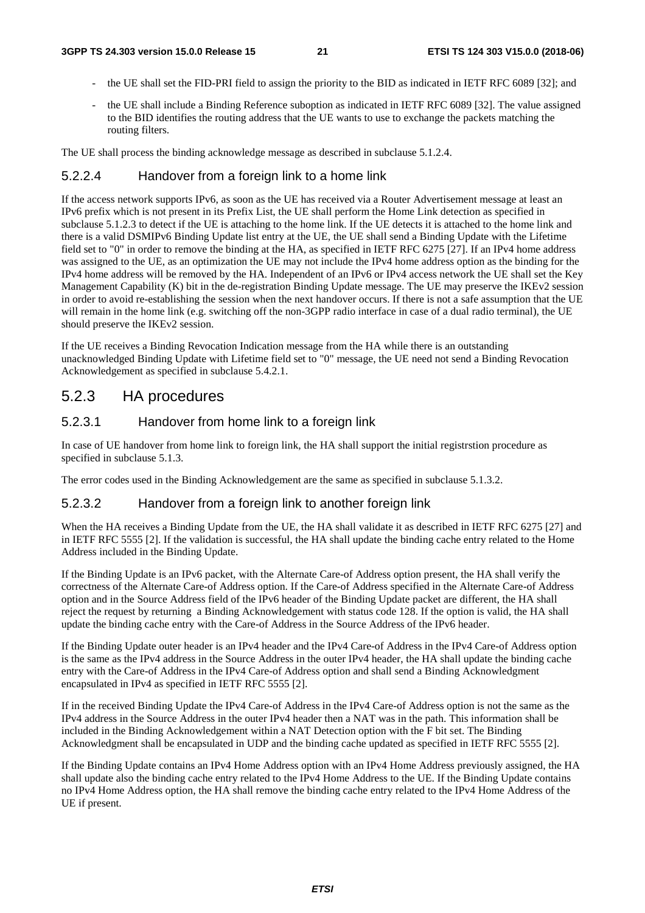- the UE shall set the FID-PRI field to assign the priority to the BID as indicated in IETF RFC 6089 [32]; and
- the UE shall include a Binding Reference suboption as indicated in IETF RFC 6089 [32]. The value assigned to the BID identifies the routing address that the UE wants to use to exchange the packets matching the routing filters.

The UE shall process the binding acknowledge message as described in subclause 5.1.2.4.

#### 5.2.2.4 Handover from a foreign link to a home link

If the access network supports IPv6, as soon as the UE has received via a Router Advertisement message at least an IPv6 prefix which is not present in its Prefix List, the UE shall perform the Home Link detection as specified in subclause 5.1.2.3 to detect if the UE is attaching to the home link. If the UE detects it is attached to the home link and there is a valid DSMIPv6 Binding Update list entry at the UE, the UE shall send a Binding Update with the Lifetime field set to "0" in order to remove the binding at the HA, as specified in IETF RFC 6275 [27]. If an IPv4 home address was assigned to the UE, as an optimization the UE may not include the IPv4 home address option as the binding for the IPv4 home address will be removed by the HA. Independent of an IPv6 or IPv4 access network the UE shall set the Key Management Capability (K) bit in the de-registration Binding Update message. The UE may preserve the IKEv2 session in order to avoid re-establishing the session when the next handover occurs. If there is not a safe assumption that the UE will remain in the home link (e.g. switching off the non-3GPP radio interface in case of a dual radio terminal), the UE should preserve the IKEv2 session.

If the UE receives a Binding Revocation Indication message from the HA while there is an outstanding unacknowledged Binding Update with Lifetime field set to "0" message, the UE need not send a Binding Revocation Acknowledgement as specified in subclause 5.4.2.1.

### 5.2.3 HA procedures

#### 5.2.3.1 Handover from home link to a foreign link

In case of UE handover from home link to foreign link, the HA shall support the initial registrstion procedure as specified in subclause 5.1.3.

The error codes used in the Binding Acknowledgement are the same as specified in subclause 5.1.3.2.

#### 5.2.3.2 Handover from a foreign link to another foreign link

When the HA receives a Binding Update from the UE, the HA shall validate it as described in IETF RFC 6275 [27] and in IETF RFC 5555 [2]. If the validation is successful, the HA shall update the binding cache entry related to the Home Address included in the Binding Update.

If the Binding Update is an IPv6 packet, with the Alternate Care-of Address option present, the HA shall verify the correctness of the Alternate Care-of Address option. If the Care-of Address specified in the Alternate Care-of Address option and in the Source Address field of the IPv6 header of the Binding Update packet are different, the HA shall reject the request by returning a Binding Acknowledgement with status code 128. If the option is valid, the HA shall update the binding cache entry with the Care-of Address in the Source Address of the IPv6 header.

If the Binding Update outer header is an IPv4 header and the IPv4 Care-of Address in the IPv4 Care-of Address option is the same as the IPv4 address in the Source Address in the outer IPv4 header, the HA shall update the binding cache entry with the Care-of Address in the IPv4 Care-of Address option and shall send a Binding Acknowledgment encapsulated in IPv4 as specified in IETF RFC 5555 [2].

If in the received Binding Update the IPv4 Care-of Address in the IPv4 Care-of Address option is not the same as the IPv4 address in the Source Address in the outer IPv4 header then a NAT was in the path. This information shall be included in the Binding Acknowledgement within a NAT Detection option with the F bit set. The Binding Acknowledgment shall be encapsulated in UDP and the binding cache updated as specified in IETF RFC 5555 [2].

If the Binding Update contains an IPv4 Home Address option with an IPv4 Home Address previously assigned, the HA shall update also the binding cache entry related to the IPv4 Home Address to the UE. If the Binding Update contains no IPv4 Home Address option, the HA shall remove the binding cache entry related to the IPv4 Home Address of the UE if present.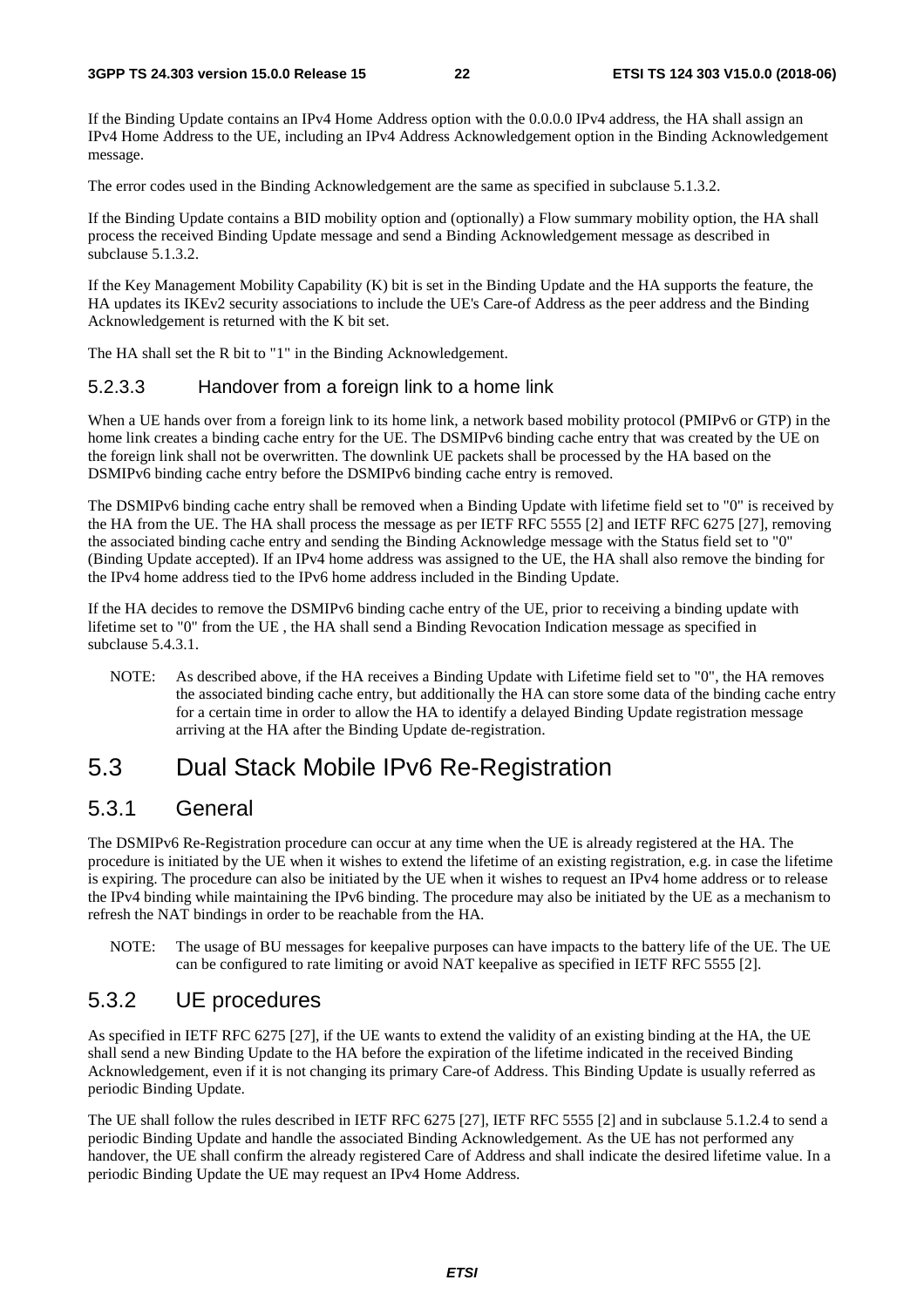If the Binding Update contains an IPv4 Home Address option with the 0.0.0.0 IPv4 address, the HA shall assign an IPv4 Home Address to the UE, including an IPv4 Address Acknowledgement option in the Binding Acknowledgement message.

The error codes used in the Binding Acknowledgement are the same as specified in subclause 5.1.3.2.

If the Binding Update contains a BID mobility option and (optionally) a Flow summary mobility option, the HA shall process the received Binding Update message and send a Binding Acknowledgement message as described in subclause 5.1.3.2.

If the Key Management Mobility Capability (K) bit is set in the Binding Update and the HA supports the feature, the HA updates its IKEv2 security associations to include the UE's Care-of Address as the peer address and the Binding Acknowledgement is returned with the K bit set.

The HA shall set the R bit to "1" in the Binding Acknowledgement.

#### 5.2.3.3 Handover from a foreign link to a home link

When a UE hands over from a foreign link to its home link, a network based mobility protocol (PMIPv6 or GTP) in the home link creates a binding cache entry for the UE. The DSMIPv6 binding cache entry that was created by the UE on the foreign link shall not be overwritten. The downlink UE packets shall be processed by the HA based on the DSMIPv6 binding cache entry before the DSMIPv6 binding cache entry is removed.

The DSMIPv6 binding cache entry shall be removed when a Binding Update with lifetime field set to "0" is received by the HA from the UE. The HA shall process the message as per IETF RFC 5555 [2] and IETF RFC 6275 [27], removing the associated binding cache entry and sending the Binding Acknowledge message with the Status field set to "0" (Binding Update accepted). If an IPv4 home address was assigned to the UE, the HA shall also remove the binding for the IPv4 home address tied to the IPv6 home address included in the Binding Update.

If the HA decides to remove the DSMIPv6 binding cache entry of the UE, prior to receiving a binding update with lifetime set to "0" from the UE , the HA shall send a Binding Revocation Indication message as specified in subclause 5.4.3.1.

NOTE: As described above, if the HA receives a Binding Update with Lifetime field set to "0", the HA removes the associated binding cache entry, but additionally the HA can store some data of the binding cache entry for a certain time in order to allow the HA to identify a delayed Binding Update registration message arriving at the HA after the Binding Update de-registration.

## 5.3 Dual Stack Mobile IPv6 Re-Registration

### 5.3.1 General

The DSMIPv6 Re-Registration procedure can occur at any time when the UE is already registered at the HA. The procedure is initiated by the UE when it wishes to extend the lifetime of an existing registration, e.g. in case the lifetime is expiring. The procedure can also be initiated by the UE when it wishes to request an IPv4 home address or to release the IPv4 binding while maintaining the IPv6 binding. The procedure may also be initiated by the UE as a mechanism to refresh the NAT bindings in order to be reachable from the HA.

NOTE: The usage of BU messages for keepalive purposes can have impacts to the battery life of the UE. The UE can be configured to rate limiting or avoid NAT keepalive as specified in IETF RFC 5555 [2].

### 5.3.2 UE procedures

As specified in IETF RFC 6275 [27], if the UE wants to extend the validity of an existing binding at the HA, the UE shall send a new Binding Update to the HA before the expiration of the lifetime indicated in the received Binding Acknowledgement, even if it is not changing its primary Care-of Address. This Binding Update is usually referred as periodic Binding Update.

The UE shall follow the rules described in IETF RFC 6275 [27], IETF RFC 5555 [2] and in subclause 5.1.2.4 to send a periodic Binding Update and handle the associated Binding Acknowledgement. As the UE has not performed any handover, the UE shall confirm the already registered Care of Address and shall indicate the desired lifetime value. In a periodic Binding Update the UE may request an IPv4 Home Address.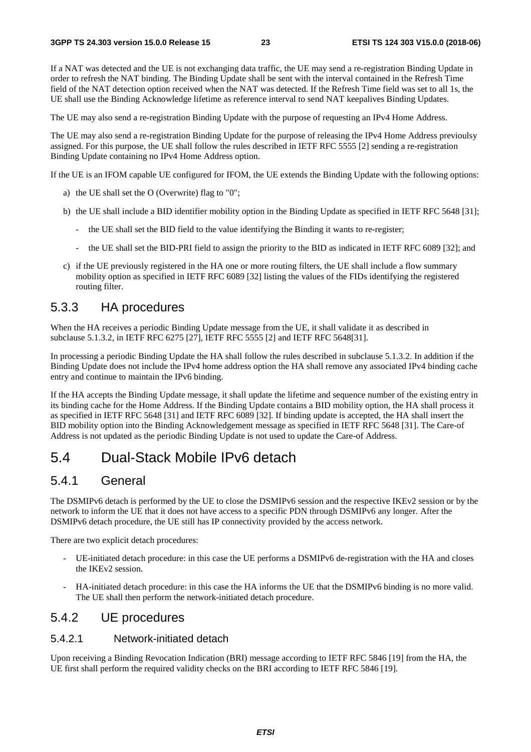If a NAT was detected and the UE is not exchanging data traffic, the UE may send a re-registration Binding Update in order to refresh the NAT binding. The Binding Update shall be sent with the interval contained in the Refresh Time field of the NAT detection option received when the NAT was detected. If the Refresh Time field was set to all 1s, the UE shall use the Binding Acknowledge lifetime as reference interval to send NAT keepalives Binding Updates.

The UE may also send a re-registration Binding Update with the purpose of requesting an IPv4 Home Address.

The UE may also send a re-registration Binding Update for the purpose of releasing the IPv4 Home Address previoulsy assigned. For this purpose, the UE shall follow the rules described in IETF RFC 5555 [2] sending a re-registration Binding Update containing no IPv4 Home Address option.

If the UE is an IFOM capable UE configured for IFOM, the UE extends the Binding Update with the following options:

a) the UE shall set the O (Overwrite) flag to "0";

b) the UE shall include a BID identifier mobility option in the Binding Update as specified in IETF RFC 5648 [31];

   - the UE shall set the BID field to the value identifying the Binding it wants to re-register;

   - the UE shall set the BID-PRI field to assign the priority to the BID as indicated in IETF RFC 6089 [32]; and

c) if the UE previously registered in the HA one or more routing filters, the UE shall include a flow summary mobility option as specified in IETF RFC 6089 [32] listing the values of the FIDs identifying the registered routing filter.

### 5.3.3 HA procedures

When the HA receives a periodic Binding Update message from the UE, it shall validate it as described in subclause 5.1.3.2, in IETF RFC 6275 [27], IETF RFC 5555 [2] and IETF RFC 5648[31].

In processing a periodic Binding Update the HA shall follow the rules described in subclause 5.1.3.2. In addition if the Binding Update does not include the IPv4 home address option the HA shall remove any associated IPv4 binding cache entry and continue to maintain the IPv6 binding.

If the HA accepts the Binding Update message, it shall update the lifetime and sequence number of the existing entry in its binding cache for the Home Address. If the Binding Update contains a BID mobility option, the HA shall process it as specified in IETF RFC 5648 [31] and IETF RFC 6089 [32]. If binding update is accepted, the HA shall insert the BID mobility option into the Binding Acknowledgement message as specified in IETF RFC 5648 [31]. The Care-of Address is not updated as the periodic Binding Update is not used to update the Care-of Address.

## 5.4 Dual-Stack Mobile IPv6 detach

### 5.4.1 General

The DSMIPv6 detach is performed by the UE to close the DSMIPv6 session and the respective IKEv2 session or by the network to inform the UE that it does not have access to a specific PDN through DSMIPv6 any longer. After the DSMIPv6 detach procedure, the UE still has IP connectivity provided by the access network.

There are two explicit detach procedures:

- UE-initiated detach procedure: in this case the UE performs a DSMIPv6 de-registration with the HA and closes the IKEv2 session.

- HA-initiated detach procedure: in this case the HA informs the UE that the DSMIPv6 binding is no more valid. The UE shall then perform the network-initiated detach procedure.

### 5.4.2 UE procedures

#### 5.4.2.1 Network-initiated detach

Upon receiving a Binding Revocation Indication (BRI) message according to IETF RFC 5846 [19] from the HA, the UE first shall perform the required validity checks on the BRI according to IETF RFC 5846 [19].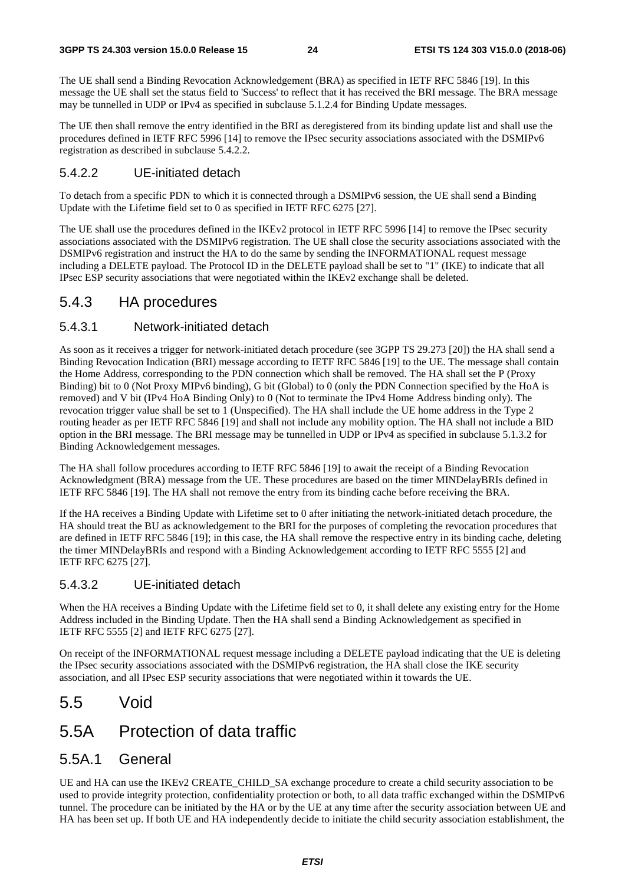The UE shall send a Binding Revocation Acknowledgement (BRA) as specified in IETF RFC 5846 [19]. In this message the UE shall set the status field to 'Success' to reflect that it has received the BRI message. The BRA message may be tunnelled in UDP or IPv4 as specified in subclause 5.1.2.4 for Binding Update messages.

The UE then shall remove the entry identified in the BRI as deregistered from its binding update list and shall use the procedures defined in IETF RFC 5996 [14] to remove the IPsec security associations associated with the DSMIPv6 registration as described in subclause 5.4.2.2.

#### 5.4.2.2 UE-initiated detach

To detach from a specific PDN to which it is connected through a DSMIPv6 session, the UE shall send a Binding Update with the Lifetime field set to 0 as specified in IETF RFC 6275 [27].

The UE shall use the procedures defined in the IKEv2 protocol in IETF RFC 5996 [14] to remove the IPsec security associations associated with the DSMIPv6 registration. The UE shall close the security associations associated with the DSMIPv6 registration and instruct the HA to do the same by sending the INFORMATIONAL request message including a DELETE payload. The Protocol ID in the DELETE payload shall be set to "1" (IKE) to indicate that all IPsec ESP security associations that were negotiated within the IKEv2 exchange shall be deleted.

### 5.4.3 HA procedures

#### 5.4.3.1 Network-initiated detach

As soon as it receives a trigger for network-initiated detach procedure (see 3GPP TS 29.273 [20]) the HA shall send a Binding Revocation Indication (BRI) message according to IETF RFC 5846 [19] to the UE. The message shall contain the Home Address, corresponding to the PDN connection which shall be removed. The HA shall set the P (Proxy Binding) bit to 0 (Not Proxy MIPv6 binding), G bit (Global) to 0 (only the PDN Connection specified by the HoA is removed) and V bit (IPv4 HoA Binding Only) to 0 (Not to terminate the IPv4 Home Address binding only). The revocation trigger value shall be set to 1 (Unspecified). The HA shall include the UE home address in the Type 2 routing header as per IETF RFC 5846 [19] and shall not include any mobility option. The HA shall not include a BID option in the BRI message. The BRI message may be tunnelled in UDP or IPv4 as specified in subclause 5.1.3.2 for Binding Acknowledgement messages.

The HA shall follow procedures according to IETF RFC 5846 [19] to await the receipt of a Binding Revocation Acknowledgment (BRA) message from the UE. These procedures are based on the timer MINDelayBRIs defined in IETF RFC 5846 [19]. The HA shall not remove the entry from its binding cache before receiving the BRA.

If the HA receives a Binding Update with Lifetime set to 0 after initiating the network-initiated detach procedure, the HA should treat the BU as acknowledgement to the BRI for the purposes of completing the revocation procedures that are defined in IETF RFC 5846 [19]; in this case, the HA shall remove the respective entry in its binding cache, deleting the timer MINDelayBRIs and respond with a Binding Acknowledgement according to IETF RFC 5555 [2] and IETF RFC 6275 [27].

#### 5.4.3.2 UE-initiated detach

When the HA receives a Binding Update with the Lifetime field set to 0, it shall delete any existing entry for the Home Address included in the Binding Update. Then the HA shall send a Binding Acknowledgement as specified in IETF RFC 5555 [2] and IETF RFC 6275 [27].

On receipt of the INFORMATIONAL request message including a DELETE payload indicating that the UE is deleting the IPsec security associations associated with the DSMIPv6 registration, the HA shall close the IKE security association, and all IPsec ESP security associations that were negotiated within it towards the UE.

## 5.5 Void

## 5.5A Protection of data traffic

### 5.5A.1 General

UE and HA can use the IKEv2 CREATE_CHILD_SA exchange procedure to create a child security association to be used to provide integrity protection, confidentiality protection or both, to all data traffic exchanged within the DSMIPv6 tunnel. The procedure can be initiated by the HA or by the UE at any time after the security association between UE and HA has been set up. If both UE and HA independently decide to initiate the child security association establishment, the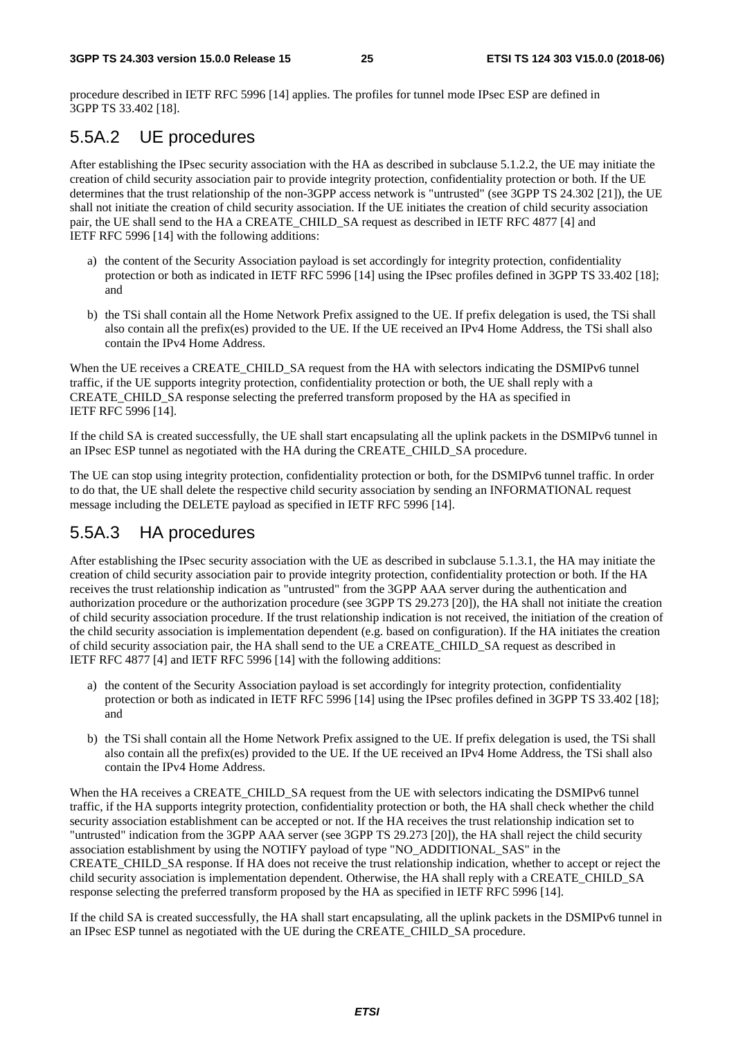procedure described in IETF RFC 5996 [14] applies. The profiles for tunnel mode IPsec ESP are defined in 3GPP TS 33.402 [18].

## 5.5A.2 UE procedures

After establishing the IPsec security association with the HA as described in subclause 5.1.2.2, the UE may initiate the creation of child security association pair to provide integrity protection, confidentiality protection or both. If the UE determines that the trust relationship of the non-3GPP access network is "untrusted" (see 3GPP TS 24.302 [21]), the UE shall not initiate the creation of child security association. If the UE initiates the creation of child security association pair, the UE shall send to the HA a CREATE_CHILD_SA request as described in IETF RFC 4877 [4] and IETF RFC 5996 [14] with the following additions:

a) the content of the Security Association payload is set accordingly for integrity protection, confidentiality protection or both as indicated in IETF RFC 5996 [14] using the IPsec profiles defined in 3GPP TS 33.402 [18]; and

b) the TSi shall contain all the Home Network Prefix assigned to the UE. If prefix delegation is used, the TSi shall also contain all the prefix(es) provided to the UE. If the UE received an IPv4 Home Address, the TSi shall also contain the IPv4 Home Address.

When the UE receives a CREATE_CHILD_SA request from the HA with selectors indicating the DSMIPv6 tunnel traffic, if the UE supports integrity protection, confidentiality protection or both, the UE shall reply with a CREATE_CHILD_SA response selecting the preferred transform proposed by the HA as specified in IETF RFC 5996 [14].

If the child SA is created successfully, the UE shall start encapsulating all the uplink packets in the DSMIPv6 tunnel in an IPsec ESP tunnel as negotiated with the HA during the CREATE_CHILD_SA procedure.

The UE can stop using integrity protection, confidentiality protection or both, for the DSMIPv6 tunnel traffic. In order to do that, the UE shall delete the respective child security association by sending an INFORMATIONAL request message including the DELETE payload as specified in IETF RFC 5996 [14].

## 5.5A.3 HA procedures

After establishing the IPsec security association with the UE as described in subclause 5.1.3.1, the HA may initiate the creation of child security association pair to provide integrity protection, confidentiality protection or both. If the HA receives the trust relationship indication as "untrusted" from the 3GPP AAA server during the authentication and authorization procedure or the authorization procedure (see 3GPP TS 29.273 [20]), the HA shall not initiate the creation of child security association procedure. If the trust relationship indication is not received, the initiation of the creation of the child security association is implementation dependent (e.g. based on configuration). If the HA initiates the creation of child security association pair, the HA shall send to the UE a CREATE_CHILD_SA request as described in IETF RFC 4877 [4] and IETF RFC 5996 [14] with the following additions:

a) the content of the Security Association payload is set accordingly for integrity protection, confidentiality protection or both as indicated in IETF RFC 5996 [14] using the IPsec profiles defined in 3GPP TS 33.402 [18]; and

b) the TSi shall contain all the Home Network Prefix assigned to the UE. If prefix delegation is used, the TSi shall also contain all the prefix(es) provided to the UE. If the UE received an IPv4 Home Address, the TSi shall also contain the IPv4 Home Address.

When the HA receives a CREATE_CHILD_SA request from the UE with selectors indicating the DSMIPv6 tunnel traffic, if the HA supports integrity protection, confidentiality protection or both, the HA shall check whether the child security association establishment can be accepted or not. If the HA receives the trust relationship indication set to "untrusted" indication from the 3GPP AAA server (see 3GPP TS 29.273 [20]), the HA shall reject the child security association establishment by using the NOTIFY payload of type "NO_ADDITIONAL_SAS" in the CREATE_CHILD_SA response. If HA does not receive the trust relationship indication, whether to accept or reject the child security association is implementation dependent. Otherwise, the HA shall reply with a CREATE_CHILD_SA response selecting the preferred transform proposed by the HA as specified in IETF RFC 5996 [14].

If the child SA is created successfully, the HA shall start encapsulating, all the uplink packets in the DSMIPv6 tunnel in an IPsec ESP tunnel as negotiated with the UE during the CREATE_CHILD_SA procedure.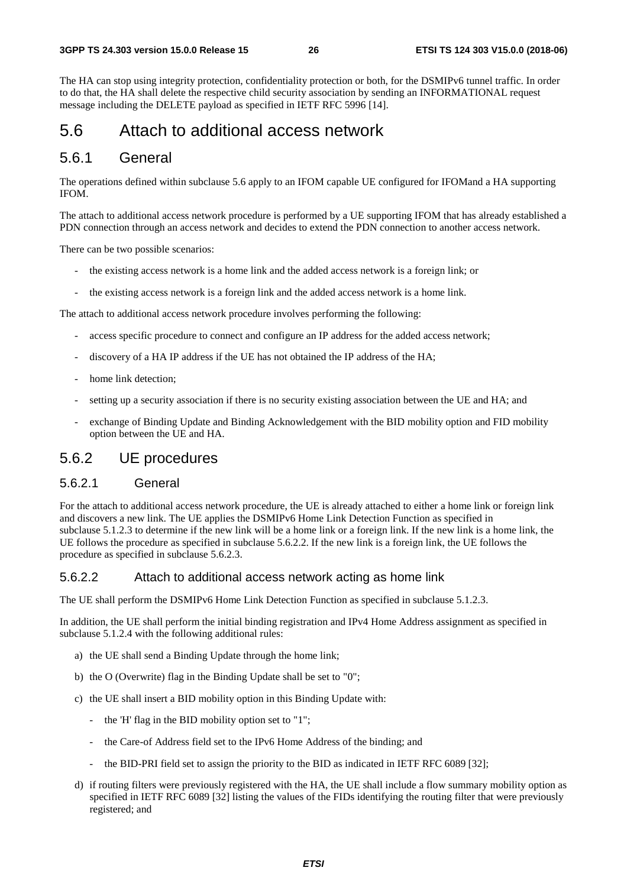The HA can stop using integrity protection, confidentiality protection or both, for the DSMIPv6 tunnel traffic. In order to do that, the HA shall delete the respective child security association by sending an INFORMATIONAL request message including the DELETE payload as specified in IETF RFC 5996 [14].

# 5.6 Attach to additional access network

## 5.6.1 General

The operations defined within subclause 5.6 apply to an IFOM capable UE configured for IFOMand a HA supporting IFOM.

The attach to additional access network procedure is performed by a UE supporting IFOM that has already established a PDN connection through an access network and decides to extend the PDN connection to another access network.

There can be two possible scenarios:

- the existing access network is a home link and the added access network is a foreign link; or
- the existing access network is a foreign link and the added access network is a home link.

The attach to additional access network procedure involves performing the following:

- access specific procedure to connect and configure an IP address for the added access network;
- discovery of a HA IP address if the UE has not obtained the IP address of the HA;
- home link detection;
- setting up a security association if there is no security existing association between the UE and HA; and
- exchange of Binding Update and Binding Acknowledgement with the BID mobility option and FID mobility option between the UE and HA.

## 5.6.2 UE procedures

### 5.6.2.1 General

For the attach to additional access network procedure, the UE is already attached to either a home link or foreign link and discovers a new link. The UE applies the DSMIPv6 Home Link Detection Function as specified in subclause 5.1.2.3 to determine if the new link will be a home link or a foreign link. If the new link is a home link, the UE follows the procedure as specified in subclause 5.6.2.2. If the new link is a foreign link, the UE follows the procedure as specified in subclause 5.6.2.3.

### 5.6.2.2 Attach to additional access network acting as home link

The UE shall perform the DSMIPv6 Home Link Detection Function as specified in subclause 5.1.2.3.

In addition, the UE shall perform the initial binding registration and IPv4 Home Address assignment as specified in subclause 5.1.2.4 with the following additional rules:

a) the UE shall send a Binding Update through the home link;

b) the O (Overwrite) flag in the Binding Update shall be set to "0";

c) the UE shall insert a BID mobility option in this Binding Update with:
   - the 'H' flag in the BID mobility option set to "1";
   - the Care-of Address field set to the IPv6 Home Address of the binding; and
   - the BID-PRI field set to assign the priority to the BID as indicated in IETF RFC 6089 [32];

d) if routing filters were previously registered with the HA, the UE shall include a flow summary mobility option as specified in IETF RFC 6089 [32] listing the values of the FIDs identifying the routing filter that were previously registered; and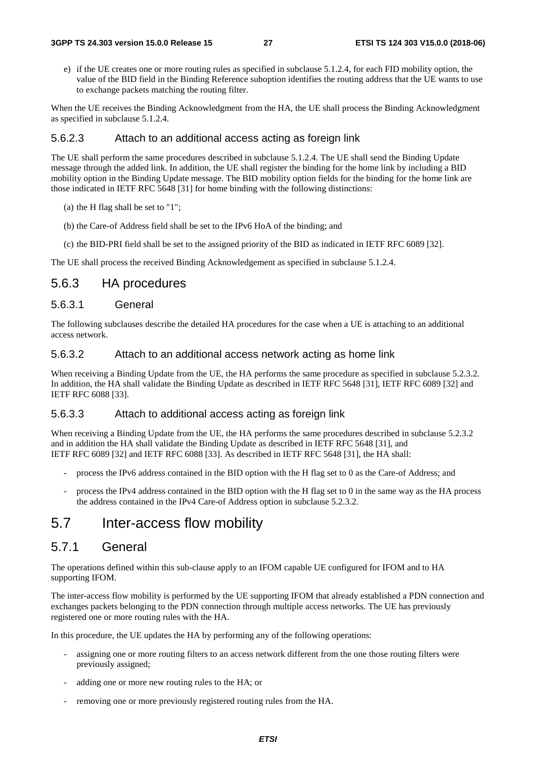e) if the UE creates one or more routing rules as specified in subclause 5.1.2.4, for each FID mobility option, the value of the BID field in the Binding Reference suboption identifies the routing address that the UE wants to use to exchange packets matching the routing filter.

When the UE receives the Binding Acknowledgment from the HA, the UE shall process the Binding Acknowledgment as specified in subclause 5.1.2.4.

#### 5.6.2.3 Attach to an additional access acting as foreign link

The UE shall perform the same procedures described in subclause 5.1.2.4. The UE shall send the Binding Update message through the added link. In addition, the UE shall register the binding for the home link by including a BID mobility option in the Binding Update message. The BID mobility option fields for the binding for the home link are those indicated in IETF RFC 5648 [31] for home binding with the following distinctions:

(a) the H flag shall be set to "1";

(b) the Care-of Address field shall be set to the IPv6 HoA of the binding; and

(c) the BID-PRI field shall be set to the assigned priority of the BID as indicated in IETF RFC 6089 [32].

The UE shall process the received Binding Acknowledgement as specified in subclause 5.1.2.4.

### 5.6.3 HA procedures

#### 5.6.3.1 General

The following subclauses describe the detailed HA procedures for the case when a UE is attaching to an additional access network.

#### 5.6.3.2 Attach to an additional access network acting as home link

When receiving a Binding Update from the UE, the HA performs the same procedure as specified in subclause 5.2.3.2. In addition, the HA shall validate the Binding Update as described in IETF RFC 5648 [31], IETF RFC 6089 [32] and IETF RFC 6088 [33].

#### 5.6.3.3 Attach to additional access acting as foreign link

When receiving a Binding Update from the UE, the HA performs the same procedures described in subclause 5.2.3.2 and in addition the HA shall validate the Binding Update as described in IETF RFC 5648 [31], and IETF RFC 6089 [32] and IETF RFC 6088 [33]. As described in IETF RFC 5648 [31], the HA shall:

- process the IPv6 address contained in the BID option with the H flag set to 0 as the Care-of Address; and
- process the IPv4 address contained in the BID option with the H flag set to 0 in the same way as the HA process the address contained in the IPv4 Care-of Address option in subclause 5.2.3.2.

## 5.7 Inter-access flow mobility

### 5.7.1 General

The operations defined within this sub-clause apply to an IFOM capable UE configured for IFOM and to HA supporting IFOM.

The inter-access flow mobility is performed by the UE supporting IFOM that already established a PDN connection and exchanges packets belonging to the PDN connection through multiple access networks. The UE has previously registered one or more routing rules with the HA.

In this procedure, the UE updates the HA by performing any of the following operations:

- assigning one or more routing filters to an access network different from the one those routing filters were previously assigned;
- adding one or more new routing rules to the HA; or
- removing one or more previously registered routing rules from the HA.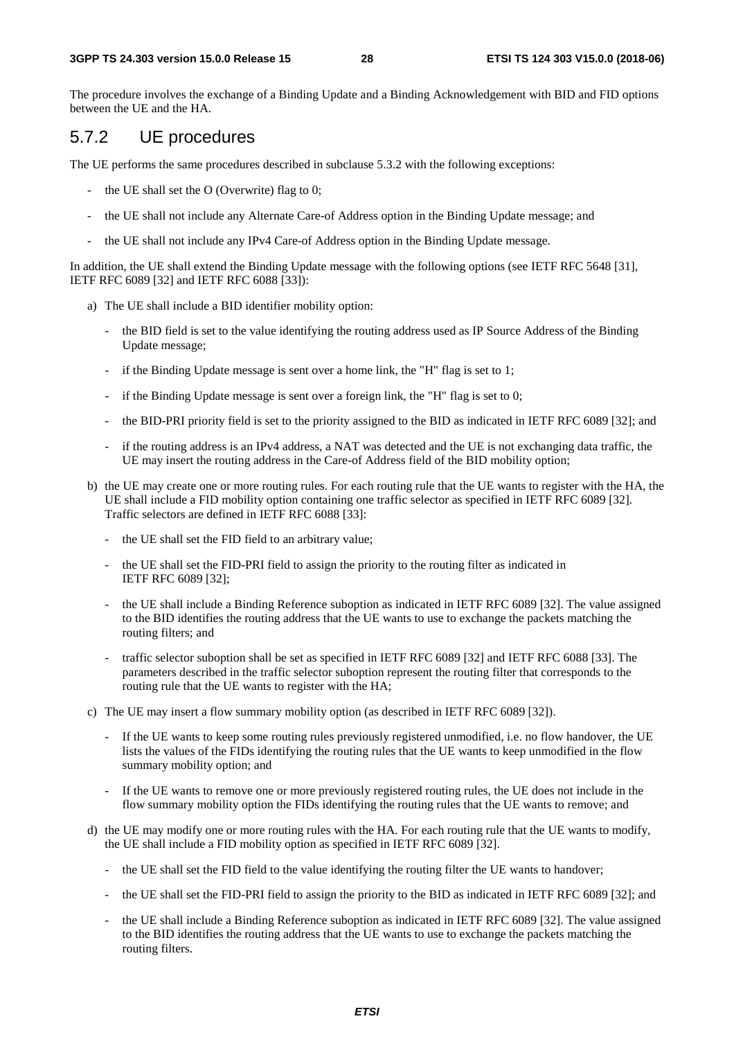The procedure involves the exchange of a Binding Update and a Binding Acknowledgement with BID and FID options between the UE and the HA.

## 5.7.2 UE procedures

The UE performs the same procedures described in subclause 5.3.2 with the following exceptions:

- the UE shall set the O (Overwrite) flag to 0;
- the UE shall not include any Alternate Care-of Address option in the Binding Update message; and
- the UE shall not include any IPv4 Care-of Address option in the Binding Update message.

In addition, the UE shall extend the Binding Update message with the following options (see IETF RFC 5648 [31], IETF RFC 6089 [32] and IETF RFC 6088 [33]):

a) The UE shall include a BID identifier mobility option:
   - the BID field is set to the value identifying the routing address used as IP Source Address of the Binding Update message;
   - if the Binding Update message is sent over a home link, the "H" flag is set to 1;
   - if the Binding Update message is sent over a foreign link, the "H" flag is set to 0;
   - the BID-PRI priority field is set to the priority assigned to the BID as indicated in IETF RFC 6089 [32]; and
   - if the routing address is an IPv4 address, a NAT was detected and the UE is not exchanging data traffic, the UE may insert the routing address in the Care-of Address field of the BID mobility option;

b) the UE may create one or more routing rules. For each routing rule that the UE wants to register with the HA, the UE shall include a FID mobility option containing one traffic selector as specified in IETF RFC 6089 [32]. Traffic selectors are defined in IETF RFC 6088 [33]:
   - the UE shall set the FID field to an arbitrary value;
   - the UE shall set the FID-PRI field to assign the priority to the routing filter as indicated in IETF RFC 6089 [32];
   - the UE shall include a Binding Reference suboption as indicated in IETF RFC 6089 [32]. The value assigned to the BID identifies the routing address that the UE wants to use to exchange the packets matching the routing filters; and
   - traffic selector suboption shall be set as specified in IETF RFC 6089 [32] and IETF RFC 6088 [33]. The parameters described in the traffic selector suboption represent the routing filter that corresponds to the routing rule that the UE wants to register with the HA;

c) The UE may insert a flow summary mobility option (as described in IETF RFC 6089 [32]).
   - If the UE wants to keep some routing rules previously registered unmodified, i.e. no flow handover, the UE lists the values of the FIDs identifying the routing rules that the UE wants to keep unmodified in the flow summary mobility option; and
   - If the UE wants to remove one or more previously registered routing rules, the UE does not include in the flow summary mobility option the FIDs identifying the routing rules that the UE wants to remove; and

d) the UE may modify one or more routing rules with the HA. For each routing rule that the UE wants to modify, the UE shall include a FID mobility option as specified in IETF RFC 6089 [32].
   - the UE shall set the FID field to the value identifying the routing filter the UE wants to handover;
   - the UE shall set the FID-PRI field to assign the priority to the BID as indicated in IETF RFC 6089 [32]; and
   - the UE shall include a Binding Reference suboption as indicated in IETF RFC 6089 [32]. The value assigned to the BID identifies the routing address that the UE wants to use to exchange the packets matching the routing filters.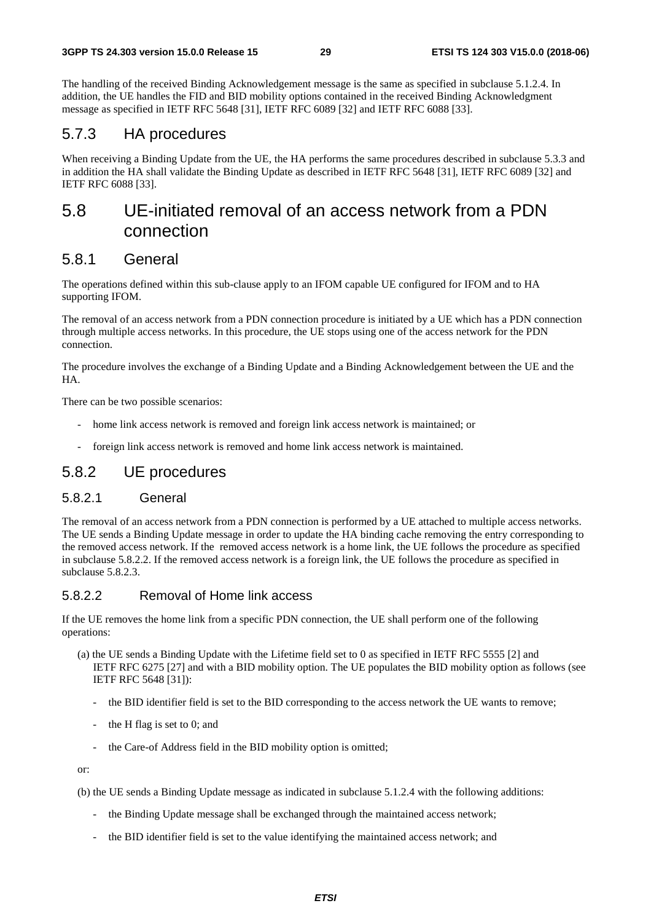The handling of the received Binding Acknowledgement message is the same as specified in subclause 5.1.2.4. In addition, the UE handles the FID and BID mobility options contained in the received Binding Acknowledgment message as specified in IETF RFC 5648 [31], IETF RFC 6089 [32] and IETF RFC 6088 [33].

### 5.7.3 HA procedures

When receiving a Binding Update from the UE, the HA performs the same procedures described in subclause 5.3.3 and in addition the HA shall validate the Binding Update as described in IETF RFC 5648 [31], IETF RFC 6089 [32] and IETF RFC 6088 [33].

## 5.8 UE-initiated removal of an access network from a PDN connection

### 5.8.1 General

The operations defined within this sub-clause apply to an IFOM capable UE configured for IFOM and to HA supporting IFOM.

The removal of an access network from a PDN connection procedure is initiated by a UE which has a PDN connection through multiple access networks. In this procedure, the UE stops using one of the access network for the PDN connection.

The procedure involves the exchange of a Binding Update and a Binding Acknowledgement between the UE and the HA.

There can be two possible scenarios:

- home link access network is removed and foreign link access network is maintained; or
- foreign link access network is removed and home link access network is maintained.

### 5.8.2 UE procedures

#### 5.8.2.1 General

The removal of an access network from a PDN connection is performed by a UE attached to multiple access networks. The UE sends a Binding Update message in order to update the HA binding cache removing the entry corresponding to the removed access network. If the removed access network is a home link, the UE follows the procedure as specified in subclause 5.8.2.2. If the removed access network is a foreign link, the UE follows the procedure as specified in subclause 5.8.2.3.

#### 5.8.2.2 Removal of Home link access

If the UE removes the home link from a specific PDN connection, the UE shall perform one of the following operations:

(a) the UE sends a Binding Update with the Lifetime field set to 0 as specified in IETF RFC 5555 [2] and IETF RFC 6275 [27] and with a BID mobility option. The UE populates the BID mobility option as follows (see IETF RFC 5648 [31]):

- the BID identifier field is set to the BID corresponding to the access network the UE wants to remove;
- the H flag is set to 0; and
- the Care-of Address field in the BID mobility option is omitted;

or:

(b) the UE sends a Binding Update message as indicated in subclause 5.1.2.4 with the following additions:

- the Binding Update message shall be exchanged through the maintained access network;
- the BID identifier field is set to the value identifying the maintained access network; and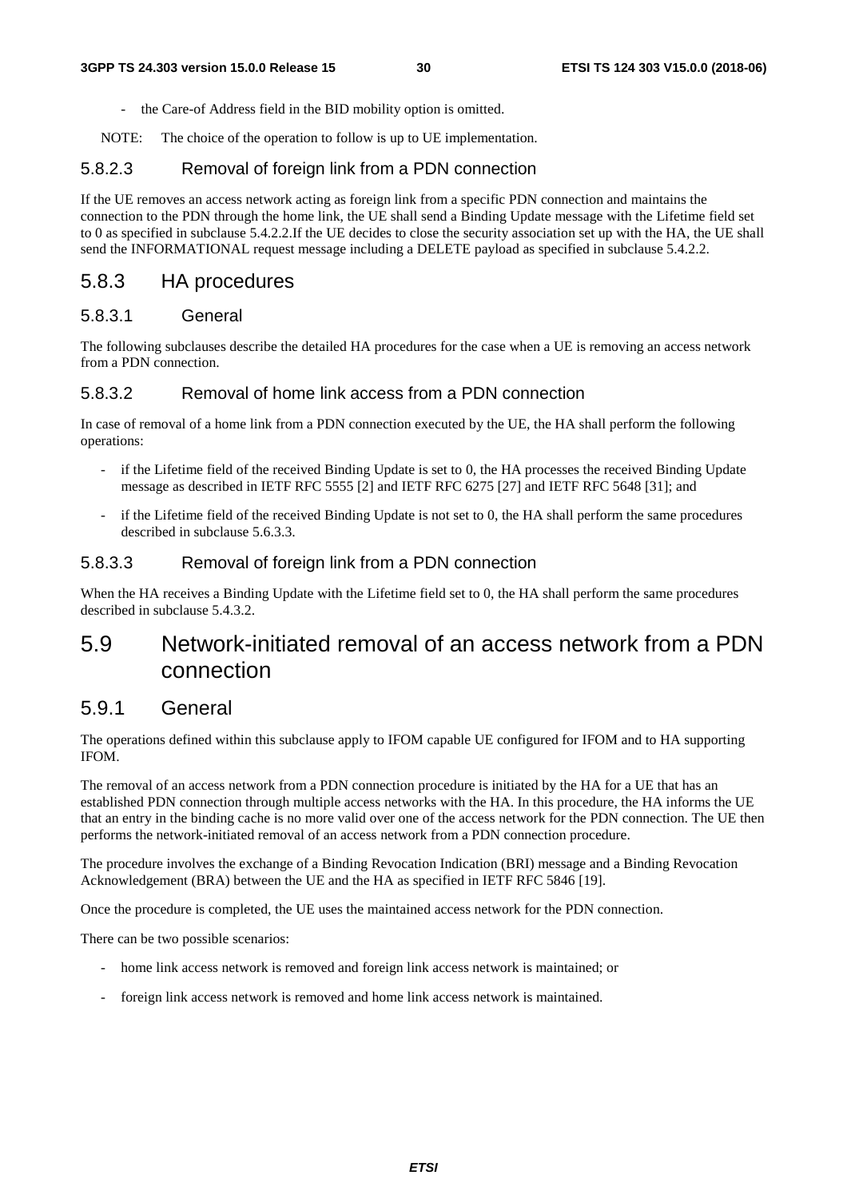- the Care-of Address field in the BID mobility option is omitted.

NOTE: The choice of the operation to follow is up to UE implementation.

#### 5.8.2.3 Removal of foreign link from a PDN connection

If the UE removes an access network acting as foreign link from a specific PDN connection and maintains the connection to the PDN through the home link, the UE shall send a Binding Update message with the Lifetime field set to 0 as specified in subclause 5.4.2.2.If the UE decides to close the security association set up with the HA, the UE shall send the INFORMATIONAL request message including a DELETE payload as specified in subclause 5.4.2.2.

### 5.8.3 HA procedures

#### 5.8.3.1 General

The following subclauses describe the detailed HA procedures for the case when a UE is removing an access network from a PDN connection.

#### 5.8.3.2 Removal of home link access from a PDN connection

In case of removal of a home link from a PDN connection executed by the UE, the HA shall perform the following operations:

- if the Lifetime field of the received Binding Update is set to 0, the HA processes the received Binding Update message as described in IETF RFC 5555 [2] and IETF RFC 6275 [27] and IETF RFC 5648 [31]; and
- if the Lifetime field of the received Binding Update is not set to 0, the HA shall perform the same procedures described in subclause 5.6.3.3.

#### 5.8.3.3 Removal of foreign link from a PDN connection

When the HA receives a Binding Update with the Lifetime field set to 0, the HA shall perform the same procedures described in subclause 5.4.3.2.

## 5.9 Network-initiated removal of an access network from a PDN connection

### 5.9.1 General

The operations defined within this subclause apply to IFOM capable UE configured for IFOM and to HA supporting IFOM.

The removal of an access network from a PDN connection procedure is initiated by the HA for a UE that has an established PDN connection through multiple access networks with the HA. In this procedure, the HA informs the UE that an entry in the binding cache is no more valid over one of the access network for the PDN connection. The UE then performs the network-initiated removal of an access network from a PDN connection procedure.

The procedure involves the exchange of a Binding Revocation Indication (BRI) message and a Binding Revocation Acknowledgement (BRA) between the UE and the HA as specified in IETF RFC 5846 [19].

Once the procedure is completed, the UE uses the maintained access network for the PDN connection.

There can be two possible scenarios:

- home link access network is removed and foreign link access network is maintained; or
- foreign link access network is removed and home link access network is maintained.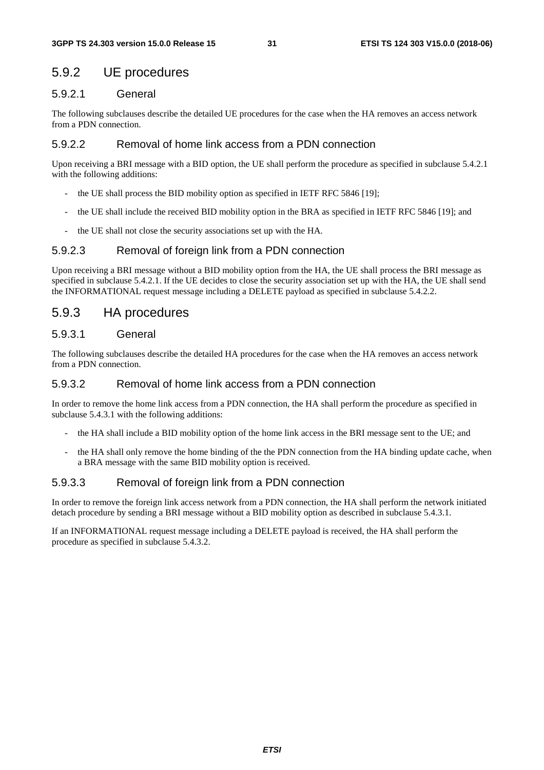## 5.9.2 UE procedures

### 5.9.2.1 General

The following subclauses describe the detailed UE procedures for the case when the HA removes an access network from a PDN connection.

### 5.9.2.2 Removal of home link access from a PDN connection

Upon receiving a BRI message with a BID option, the UE shall perform the procedure as specified in subclause 5.4.2.1 with the following additions:

- the UE shall process the BID mobility option as specified in IETF RFC 5846 [19];
- the UE shall include the received BID mobility option in the BRA as specified in IETF RFC 5846 [19]; and
- the UE shall not close the security associations set up with the HA.

### 5.9.2.3 Removal of foreign link from a PDN connection

Upon receiving a BRI message without a BID mobility option from the HA, the UE shall process the BRI message as specified in subclause 5.4.2.1. If the UE decides to close the security association set up with the HA, the UE shall send the INFORMATIONAL request message including a DELETE payload as specified in subclause 5.4.2.2.

## 5.9.3 HA procedures

### 5.9.3.1 General

The following subclauses describe the detailed HA procedures for the case when the HA removes an access network from a PDN connection.

### 5.9.3.2 Removal of home link access from a PDN connection

In order to remove the home link access from a PDN connection, the HA shall perform the procedure as specified in subclause 5.4.3.1 with the following additions:

- the HA shall include a BID mobility option of the home link access in the BRI message sent to the UE; and
- the HA shall only remove the home binding of the the PDN connection from the HA binding update cache, when a BRA message with the same BID mobility option is received.

### 5.9.3.3 Removal of foreign link from a PDN connection

In order to remove the foreign link access network from a PDN connection, the HA shall perform the network initiated detach procedure by sending a BRI message without a BID mobility option as described in subclause 5.4.3.1.

If an INFORMATIONAL request message including a DELETE payload is received, the HA shall perform the procedure as specified in subclause 5.4.3.2.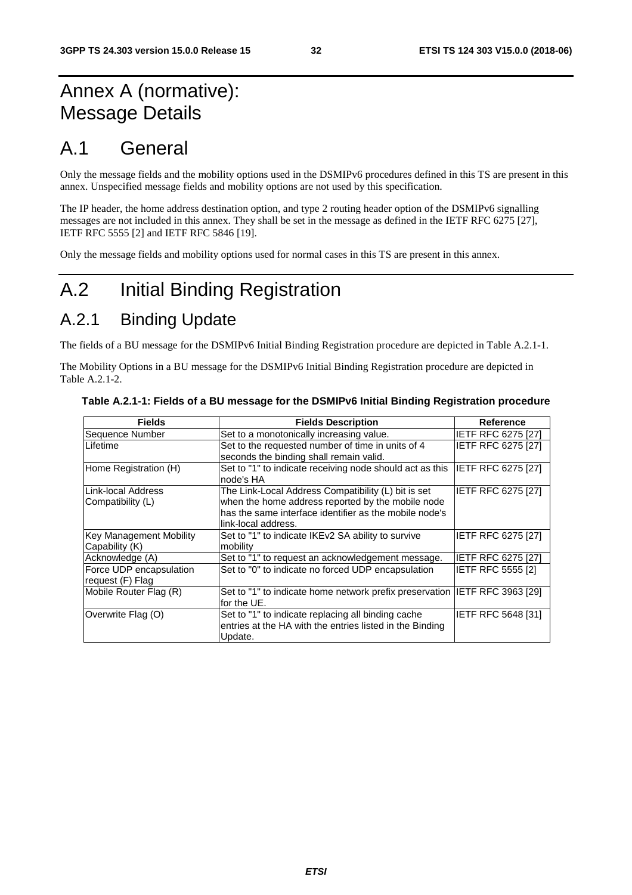# Annex A (normative): Message Details

# A.1 General

Only the message fields and the mobility options used in the DSMIPv6 procedures defined in this TS are present in this annex. Unspecified message fields and mobility options are not used by this specification.

The IP header, the home address destination option, and type 2 routing header option of the DSMIPv6 signalling messages are not included in this annex. They shall be set in the message as defined in the IETF RFC 6275 [27], IETF RFC 5555 [2] and IETF RFC 5846 [19].

Only the message fields and mobility options used for normal cases in this TS are present in this annex.

# A.2 Initial Binding Registration

## A.2.1 Binding Update

The fields of a BU message for the DSMIPv6 Initial Binding Registration procedure are depicted in Table A.2.1-1.

The Mobility Options in a BU message for the DSMIPv6 Initial Binding Registration procedure are depicted in Table A.2.1-2.

**Table A.2.1-1: Fields of a BU message for the DSMIPv6 Initial Binding Registration procedure**

| Fields | Fields Description | Reference |
|---|---|---|
| Sequence Number | Set to a monotonically increasing value. | IETF RFC 6275 [27] |
| Lifetime | Set to the requested number of time in units of 4 seconds the binding shall remain valid. | IETF RFC 6275 [27] |
| Home Registration (H) | Set to "1" to indicate receiving node should act as this node's HA | IETF RFC 6275 [27] |
| Link-local Address Compatibility (L) | The Link-Local Address Compatibility (L) bit is set when the home address reported by the mobile node has the same interface identifier as the mobile node's link-local address. | IETF RFC 6275 [27] |
| Key Management Mobility Capability (K) | Set to "1" to indicate IKEv2 SA ability to survive mobility | IETF RFC 6275 [27] |
| Acknowledge (A) | Set to "1" to request an acknowledgement message. | IETF RFC 6275 [27] |
| Force UDP encapsulation request (F) Flag | Set to "0" to indicate no forced UDP encapsulation | IETF RFC 5555 [2] |
| Mobile Router Flag (R) | Set to "1" to indicate home network prefix preservation for the UE. | IETF RFC 3963 [29] |
| Overwrite Flag (O) | Set to "1" to indicate replacing all binding cache entries at the HA with the entries listed in the Binding Update. | IETF RFC 5648 [31] |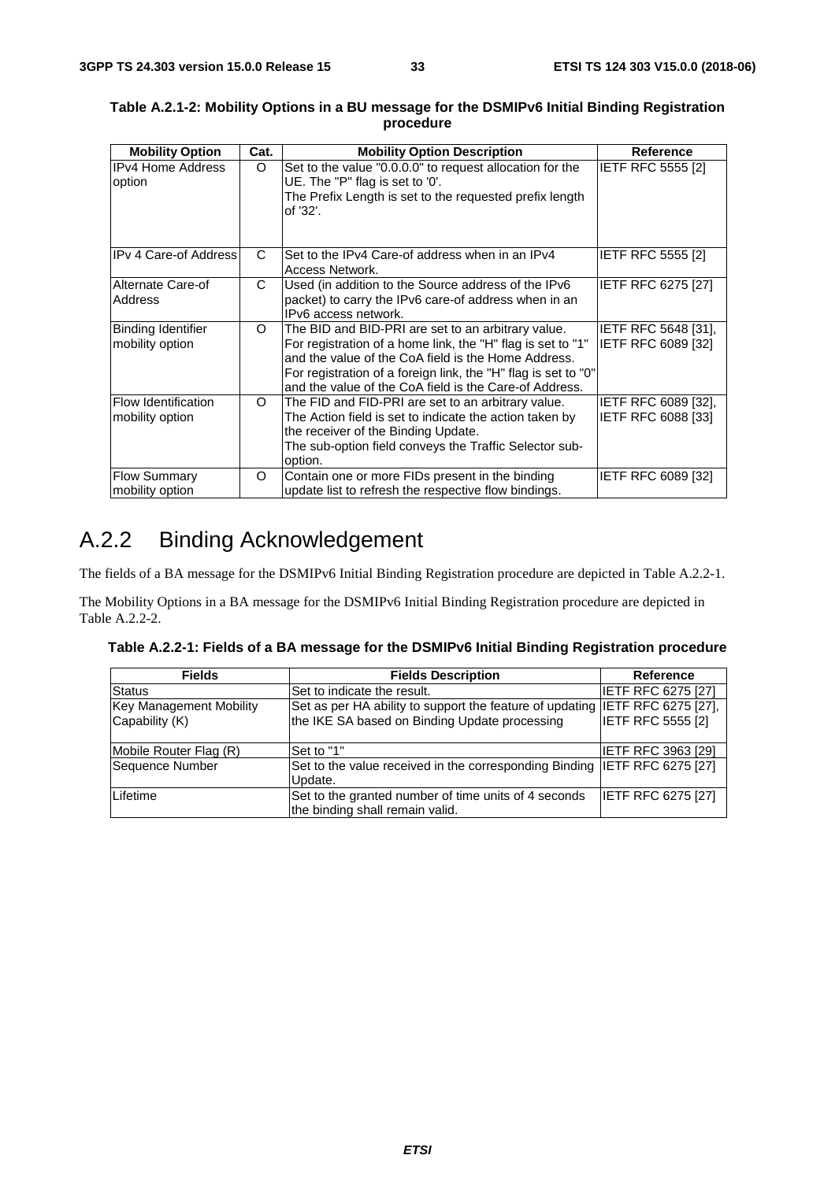**Table A.2.1-2: Mobility Options in a BU message for the DSMIPv6 Initial Binding Registration procedure**

| Mobility Option | Cat. | Mobility Option Description | Reference |
|---|---|---|---|
| IPv4 Home Address option | O | Set to the value "0.0.0.0" to request allocation for the UE. The "P" flag is set to '0'.<br>The Prefix Length is set to the requested prefix length of '32'. | IETF RFC 5555 [2] |
| IPv 4 Care-of Address | C | Set to the IPv4 Care-of address when in an IPv4 Access Network. | IETF RFC 5555 [2] |
| Alternate Care-of Address | C | Used (in addition to the Source address of the IPv6 packet) to carry the IPv6 care-of address when in an IPv6 access network. | IETF RFC 6275 [27] |
| Binding Identifier mobility option | O | The BID and BID-PRI are set to an arbitrary value. For registration of a home link, the "H" flag is set to "1" and the value of the CoA field is the Home Address. For registration of a foreign link, the "H" flag is set to "0" and the value of the CoA field is the Care-of Address. | IETF RFC 5648 [31], IETF RFC 6089 [32] |
| Flow Identification mobility option | O | The FID and FID-PRI are set to an arbitrary value. The Action field is set to indicate the action taken by the receiver of the Binding Update.<br>The sub-option field conveys the Traffic Selector sub-option. | IETF RFC 6089 [32], IETF RFC 6088 [33] |
| Flow Summary mobility option | O | Contain one or more FIDs present in the binding update list to refresh the respective flow bindings. | IETF RFC 6089 [32] |

## A.2.2 Binding Acknowledgement

The fields of a BA message for the DSMIPv6 Initial Binding Registration procedure are depicted in Table A.2.2-1.

The Mobility Options in a BA message for the DSMIPv6 Initial Binding Registration procedure are depicted in Table A.2.2-2.

**Table A.2.2-1: Fields of a BA message for the DSMIPv6 Initial Binding Registration procedure**

| Fields | Fields Description | Reference |
|---|---|---|
| Status | Set to indicate the result. | IETF RFC 6275 [27] |
| Key Management Mobility Capability (K) | Set as per HA ability to support the feature of updating the IKE SA based on Binding Update processing | IETF RFC 6275 [27], IETF RFC 5555 [2] |
| Mobile Router Flag (R) | Set to "1" | IETF RFC 3963 [29] |
| Sequence Number | Set to the value received in the corresponding Binding Update. | IETF RFC 6275 [27] |
| Lifetime | Set to the granted number of time units of 4 seconds the binding shall remain valid. | IETF RFC 6275 [27] |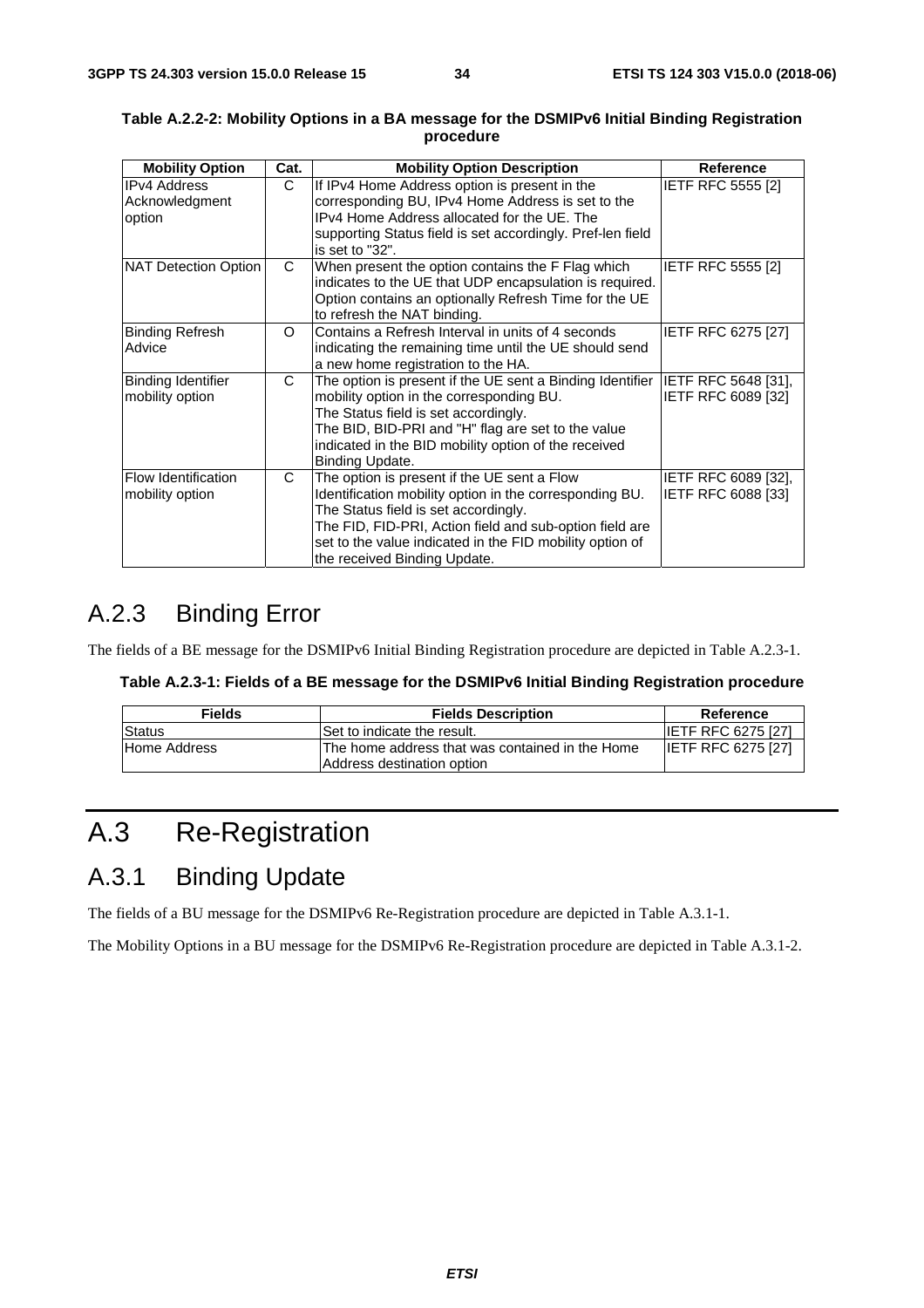**Table A.2.2-2: Mobility Options in a BA message for the DSMIPv6 Initial Binding Registration procedure**

| Mobility Option | Cat. | Mobility Option Description | Reference |
|---|---|---|---|
| IPv4 Address Acknowledgment option | C | If IPv4 Home Address option is present in the corresponding BU, IPv4 Home Address is set to the IPv4 Home Address allocated for the UE. The supporting Status field is set accordingly. Pref-len field is set to "32". | IETF RFC 5555 [2] |
| NAT Detection Option | C | When present the option contains the F Flag which indicates to the UE that UDP encapsulation is required. Option contains an optionally Refresh Time for the UE to refresh the NAT binding. | IETF RFC 5555 [2] |
| Binding Refresh Advice | O | Contains a Refresh Interval in units of 4 seconds indicating the remaining time until the UE should send a new home registration to the HA. | IETF RFC 6275 [27] |
| Binding Identifier mobility option | C | The option is present if the UE sent a Binding Identifier mobility option in the corresponding BU. The Status field is set accordingly. The BID, BID-PRI and "H" flag are set to the value indicated in the BID mobility option of the received Binding Update. | IETF RFC 5648 [31], IETF RFC 6089 [32] |
| Flow Identification mobility option | C | The option is present if the UE sent a Flow Identification mobility option in the corresponding BU. The Status field is set accordingly. The FID, FID-PRI, Action field and sub-option field are set to the value indicated in the FID mobility option of the received Binding Update. | IETF RFC 6089 [32], IETF RFC 6088 [33] |

## A.2.3 Binding Error

The fields of a BE message for the DSMIPv6 Initial Binding Registration procedure are depicted in Table A.2.3-1.

**Table A.2.3-1: Fields of a BE message for the DSMIPv6 Initial Binding Registration procedure**

| Fields | Fields Description | Reference |
|---|---|---|
| Status | Set to indicate the result. | IETF RFC 6275 [27] |
| Home Address | The home address that was contained in the Home Address destination option | IETF RFC 6275 [27] |

# A.3 Re-Registration

## A.3.1 Binding Update

The fields of a BU message for the DSMIPv6 Re-Registration procedure are depicted in Table A.3.1-1.

The Mobility Options in a BU message for the DSMIPv6 Re-Registration procedure are depicted in Table A.3.1-2.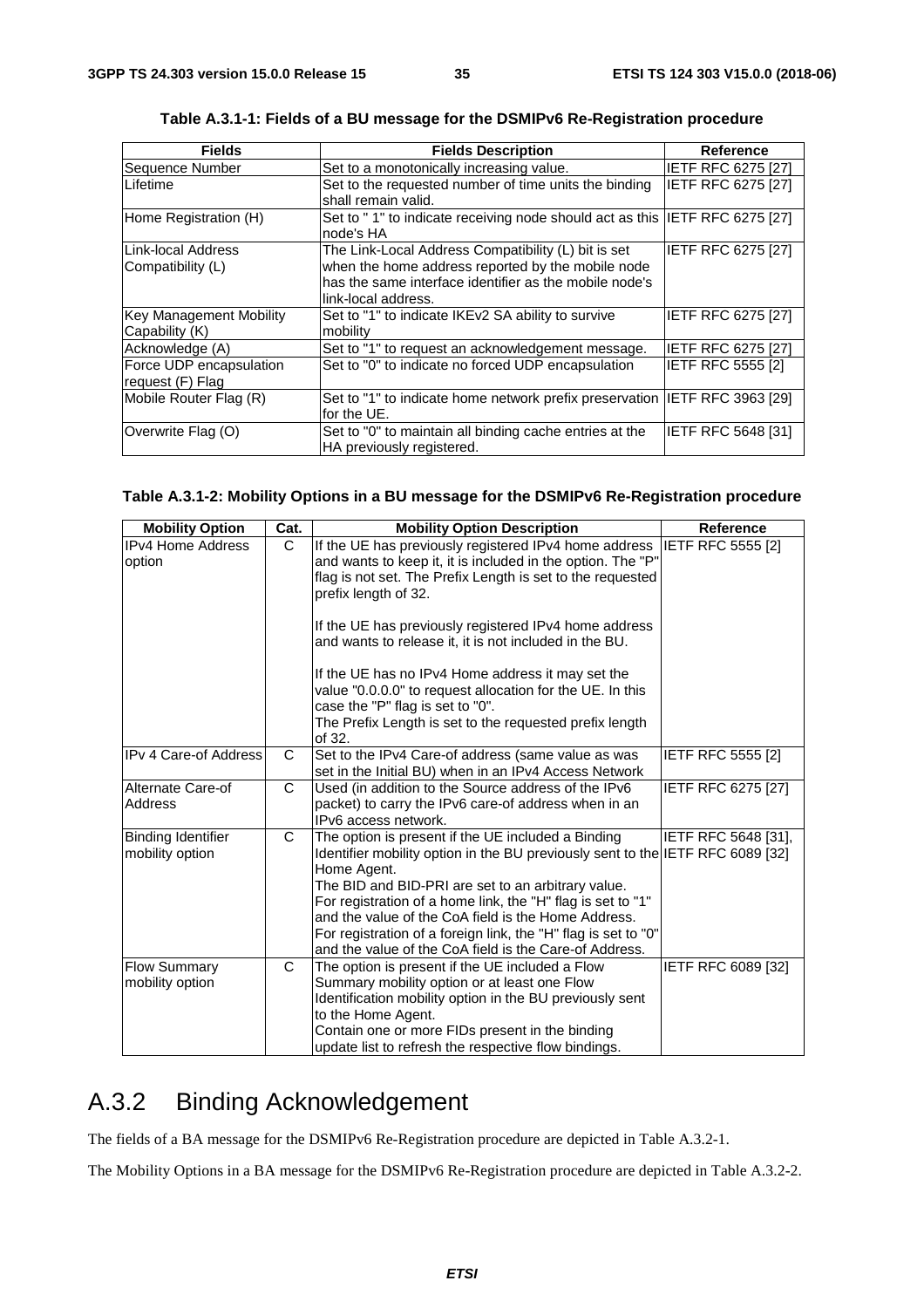**Table A.3.1-1: Fields of a BU message for the DSMIPv6 Re-Registration procedure**

| Fields | Fields Description | Reference |
|---|---|---|
| Sequence Number | Set to a monotonically increasing value. | IETF RFC 6275 [27] |
| Lifetime | Set to the requested number of time units the binding shall remain valid. | IETF RFC 6275 [27] |
| Home Registration (H) | Set to " 1" to indicate receiving node should act as this node's HA | IETF RFC 6275 [27] |
| Link-local Address Compatibility (L) | The Link-Local Address Compatibility (L) bit is set when the home address reported by the mobile node has the same interface identifier as the mobile node's link-local address. | IETF RFC 6275 [27] |
| Key Management Mobility Capability (K) | Set to "1" to indicate IKEv2 SA ability to survive mobility | IETF RFC 6275 [27] |
| Acknowledge (A) | Set to "1" to request an acknowledgement message. | IETF RFC 6275 [27] |
| Force UDP encapsulation request (F) Flag | Set to "0" to indicate no forced UDP encapsulation | IETF RFC 5555 [2] |
| Mobile Router Flag (R) | Set to "1" to indicate home network prefix preservation for the UE. | IETF RFC 3963 [29] |
| Overwrite Flag (O) | Set to "0" to maintain all binding cache entries at the HA previously registered. | IETF RFC 5648 [31] |

**Table A.3.1-2: Mobility Options in a BU message for the DSMIPv6 Re-Registration procedure**

| Mobility Option | Cat. | Mobility Option Description | Reference |
|---|---|---|---|
| IPv4 Home Address option | C | If the UE has previously registered IPv4 home address and wants to keep it, it is included in the option. The "P" flag is not set. The Prefix Length is set to the requested prefix length of 32.<br><br>If the UE has previously registered IPv4 home address and wants to release it, it is not included in the BU.<br><br>If the UE has no IPv4 Home address it may set the value "0.0.0.0" to request allocation for the UE. In this case the "P" flag is set to "0".<br>The Prefix Length is set to the requested prefix length of 32. | IETF RFC 5555 [2] |
| IPv 4 Care-of Address | C | Set to the IPv4 Care-of address (same value as was set in the Initial BU) when in an IPv4 Access Network | IETF RFC 5555 [2] |
| Alternate Care-of Address | C | Used (in addition to the Source address of the IPv6 packet) to carry the IPv6 care-of address when in an IPv6 access network. | IETF RFC 6275 [27] |
| Binding Identifier mobility option | C | The option is present if the UE included a Binding Identifier mobility option in the BU previously sent to the Home Agent.<br>The BID and BID-PRI are set to an arbitrary value.<br>For registration of a home link, the "H" flag is set to "1" and the value of the CoA field is the Home Address.<br>For registration of a foreign link, the "H" flag is set to "0" and the value of the CoA field is the Care-of Address. | IETF RFC 5648 [31], IETF RFC 6089 [32] |
| Flow Summary mobility option | C | The option is present if the UE included a Flow Summary mobility option or at least one Flow Identification mobility option in the BU previously sent to the Home Agent.<br>Contain one or more FIDs present in the binding update list to refresh the respective flow bindings. | IETF RFC 6089 [32] |

## A.3.2 Binding Acknowledgement

The fields of a BA message for the DSMIPv6 Re-Registration procedure are depicted in Table A.3.2-1.

The Mobility Options in a BA message for the DSMIPv6 Re-Registration procedure are depicted in Table A.3.2-2.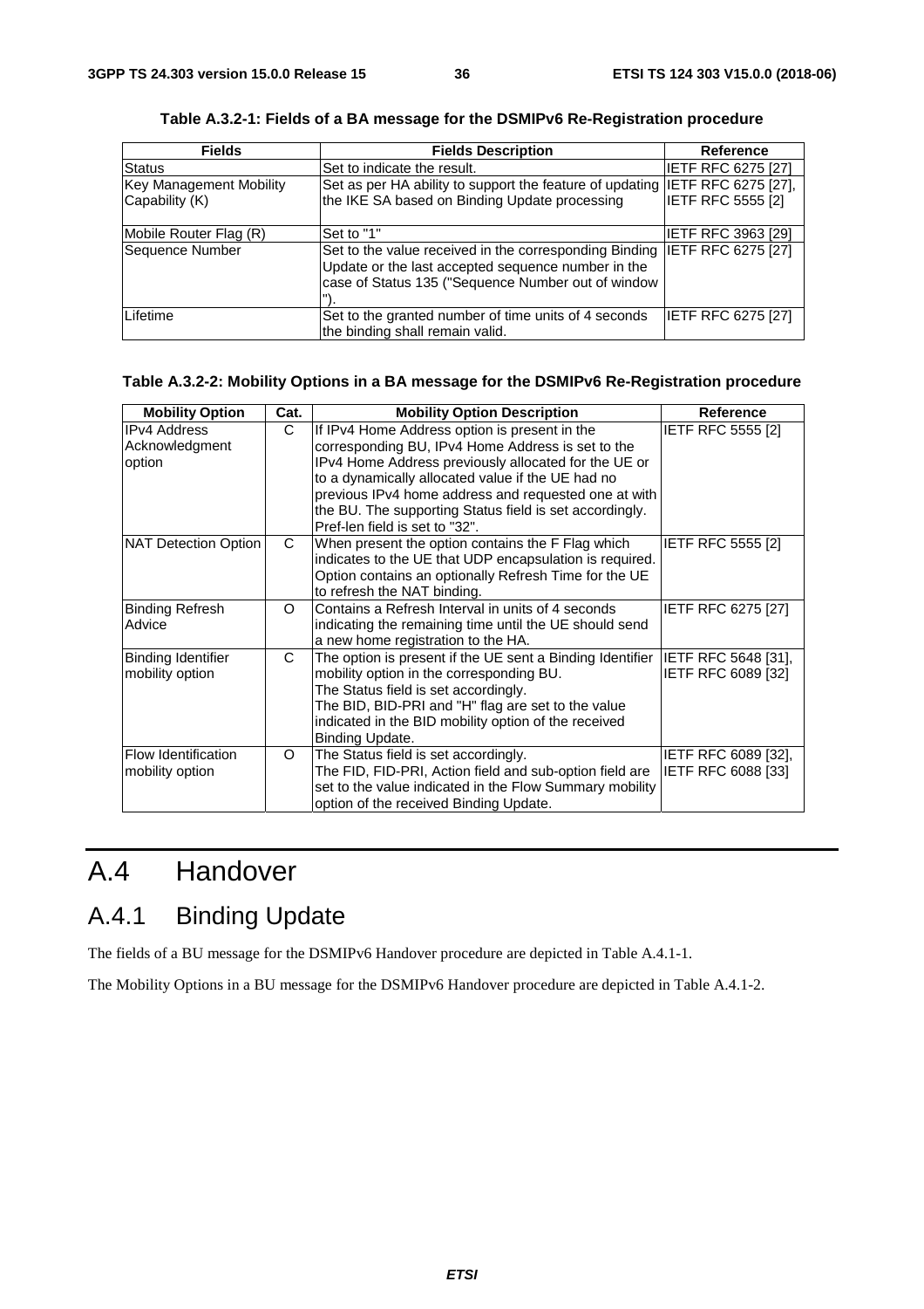Table A.3.2-1: Fields of a BA message for the DSMIPv6 Re-Registration procedure

| Fields | Fields Description | Reference |
|---|---|---|
| Status | Set to indicate the result. | IETF RFC 6275 [27] |
| Key Management Mobility Capability (K) | Set as per HA ability to support the feature of updating the IKE SA based on Binding Update processing | IETF RFC 6275 [27], IETF RFC 5555 [2] |
| Mobile Router Flag (R) | Set to "1" | IETF RFC 3963 [29] |
| Sequence Number | Set to the value received in the corresponding Binding Update or the last accepted sequence number in the case of Status 135 ("Sequence Number out of window "). | IETF RFC 6275 [27] |
| Lifetime | Set to the granted number of time units of 4 seconds the binding shall remain valid. | IETF RFC 6275 [27] |

Table A.3.2-2: Mobility Options in a BA message for the DSMIPv6 Re-Registration procedure

| Mobility Option | Cat. | Mobility Option Description | Reference |
|---|---|---|---|
| IPv4 Address Acknowledgment option | C | If IPv4 Home Address option is present in the corresponding BU, IPv4 Home Address is set to the IPv4 Home Address previously allocated for the UE or to a dynamically allocated value if the UE had no previous IPv4 home address and requested one at with the BU. The supporting Status field is set accordingly. Pref-len field is set to "32". | IETF RFC 5555 [2] |
| NAT Detection Option | C | When present the option contains the F Flag which indicates to the UE that UDP encapsulation is required. Option contains an optionally Refresh Time for the UE to refresh the NAT binding. | IETF RFC 5555 [2] |
| Binding Refresh Advice | O | Contains a Refresh Interval in units of 4 seconds indicating the remaining time until the UE should send a new home registration to the HA. | IETF RFC 6275 [27] |
| Binding Identifier mobility option | C | The option is present if the UE sent a Binding Identifier mobility option in the corresponding BU. The Status field is set accordingly. The BID, BID-PRI and "H" flag are set to the value indicated in the BID mobility option of the received Binding Update. | IETF RFC 5648 [31], IETF RFC 6089 [32] |
| Flow Identification mobility option | O | The Status field is set accordingly. The FID, FID-PRI, Action field and sub-option field are set to the value indicated in the Flow Summary mobility option of the received Binding Update. | IETF RFC 6089 [32], IETF RFC 6088 [33] |

# A.4 Handover

## A.4.1 Binding Update

The fields of a BU message for the DSMIPv6 Handover procedure are depicted in Table A.4.1-1.

The Mobility Options in a BU message for the DSMIPv6 Handover procedure are depicted in Table A.4.1-2.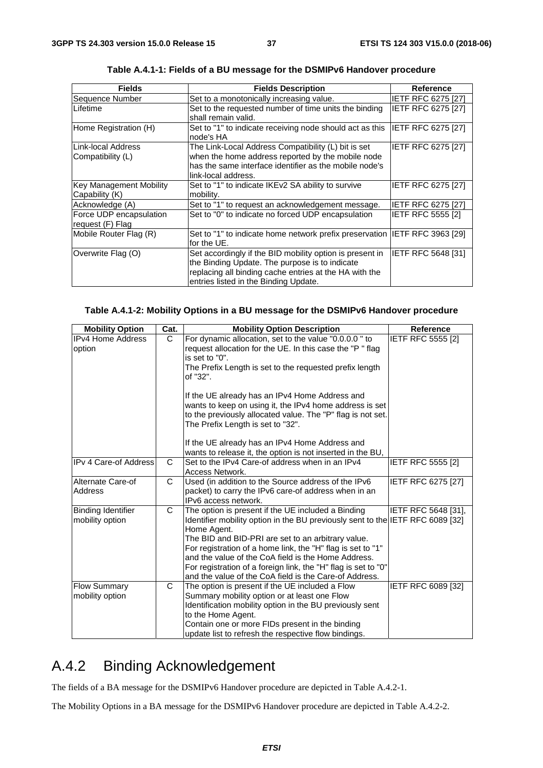**Table A.4.1-1: Fields of a BU message for the DSMIPv6 Handover procedure**

| Fields | Fields Description | Reference |
|---|---|---|
| Sequence Number | Set to a monotonically increasing value. | IETF RFC 6275 [27] |
| Lifetime | Set to the requested number of time units the binding shall remain valid. | IETF RFC 6275 [27] |
| Home Registration (H) | Set to "1" to indicate receiving node should act as this node's HA | IETF RFC 6275 [27] |
| Link-local Address Compatibility (L) | The Link-Local Address Compatibility (L) bit is set when the home address reported by the mobile node has the same interface identifier as the mobile node's link-local address. | IETF RFC 6275 [27] |
| Key Management Mobility Capability (K) | Set to "1" to indicate IKEv2 SA ability to survive mobility. | IETF RFC 6275 [27] |
| Acknowledge (A) | Set to "1" to request an acknowledgement message. | IETF RFC 6275 [27] |
| Force UDP encapsulation request (F) Flag | Set to "0" to indicate no forced UDP encapsulation | IETF RFC 5555 [2] |
| Mobile Router Flag (R) | Set to "1" to indicate home network prefix preservation for the UE. | IETF RFC 3963 [29] |
| Overwrite Flag (O) | Set accordingly if the BID mobility option is present in the Binding Update. The purpose is to indicate replacing all binding cache entries at the HA with the entries listed in the Binding Update. | IETF RFC 5648 [31] |

**Table A.4.1-2: Mobility Options in a BU message for the DSMIPv6 Handover procedure**

| Mobility Option | Cat. | Mobility Option Description | Reference |
|---|---|---|---|
| IPv4 Home Address option | C | For dynamic allocation, set to the value "0.0.0.0 " to request allocation for the UE. In this case the "P " flag is set to "0".<br>The Prefix Length is set to the requested prefix length of "32".<br><br>If the UE already has an IPv4 Home Address and wants to keep on using it, the IPv4 home address is set to the previously allocated value. The "P" flag is not set. The Prefix Length is set to "32".<br><br>If the UE already has an IPv4 Home Address and wants to release it, the option is not inserted in the BU, | IETF RFC 5555 [2] |
| IPv 4 Care-of Address | C | Set to the IPv4 Care-of address when in an IPv4 Access Network. | IETF RFC 5555 [2] |
| Alternate Care-of Address | C | Used (in addition to the Source address of the IPv6 packet) to carry the IPv6 care-of address when in an IPv6 access network. | IETF RFC 6275 [27] |
| Binding Identifier mobility option | C | The option is present if the UE included a Binding Identifier mobility option in the BU previously sent to the Home Agent.<br>The BID and BID-PRI are set to an arbitrary value.<br>For registration of a home link, the "H" flag is set to "1" and the value of the CoA field is the Home Address.<br>For registration of a foreign link, the "H" flag is set to "0" and the value of the CoA field is the Care-of Address. | IETF RFC 5648 [31], IETF RFC 6089 [32] |
| Flow Summary mobility option | C | The option is present if the UE included a Flow Summary mobility option or at least one Flow Identification mobility option in the BU previously sent to the Home Agent.<br>Contain one or more FIDs present in the binding update list to refresh the respective flow bindings. | IETF RFC 6089 [32] |

## A.4.2 Binding Acknowledgement

The fields of a BA message for the DSMIPv6 Handover procedure are depicted in Table A.4.2-1.

The Mobility Options in a BA message for the DSMIPv6 Handover procedure are depicted in Table A.4.2-2.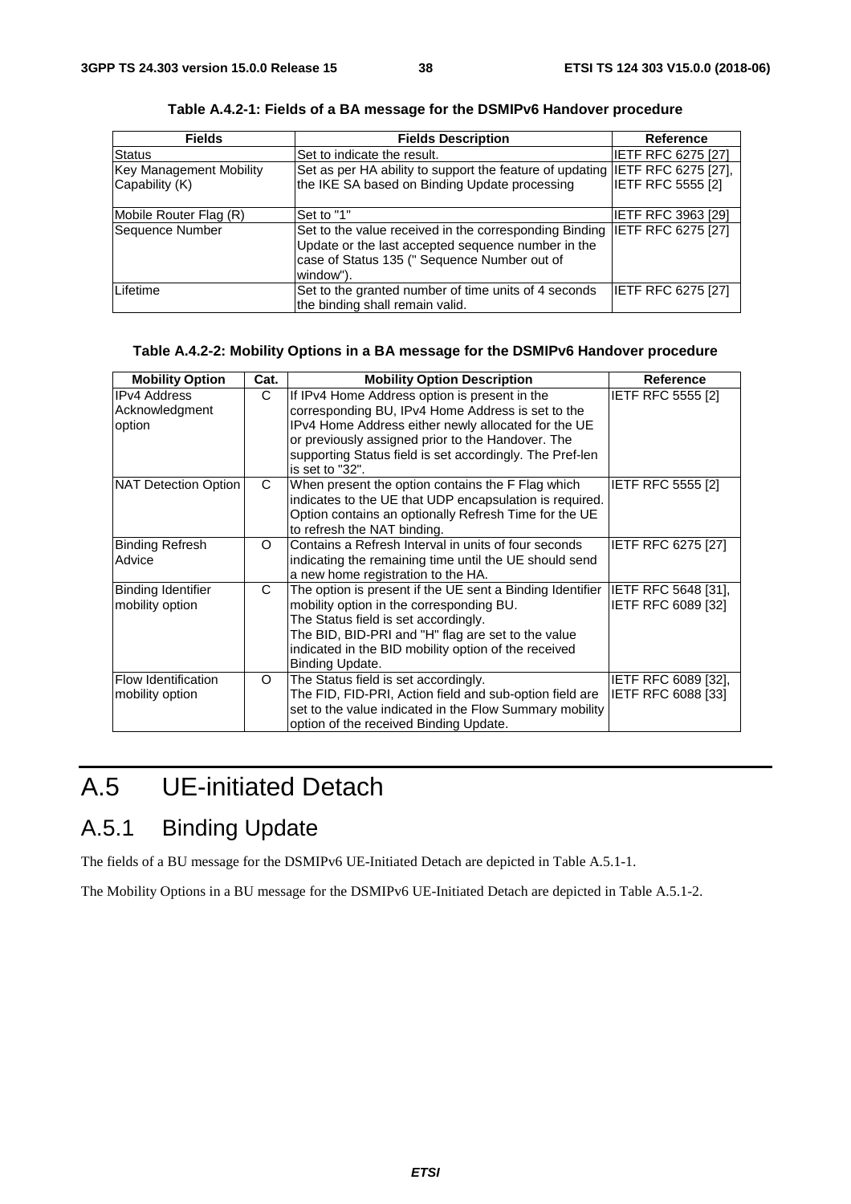**Table A.4.2-1: Fields of a BA message for the DSMIPv6 Handover procedure**

| Fields | Fields Description | Reference |
|---|---|---|
| Status | Set to indicate the result. | IETF RFC 6275 [27] |
| Key Management Mobility Capability (K) | Set as per HA ability to support the feature of updating the IKE SA based on Binding Update processing | IETF RFC 6275 [27], IETF RFC 5555 [2] |
| Mobile Router Flag (R) | Set to "1" | IETF RFC 3963 [29] |
| Sequence Number | Set to the value received in the corresponding Binding Update or the last accepted sequence number in the case of Status 135 (" Sequence Number out of window"). | IETF RFC 6275 [27] |
| Lifetime | Set to the granted number of time units of 4 seconds the binding shall remain valid. | IETF RFC 6275 [27] |

**Table A.4.2-2: Mobility Options in a BA message for the DSMIPv6 Handover procedure**

| Mobility Option | Cat. | Mobility Option Description | Reference |
|---|---|---|---|
| IPv4 Address Acknowledgment option | C | If IPv4 Home Address option is present in the corresponding BU, IPv4 Home Address is set to the IPv4 Home Address either newly allocated for the UE or previously assigned prior to the Handover. The supporting Status field is set accordingly. The Pref-len is set to "32". | IETF RFC 5555 [2] |
| NAT Detection Option | C | When present the option contains the F Flag which indicates to the UE that UDP encapsulation is required. Option contains an optionally Refresh Time for the UE to refresh the NAT binding. | IETF RFC 5555 [2] |
| Binding Refresh Advice | O | Contains a Refresh Interval in units of four seconds indicating the remaining time until the UE should send a new home registration to the HA. | IETF RFC 6275 [27] |
| Binding Identifier mobility option | C | The option is present if the UE sent a Binding Identifier mobility option in the corresponding BU. The Status field is set accordingly. The BID, BID-PRI and "H" flag are set to the value indicated in the BID mobility option of the received Binding Update. | IETF RFC 5648 [31], IETF RFC 6089 [32] |
| Flow Identification mobility option | O | The Status field is set accordingly. The FID, FID-PRI, Action field and sub-option field are set to the value indicated in the Flow Summary mobility option of the received Binding Update. | IETF RFC 6089 [32], IETF RFC 6088 [33] |

# A.5 UE-initiated Detach

## A.5.1 Binding Update

The fields of a BU message for the DSMIPv6 UE-Initiated Detach are depicted in Table A.5.1-1.

The Mobility Options in a BU message for the DSMIPv6 UE-Initiated Detach are depicted in Table A.5.1-2.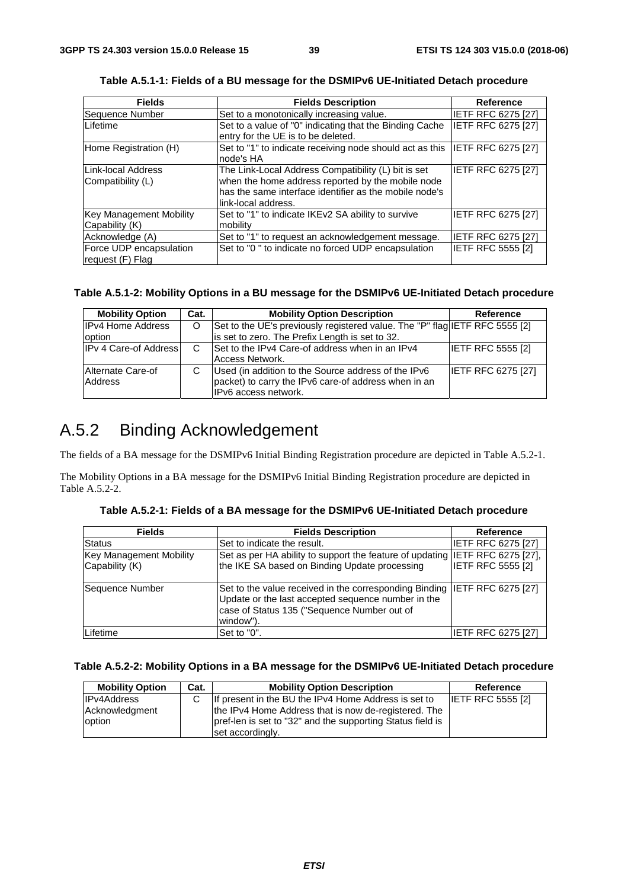**Table A.5.1-1: Fields of a BU message for the DSMIPv6 UE-Initiated Detach procedure**

| Fields | Fields Description | Reference |
|---|---|---|
| Sequence Number | Set to a monotonically increasing value. | IETF RFC 6275 [27] |
| Lifetime | Set to a value of "0" indicating that the Binding Cache entry for the UE is to be deleted. | IETF RFC 6275 [27] |
| Home Registration (H) | Set to "1" to indicate receiving node should act as this node's HA | IETF RFC 6275 [27] |
| Link-local Address Compatibility (L) | The Link-Local Address Compatibility (L) bit is set when the home address reported by the mobile node has the same interface identifier as the mobile node's link-local address. | IETF RFC 6275 [27] |
| Key Management Mobility Capability (K) | Set to "1" to indicate IKEv2 SA ability to survive mobility | IETF RFC 6275 [27] |
| Acknowledge (A) | Set to "1" to request an acknowledgement message. | IETF RFC 6275 [27] |
| Force UDP encapsulation request (F) Flag | Set to "0 " to indicate no forced UDP encapsulation | IETF RFC 5555 [2] |

**Table A.5.1-2: Mobility Options in a BU message for the DSMIPv6 UE-Initiated Detach procedure**

| Mobility Option | Cat. | Mobility Option Description | Reference |
|---|---|---|---|
| IPv4 Home Address option | O | Set to the UE's previously registered value. The "P" flag is set to zero. The Prefix Length is set to 32. | IETF RFC 5555 [2] |
| IPv 4 Care-of Address | C | Set to the IPv4 Care-of address when in an IPv4 Access Network. | IETF RFC 5555 [2] |
| Alternate Care-of Address | C | Used (in addition to the Source address of the IPv6 packet) to carry the IPv6 care-of address when in an IPv6 access network. | IETF RFC 6275 [27] |

# A.5.2 Binding Acknowledgement

The fields of a BA message for the DSMIPv6 Initial Binding Registration procedure are depicted in Table A.5.2-1.

The Mobility Options in a BA message for the DSMIPv6 Initial Binding Registration procedure are depicted in Table A.5.2-2.

**Table A.5.2-1: Fields of a BA message for the DSMIPv6 UE-Initiated Detach procedure**

| Fields | Fields Description | Reference |
|---|---|---|
| Status | Set to indicate the result. | IETF RFC 6275 [27] |
| Key Management Mobility Capability (K) | Set as per HA ability to support the feature of updating the IKE SA based on Binding Update processing | IETF RFC 6275 [27], IETF RFC 5555 [2] |
| Sequence Number | Set to the value received in the corresponding Binding Update or the last accepted sequence number in the case of Status 135 ("Sequence Number out of window"). | IETF RFC 6275 [27] |
| Lifetime | Set to "0". | IETF RFC 6275 [27] |

**Table A.5.2-2: Mobility Options in a BA message for the DSMIPv6 UE-Initiated Detach procedure**

| Mobility Option | Cat. | Mobility Option Description | Reference |
|---|---|---|---|
| IPv4Address Acknowledgment option | C | If present in the BU the IPv4 Home Address is set to the IPv4 Home Address that is now de-registered. The pref-len is set to "32" and the supporting Status field is set accordingly. | IETF RFC 5555 [2] |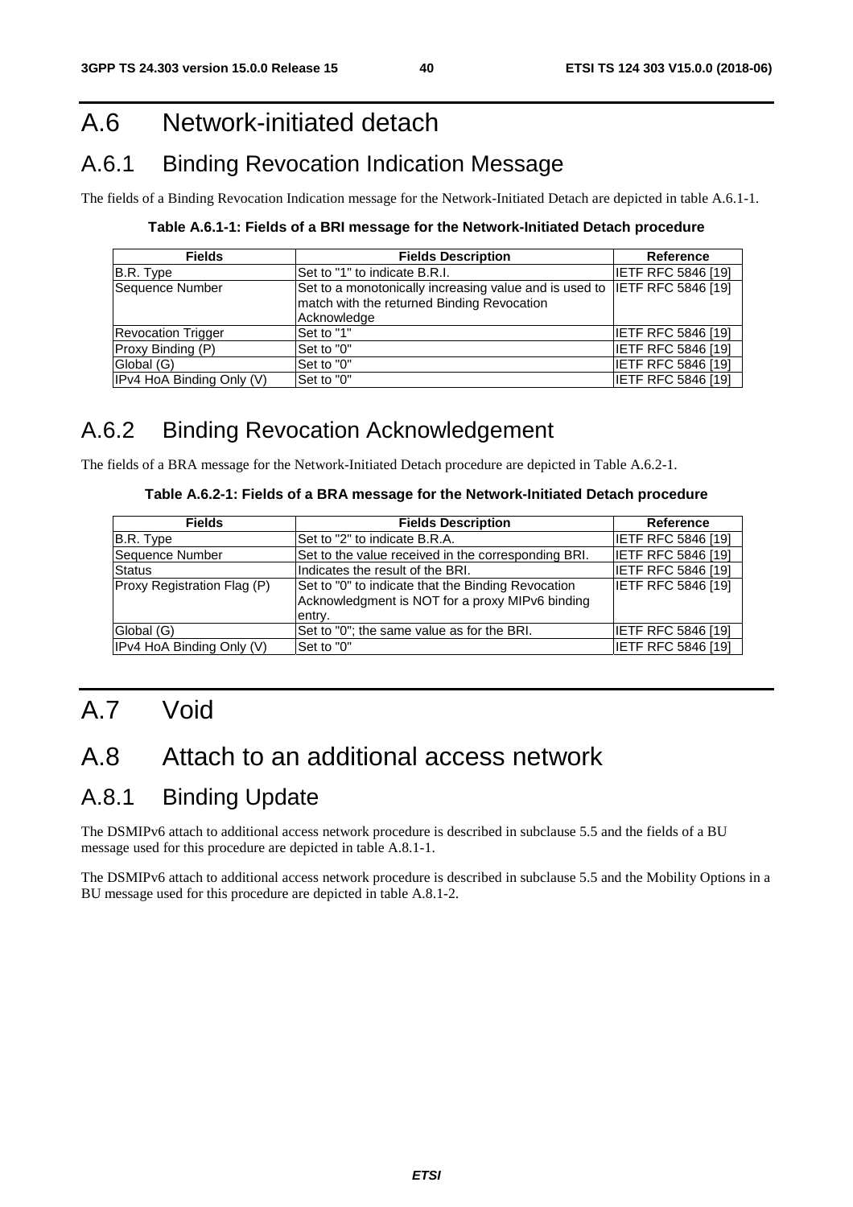# A.6 Network-initiated detach

## A.6.1 Binding Revocation Indication Message

The fields of a Binding Revocation Indication message for the Network-Initiated Detach are depicted in table A.6.1-1.

**Table A.6.1-1: Fields of a BRI message for the Network-Initiated Detach procedure**

| Fields | Fields Description | Reference |
|---|---|---|
| B.R. Type | Set to "1" to indicate B.R.I. | IETF RFC 5846 [19] |
| Sequence Number | Set to a monotonically increasing value and is used to match with the returned Binding Revocation Acknowledge | IETF RFC 5846 [19] |
| Revocation Trigger | Set to "1" | IETF RFC 5846 [19] |
| Proxy Binding (P) | Set to "0" | IETF RFC 5846 [19] |
| Global (G) | Set to "0" | IETF RFC 5846 [19] |
| IPv4 HoA Binding Only (V) | Set to "0" | IETF RFC 5846 [19] |

## A.6.2 Binding Revocation Acknowledgement

The fields of a BRA message for the Network-Initiated Detach procedure are depicted in Table A.6.2-1.

**Table A.6.2-1: Fields of a BRA message for the Network-Initiated Detach procedure**

| Fields | Fields Description | Reference |
|---|---|---|
| B.R. Type | Set to "2" to indicate B.R.A. | IETF RFC 5846 [19] |
| Sequence Number | Set to the value received in the corresponding BRI. | IETF RFC 5846 [19] |
| Status | Indicates the result of the BRI. | IETF RFC 5846 [19] |
| Proxy Registration Flag (P) | Set to "0" to indicate that the Binding Revocation Acknowledgment is NOT for a proxy MIPv6 binding entry. | IETF RFC 5846 [19] |
| Global (G) | Set to "0"; the same value as for the BRI. | IETF RFC 5846 [19] |
| IPv4 HoA Binding Only (V) | Set to "0" | IETF RFC 5846 [19] |

# A.7 Void

# A.8 Attach to an additional access network

## A.8.1 Binding Update

The DSMIPv6 attach to additional access network procedure is described in subclause 5.5 and the fields of a BU message used for this procedure are depicted in table A.8.1-1.

The DSMIPv6 attach to additional access network procedure is described in subclause 5.5 and the Mobility Options in a BU message used for this procedure are depicted in table A.8.1-2.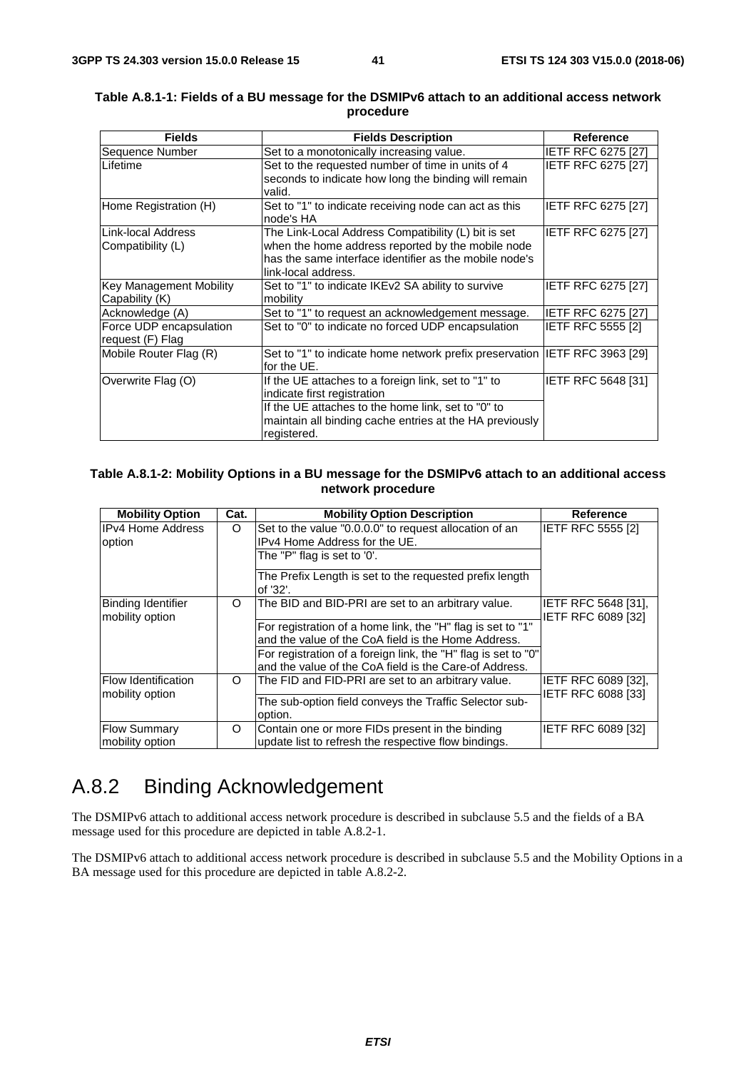**Table A.8.1-1: Fields of a BU message for the DSMIPv6 attach to an additional access network procedure**

| Fields | Fields Description | Reference |
|---|---|---|
| Sequence Number | Set to a monotonically increasing value. | IETF RFC 6275 [27] |
| Lifetime | Set to the requested number of time in units of 4 seconds to indicate how long the binding will remain valid. | IETF RFC 6275 [27] |
| Home Registration (H) | Set to "1" to indicate receiving node can act as this node's HA | IETF RFC 6275 [27] |
| Link-local Address Compatibility (L) | The Link-Local Address Compatibility (L) bit is set when the home address reported by the mobile node has the same interface identifier as the mobile node's link-local address. | IETF RFC 6275 [27] |
| Key Management Mobility Capability (K) | Set to "1" to indicate IKEv2 SA ability to survive mobility | IETF RFC 6275 [27] |
| Acknowledge (A) | Set to "1" to request an acknowledgement message. | IETF RFC 6275 [27] |
| Force UDP encapsulation request (F) Flag | Set to "0" to indicate no forced UDP encapsulation | IETF RFC 5555 [2] |
| Mobile Router Flag (R) | Set to "1" to indicate home network prefix preservation for the UE. | IETF RFC 3963 [29] |
| Overwrite Flag (O) | If the UE attaches to a foreign link, set to "1" to indicate first registration | IETF RFC 5648 [31] |
| | If the UE attaches to the home link, set to "0" to maintain all binding cache entries at the HA previously registered. | |

**Table A.8.1-2: Mobility Options in a BU message for the DSMIPv6 attach to an additional access network procedure**

| Mobility Option | Cat. | Mobility Option Description | Reference |
|---|---|---|---|
| IPv4 Home Address option | O | Set to the value "0.0.0.0" to request allocation of an IPv4 Home Address for the UE. | IETF RFC 5555 [2] |
| | | The "P" flag is set to '0'. | |
| | | The Prefix Length is set to the requested prefix length of '32'. | |
| Binding Identifier mobility option | O | The BID and BID-PRI are set to an arbitrary value. | IETF RFC 5648 [31], IETF RFC 6089 [32] |
| | | For registration of a home link, the "H" flag is set to "1" and the value of the CoA field is the Home Address. | |
| | | For registration of a foreign link, the "H" flag is set to "0" and the value of the CoA field is the Care-of Address. | |
| Flow Identification mobility option | O | The FID and FID-PRI are set to an arbitrary value. | IETF RFC 6089 [32], IETF RFC 6088 [33] |
| | | The sub-option field conveys the Traffic Selector sub-option. | |
| Flow Summary mobility option | O | Contain one or more FIDs present in the binding update list to refresh the respective flow bindings. | IETF RFC 6089 [32] |

## A.8.2 Binding Acknowledgement

The DSMIPv6 attach to additional access network procedure is described in subclause 5.5 and the fields of a BA message used for this procedure are depicted in table A.8.2-1.

The DSMIPv6 attach to additional access network procedure is described in subclause 5.5 and the Mobility Options in a BA message used for this procedure are depicted in table A.8.2-2.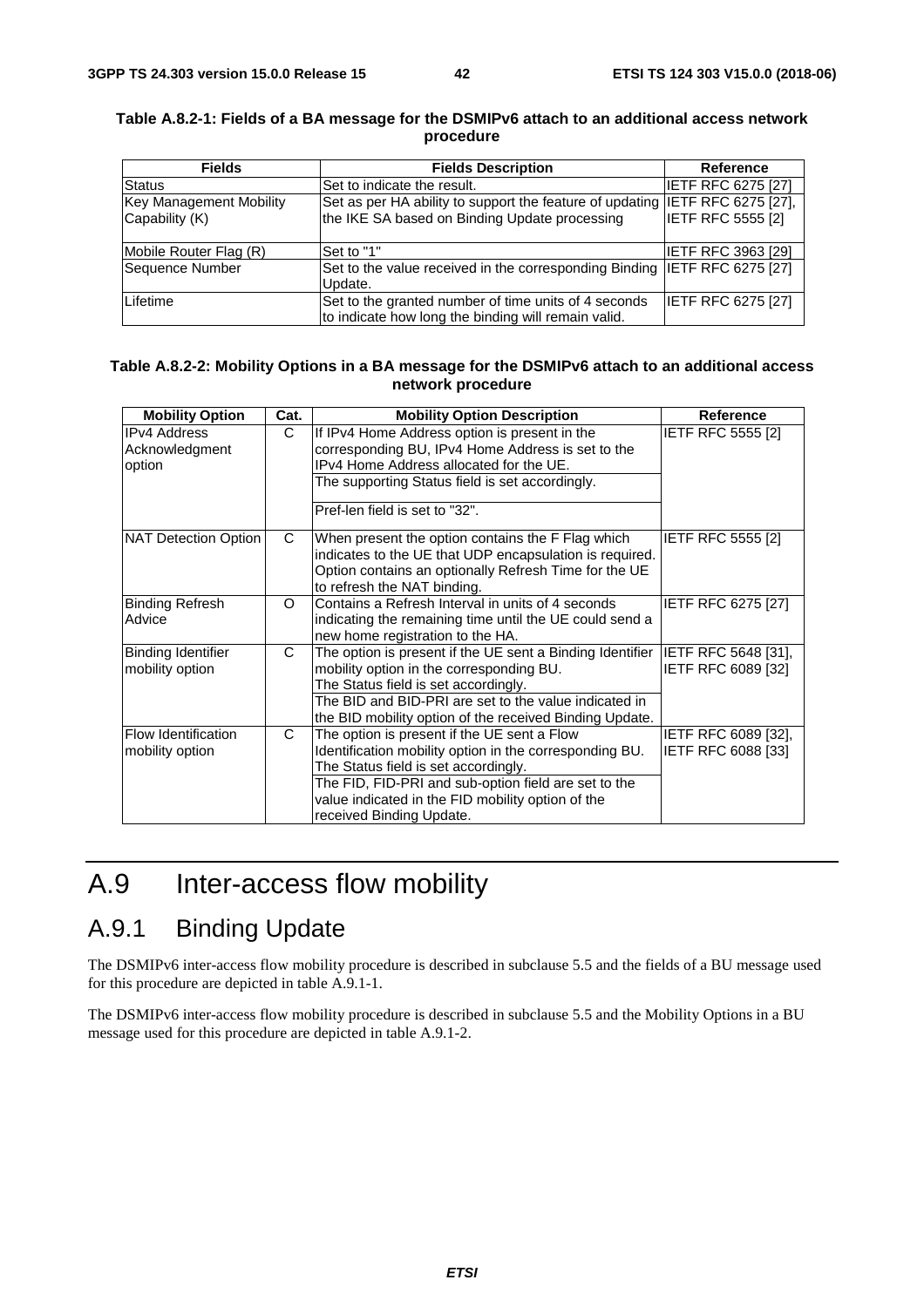**Table A.8.2-1: Fields of a BA message for the DSMIPv6 attach to an additional access network procedure**

| Fields | Fields Description | Reference |
|---|---|---|
| Status | Set to indicate the result. | IETF RFC 6275 [27] |
| Key Management Mobility Capability (K) | Set as per HA ability to support the feature of updating the IKE SA based on Binding Update processing | IETF RFC 6275 [27], IETF RFC 5555 [2] |
| Mobile Router Flag (R) | Set to "1" | IETF RFC 3963 [29] |
| Sequence Number | Set to the value received in the corresponding Binding Update. | IETF RFC 6275 [27] |
| Lifetime | Set to the granted number of time units of 4 seconds to indicate how long the binding will remain valid. | IETF RFC 6275 [27] |

**Table A.8.2-2: Mobility Options in a BA message for the DSMIPv6 attach to an additional access network procedure**

| Mobility Option | Cat. | Mobility Option Description | Reference |
|---|---|---|---|
| IPv4 Address Acknowledgment option | C | If IPv4 Home Address option is present in the corresponding BU, IPv4 Home Address is set to the IPv4 Home Address allocated for the UE.<br>The supporting Status field is set accordingly.<br>Pref-len field is set to "32". | IETF RFC 5555 [2] |
| NAT Detection Option | C | When present the option contains the F Flag which indicates to the UE that UDP encapsulation is required. Option contains an optionally Refresh Time for the UE to refresh the NAT binding. | IETF RFC 5555 [2] |
| Binding Refresh Advice | O | Contains a Refresh Interval in units of 4 seconds indicating the remaining time until the UE could send a new home registration to the HA. | IETF RFC 6275 [27] |
| Binding Identifier mobility option | C | The option is present if the UE sent a Binding Identifier mobility option in the corresponding BU. The Status field is set accordingly.<br>The BID and BID-PRI are set to the value indicated in the BID mobility option of the received Binding Update. | IETF RFC 5648 [31], IETF RFC 6089 [32] |
| Flow Identification mobility option | C | The option is present if the UE sent a Flow Identification mobility option in the corresponding BU. The Status field is set accordingly.<br>The FID, FID-PRI and sub-option field are set to the value indicated in the FID mobility option of the received Binding Update. | IETF RFC 6089 [32], IETF RFC 6088 [33] |

# A.9 Inter-access flow mobility

## A.9.1 Binding Update

The DSMIPv6 inter-access flow mobility procedure is described in subclause 5.5 and the fields of a BU message used for this procedure are depicted in table A.9.1-1.

The DSMIPv6 inter-access flow mobility procedure is described in subclause 5.5 and the Mobility Options in a BU message used for this procedure are depicted in table A.9.1-2.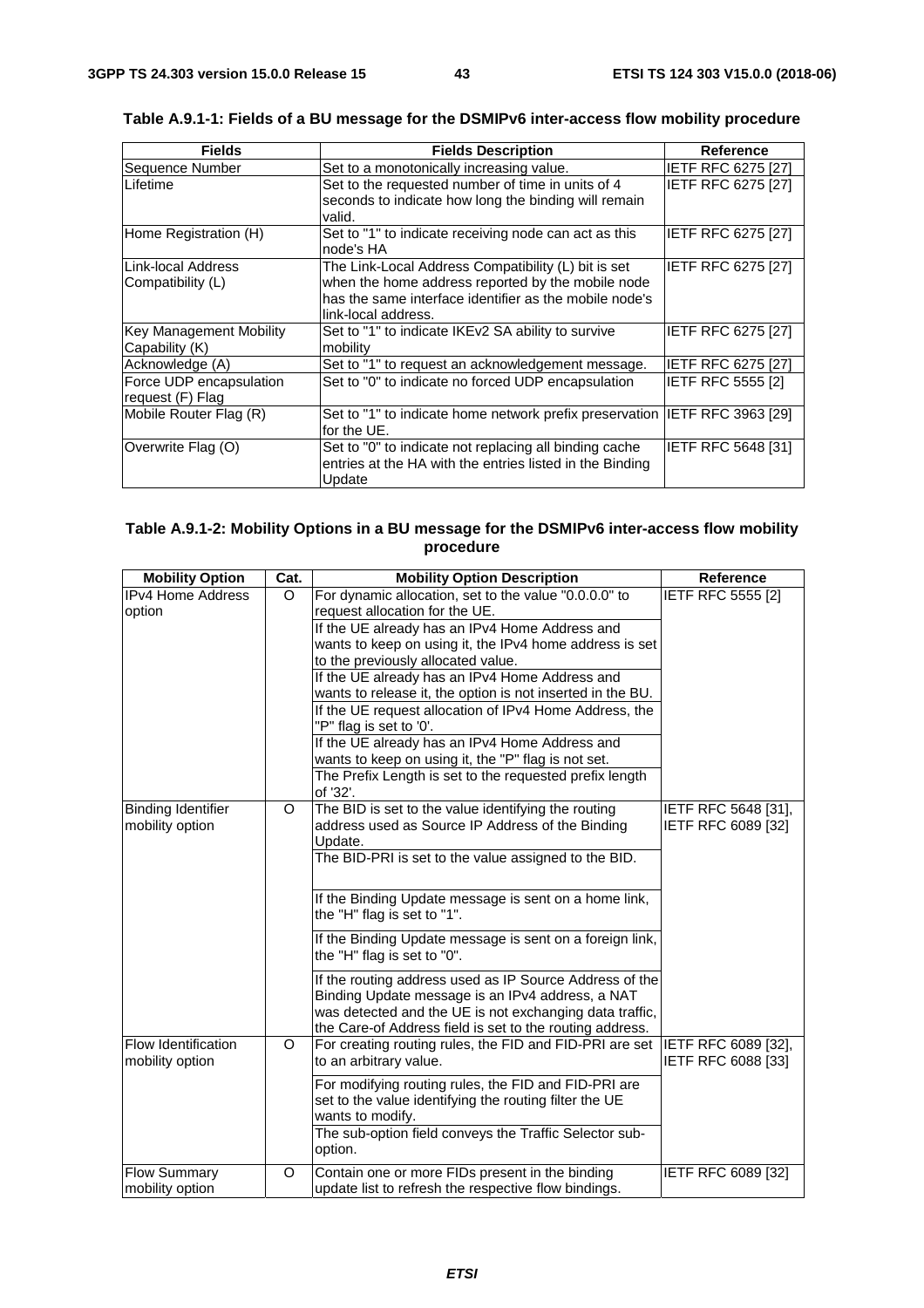**Table A.9.1-1: Fields of a BU message for the DSMIPv6 inter-access flow mobility procedure**

| Fields | Fields Description | Reference |
|---|---|---|
| Sequence Number | Set to a monotonically increasing value. | IETF RFC 6275 [27] |
| Lifetime | Set to the requested number of time in units of 4 seconds to indicate how long the binding will remain valid. | IETF RFC 6275 [27] |
| Home Registration (H) | Set to "1" to indicate receiving node can act as this node's HA | IETF RFC 6275 [27] |
| Link-local Address Compatibility (L) | The Link-Local Address Compatibility (L) bit is set when the home address reported by the mobile node has the same interface identifier as the mobile node's link-local address. | IETF RFC 6275 [27] |
| Key Management Mobility Capability (K) | Set to "1" to indicate IKEv2 SA ability to survive mobility | IETF RFC 6275 [27] |
| Acknowledge (A) | Set to "1" to request an acknowledgement message. | IETF RFC 6275 [27] |
| Force UDP encapsulation request (F) Flag | Set to "0" to indicate no forced UDP encapsulation | IETF RFC 5555 [2] |
| Mobile Router Flag (R) | Set to "1" to indicate home network prefix preservation for the UE. | IETF RFC 3963 [29] |
| Overwrite Flag (O) | Set to "0" to indicate not replacing all binding cache entries at the HA with the entries listed in the Binding Update | IETF RFC 5648 [31] |

**Table A.9.1-2: Mobility Options in a BU message for the DSMIPv6 inter-access flow mobility procedure**

| Mobility Option | Cat. | Mobility Option Description | Reference |
|---|---|---|---|
| IPv4 Home Address option | O | For dynamic allocation, set to the value "0.0.0.0" to request allocation for the UE. | IETF RFC 5555 [2] |
| | | If the UE already has an IPv4 Home Address and wants to keep on using it, the IPv4 home address is set to the previously allocated value. | |
| | | If the UE already has an IPv4 Home Address and wants to release it, the option is not inserted in the BU. | |
| | | If the UE request allocation of IPv4 Home Address, the "P" flag is set to '0'. | |
| | | If the UE already has an IPv4 Home Address and wants to keep on using it, the "P" flag is not set. | |
| | | The Prefix Length is set to the requested prefix length of '32'. | |
| Binding Identifier mobility option | O | The BID is set to the value identifying the routing address used as Source IP Address of the Binding Update. | IETF RFC 5648 [31], IETF RFC 6089 [32] |
| | | The BID-PRI is set to the value assigned to the BID. | |
| | | If the Binding Update message is sent on a home link, the "H" flag is set to "1". | |
| | | If the Binding Update message is sent on a foreign link, the "H" flag is set to "0". | |
| | | If the routing address used as IP Source Address of the Binding Update message is an IPv4 address, a NAT was detected and the UE is not exchanging data traffic, the Care-of Address field is set to the routing address. | |
| Flow Identification mobility option | O | For creating routing rules, the FID and FID-PRI are set to an arbitrary value. | IETF RFC 6089 [32], IETF RFC 6088 [33] |
| | | For modifying routing rules, the FID and FID-PRI are set to the value identifying the routing filter the UE wants to modify. | |
| | | The sub-option field conveys the Traffic Selector sub-option. | |
| Flow Summary mobility option | O | Contain one or more FIDs present in the binding update list to refresh the respective flow bindings. | IETF RFC 6089 [32] |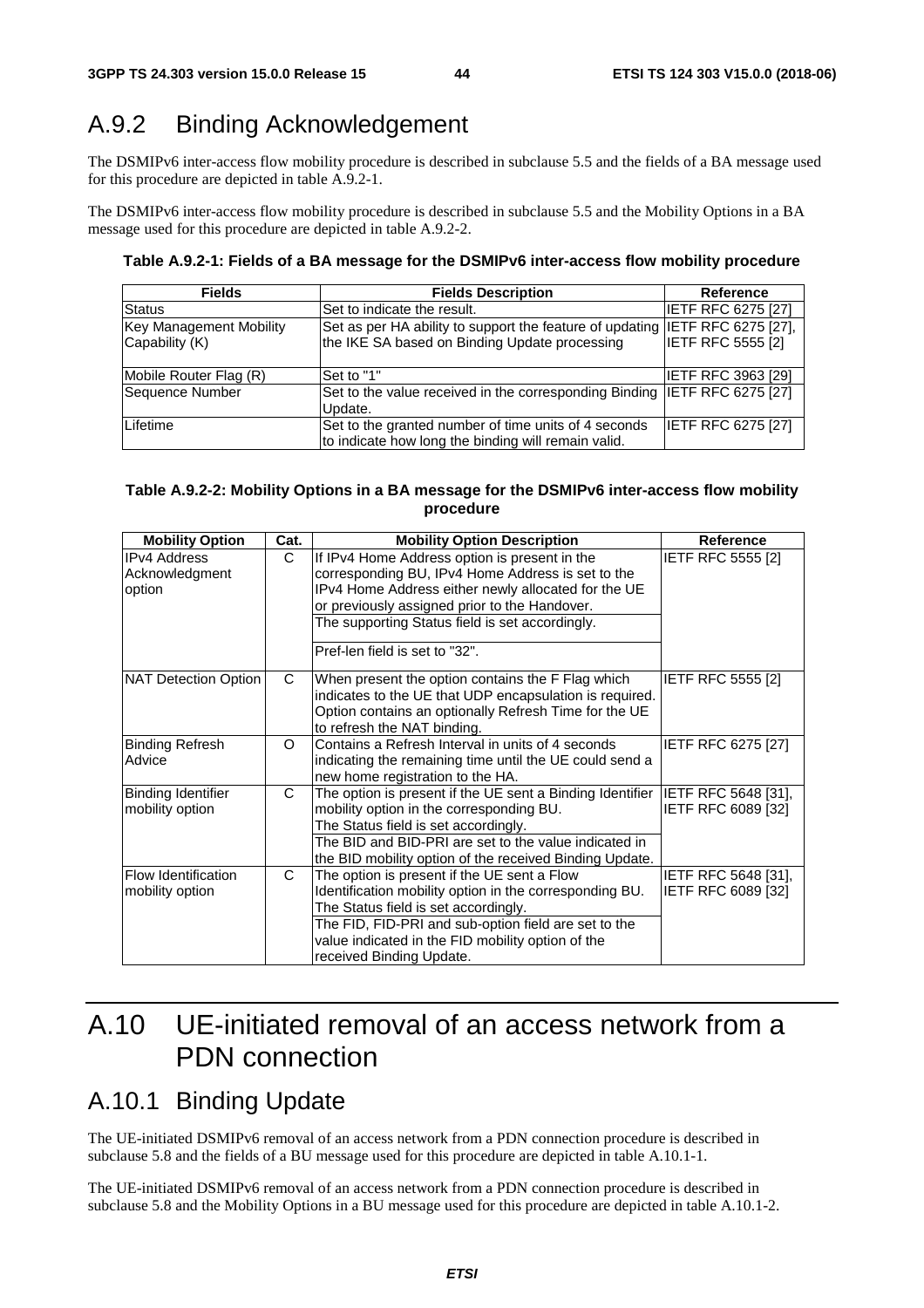## A.9.2 Binding Acknowledgement

The DSMIPv6 inter-access flow mobility procedure is described in subclause 5.5 and the fields of a BA message used for this procedure are depicted in table A.9.2-1.

The DSMIPv6 inter-access flow mobility procedure is described in subclause 5.5 and the Mobility Options in a BA message used for this procedure are depicted in table A.9.2-2.

**Table A.9.2-1: Fields of a BA message for the DSMIPv6 inter-access flow mobility procedure**

| Fields | Fields Description | Reference |
|---|---|---|
| Status | Set to indicate the result. | IETF RFC 6275 [27] |
| Key Management Mobility Capability (K) | Set as per HA ability to support the feature of updating the IKE SA based on Binding Update processing | IETF RFC 6275 [27], IETF RFC 5555 [2] |
| Mobile Router Flag (R) | Set to "1" | IETF RFC 3963 [29] |
| Sequence Number | Set to the value received in the corresponding Binding Update. | IETF RFC 6275 [27] |
| Lifetime | Set to the granted number of time units of 4 seconds to indicate how long the binding will remain valid. | IETF RFC 6275 [27] |

**Table A.9.2-2: Mobility Options in a BA message for the DSMIPv6 inter-access flow mobility procedure**

| Mobility Option | Cat. | Mobility Option Description | Reference |
|---|---|---|---|
| IPv4 Address Acknowledgment option | C | If IPv4 Home Address option is present in the corresponding BU, IPv4 Home Address is set to the IPv4 Home Address either newly allocated for the UE or previously assigned prior to the Handover.<br>The supporting Status field is set accordingly.<br>Pref-len field is set to "32". | IETF RFC 5555 [2] |
| NAT Detection Option | C | When present the option contains the F Flag which indicates to the UE that UDP encapsulation is required. Option contains an optionally Refresh Time for the UE to refresh the NAT binding. | IETF RFC 5555 [2] |
| Binding Refresh Advice | O | Contains a Refresh Interval in units of 4 seconds indicating the remaining time until the UE could send a new home registration to the HA. | IETF RFC 6275 [27] |
| Binding Identifier mobility option | C | The option is present if the UE sent a Binding Identifier mobility option in the corresponding BU.<br>The Status field is set accordingly.<br>The BID and BID-PRI are set to the value indicated in the BID mobility option of the received Binding Update. | IETF RFC 5648 [31], IETF RFC 6089 [32] |
| Flow Identification mobility option | C | The option is present if the UE sent a Flow Identification mobility option in the corresponding BU.<br>The Status field is set accordingly.<br>The FID, FID-PRI and sub-option field are set to the value indicated in the FID mobility option of the received Binding Update. | IETF RFC 5648 [31], IETF RFC 6089 [32] |

# A.10 UE-initiated removal of an access network from a PDN connection

## A.10.1 Binding Update

The UE-initiated DSMIPv6 removal of an access network from a PDN connection procedure is described in subclause 5.8 and the fields of a BU message used for this procedure are depicted in table A.10.1-1.

The UE-initiated DSMIPv6 removal of an access network from a PDN connection procedure is described in subclause 5.8 and the Mobility Options in a BU message used for this procedure are depicted in table A.10.1-2.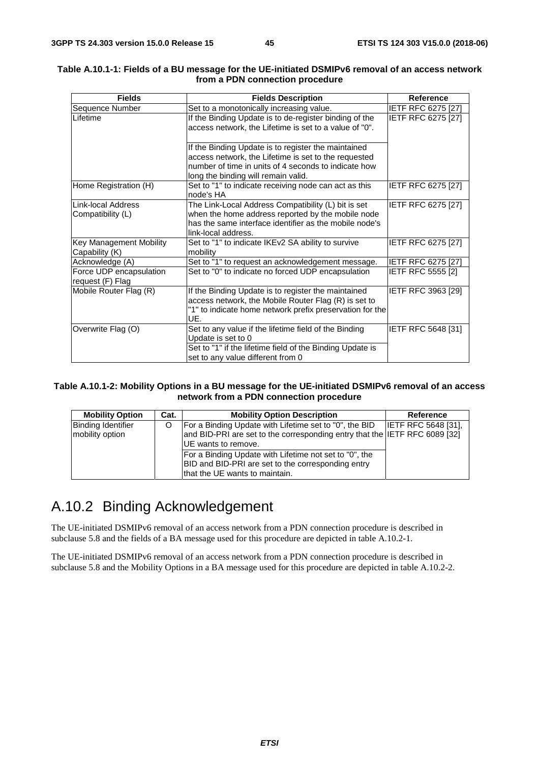**Table A.10.1-1: Fields of a BU message for the UE-initiated DSMIPv6 removal of an access network from a PDN connection procedure**

| Fields | Fields Description | Reference |
|---|---|---|
| Sequence Number | Set to a monotonically increasing value. | IETF RFC 6275 [27] |
| Lifetime | If the Binding Update is to de-register binding of the access network, the Lifetime is set to a value of "0".<br><br>If the Binding Update is to register the maintained access network, the Lifetime is set to the requested number of time in units of 4 seconds to indicate how long the binding will remain valid. | IETF RFC 6275 [27] |
| Home Registration (H) | Set to "1" to indicate receiving node can act as this node's HA | IETF RFC 6275 [27] |
| Link-local Address Compatibility (L) | The Link-Local Address Compatibility (L) bit is set when the home address reported by the mobile node has the same interface identifier as the mobile node's link-local address. | IETF RFC 6275 [27] |
| Key Management Mobility Capability (K) | Set to "1" to indicate IKEv2 SA ability to survive mobility | IETF RFC 6275 [27] |
| Acknowledge (A) | Set to "1" to request an acknowledgement message. | IETF RFC 6275 [27] |
| Force UDP encapsulation request (F) Flag | Set to "0" to indicate no forced UDP encapsulation | IETF RFC 5555 [2] |
| Mobile Router Flag (R) | If the Binding Update is to register the maintained access network, the Mobile Router Flag (R) is set to "1" to indicate home network prefix preservation for the UE. | IETF RFC 3963 [29] |
| Overwrite Flag (O) | Set to any value if the lifetime field of the Binding Update is set to 0<br>Set to "1" if the lifetime field of the Binding Update is set to any value different from 0 | IETF RFC 5648 [31] |

**Table A.10.1-2: Mobility Options in a BU message for the UE-initiated DSMIPv6 removal of an access network from a PDN connection procedure**

| Mobility Option | Cat. | Mobility Option Description | Reference |
|---|---|---|---|
| Binding Identifier mobility option | O | For a Binding Update with Lifetime set to "0", the BID and BID-PRI are set to the corresponding entry that the UE wants to remove.<br>For a Binding Update with Lifetime not set to "0", the BID and BID-PRI are set to the corresponding entry that the UE wants to maintain. | IETF RFC 5648 [31], IETF RFC 6089 [32] |

## A.10.2 Binding Acknowledgement

The UE-initiated DSMIPv6 removal of an access network from a PDN connection procedure is described in subclause 5.8 and the fields of a BA message used for this procedure are depicted in table A.10.2-1.

The UE-initiated DSMIPv6 removal of an access network from a PDN connection procedure is described in subclause 5.8 and the Mobility Options in a BA message used for this procedure are depicted in table A.10.2-2.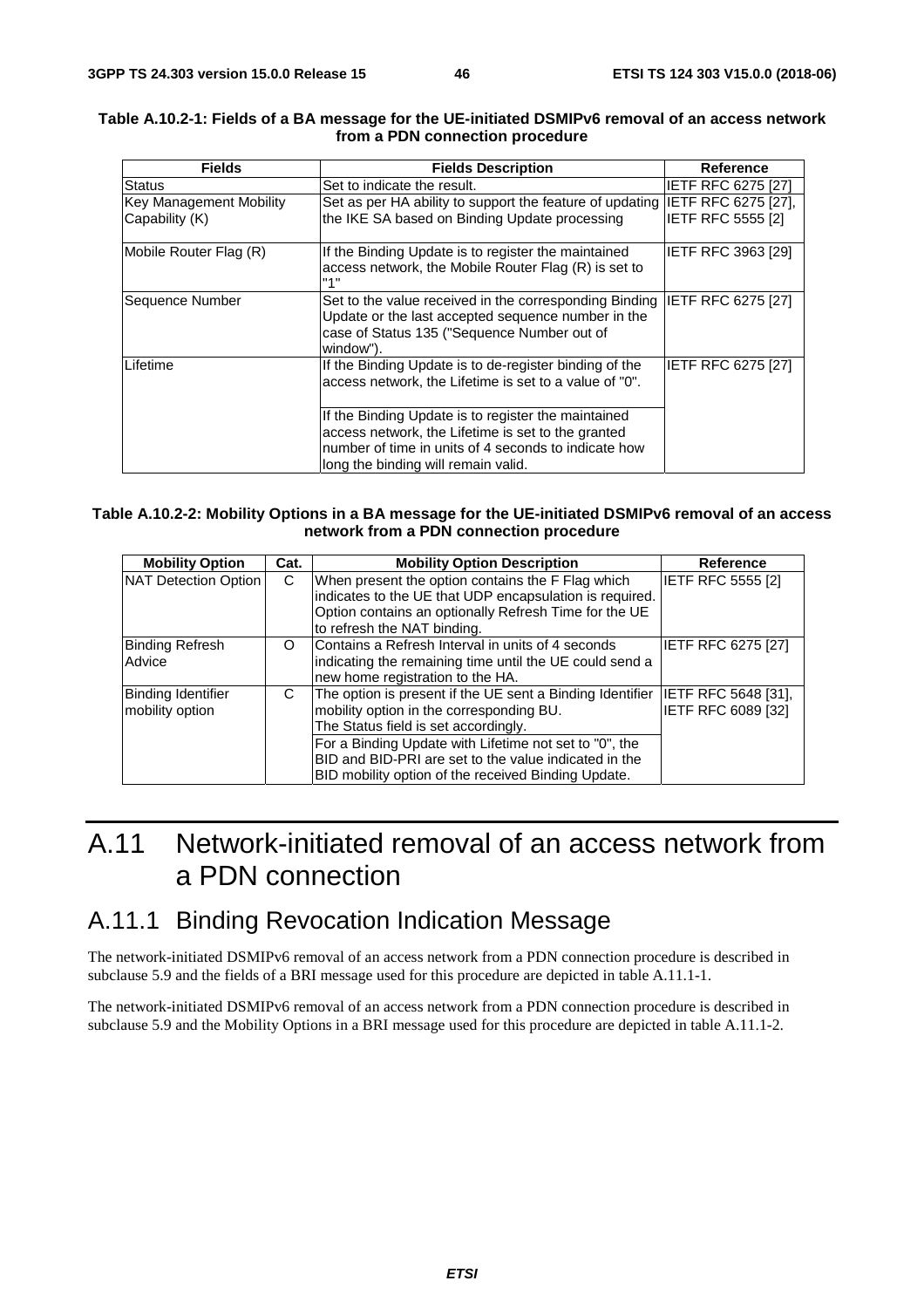**Table A.10.2-1: Fields of a BA message for the UE-initiated DSMIPv6 removal of an access network from a PDN connection procedure**

| Fields | Fields Description | Reference |
|---|---|---|
| Status | Set to indicate the result. | IETF RFC 6275 [27] |
| Key Management Mobility Capability (K) | Set as per HA ability to support the feature of updating the IKE SA based on Binding Update processing | IETF RFC 6275 [27], IETF RFC 5555 [2] |
| Mobile Router Flag (R) | If the Binding Update is to register the maintained access network, the Mobile Router Flag (R) is set to "1" | IETF RFC 3963 [29] |
| Sequence Number | Set to the value received in the corresponding Binding Update or the last accepted sequence number in the case of Status 135 ("Sequence Number out of window"). | IETF RFC 6275 [27] |
| Lifetime | If the Binding Update is to de-register binding of the access network, the Lifetime is set to a value of "0".<br><br>If the Binding Update is to register the maintained access network, the Lifetime is set to the granted number of time in units of 4 seconds to indicate how long the binding will remain valid. | IETF RFC 6275 [27] |

**Table A.10.2-2: Mobility Options in a BA message for the UE-initiated DSMIPv6 removal of an access network from a PDN connection procedure**

| Mobility Option | Cat. | Mobility Option Description | Reference |
|---|---|---|---|
| NAT Detection Option | C | When present the option contains the F Flag which indicates to the UE that UDP encapsulation is required. Option contains an optionally Refresh Time for the UE to refresh the NAT binding. | IETF RFC 5555 [2] |
| Binding Refresh Advice | O | Contains a Refresh Interval in units of 4 seconds indicating the remaining time until the UE could send a new home registration to the HA. | IETF RFC 6275 [27] |
| Binding Identifier mobility option | C | The option is present if the UE sent a Binding Identifier mobility option in the corresponding BU.<br>The Status field is set accordingly.<br>For a Binding Update with Lifetime not set to "0", the BID and BID-PRI are set to the value indicated in the BID mobility option of the received Binding Update. | IETF RFC 5648 [31], IETF RFC 6089 [32] |

# A.11 Network-initiated removal of an access network from a PDN connection

## A.11.1 Binding Revocation Indication Message

The network-initiated DSMIPv6 removal of an access network from a PDN connection procedure is described in subclause 5.9 and the fields of a BRI message used for this procedure are depicted in table A.11.1-1.

The network-initiated DSMIPv6 removal of an access network from a PDN connection procedure is described in subclause 5.9 and the Mobility Options in a BRI message used for this procedure are depicted in table A.11.1-2.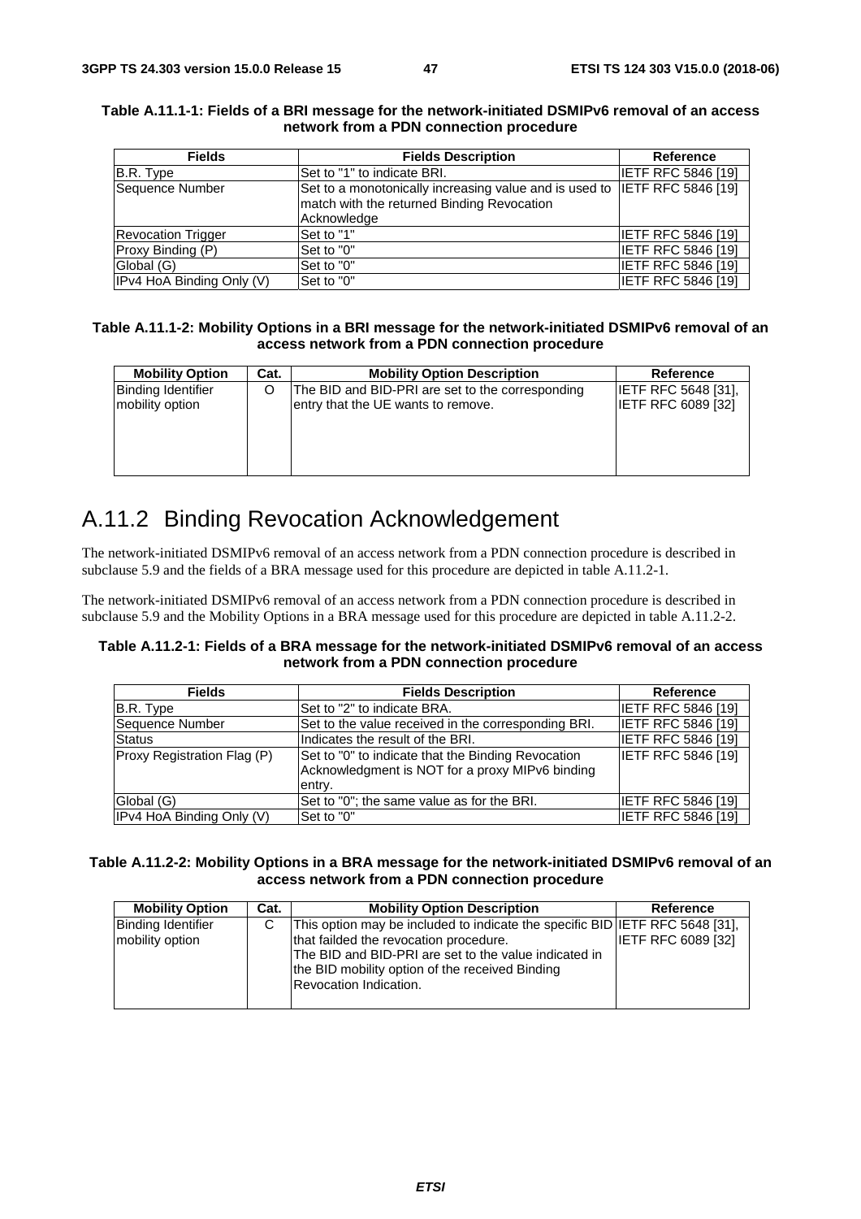**Table A.11.1-1: Fields of a BRI message for the network-initiated DSMIPv6 removal of an access network from a PDN connection procedure**

| Fields | Fields Description | Reference |
|---|---|---|
| B.R. Type | Set to "1" to indicate BRI. | IETF RFC 5846 [19] |
| Sequence Number | Set to a monotonically increasing value and is used to match with the returned Binding Revocation Acknowledge | IETF RFC 5846 [19] |
| Revocation Trigger | Set to "1" | IETF RFC 5846 [19] |
| Proxy Binding (P) | Set to "0" | IETF RFC 5846 [19] |
| Global (G) | Set to "0" | IETF RFC 5846 [19] |
| IPv4 HoA Binding Only (V) | Set to "0" | IETF RFC 5846 [19] |

**Table A.11.1-2: Mobility Options in a BRI message for the network-initiated DSMIPv6 removal of an access network from a PDN connection procedure**

| Mobility Option | Cat. | Mobility Option Description | Reference |
|---|---|---|---|
| Binding Identifier mobility option | O | The BID and BID-PRI are set to the corresponding entry that the UE wants to remove. | IETF RFC 5648 [31], IETF RFC 6089 [32] |

## A.11.2 Binding Revocation Acknowledgement

The network-initiated DSMIPv6 removal of an access network from a PDN connection procedure is described in subclause 5.9 and the fields of a BRA message used for this procedure are depicted in table A.11.2-1.

The network-initiated DSMIPv6 removal of an access network from a PDN connection procedure is described in subclause 5.9 and the Mobility Options in a BRA message used for this procedure are depicted in table A.11.2-2.

**Table A.11.2-1: Fields of a BRA message for the network-initiated DSMIPv6 removal of an access network from a PDN connection procedure**

| Fields | Fields Description | Reference |
|---|---|---|
| B.R. Type | Set to "2" to indicate BRA. | IETF RFC 5846 [19] |
| Sequence Number | Set to the value received in the corresponding BRI. | IETF RFC 5846 [19] |
| Status | Indicates the result of the BRI. | IETF RFC 5846 [19] |
| Proxy Registration Flag (P) | Set to "0" to indicate that the Binding Revocation Acknowledgment is NOT for a proxy MIPv6 binding entry. | IETF RFC 5846 [19] |
| Global (G) | Set to "0"; the same value as for the BRI. | IETF RFC 5846 [19] |
| IPv4 HoA Binding Only (V) | Set to "0" | IETF RFC 5846 [19] |

**Table A.11.2-2: Mobility Options in a BRA message for the network-initiated DSMIPv6 removal of an access network from a PDN connection procedure**

| Mobility Option | Cat. | Mobility Option Description | Reference |
|---|---|---|---|
| Binding Identifier mobility option | C | This option may be included to indicate the specific BID that failded the revocation procedure.<br>The BID and BID-PRI are set to the value indicated in the BID mobility option of the received Binding Revocation Indication. | IETF RFC 5648 [31], IETF RFC 6089 [32] |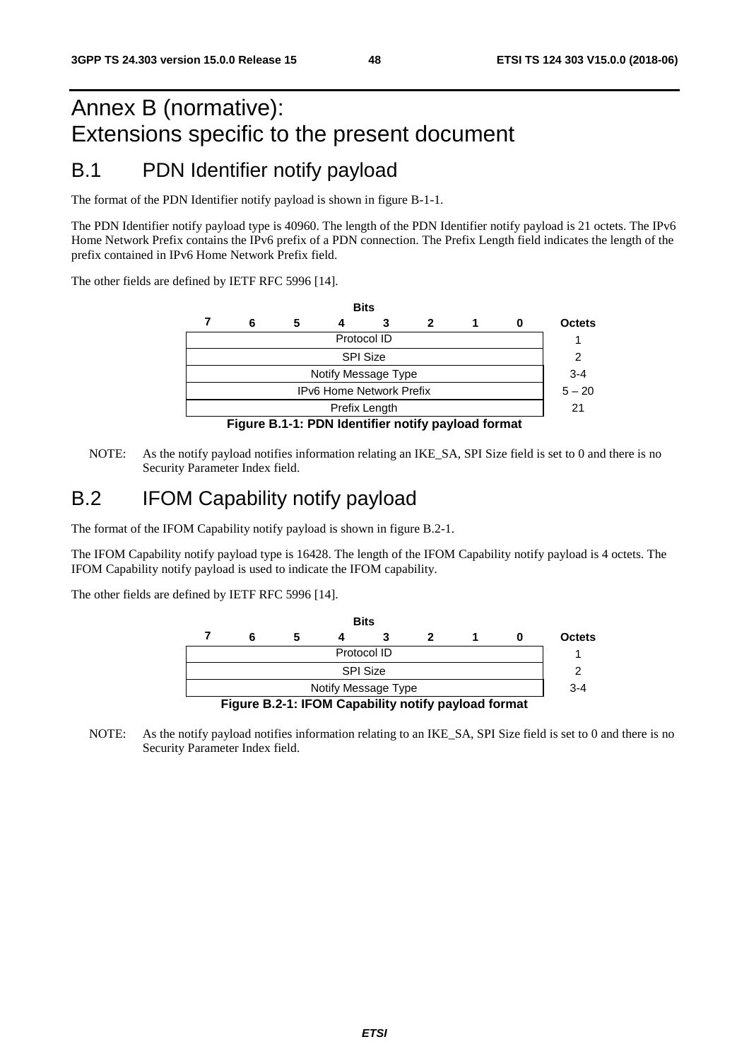# Annex B (normative): Extensions specific to the present document

## B.1 PDN Identifier notify payload

The format of the PDN Identifier notify payload is shown in figure B-1-1.

The PDN Identifier notify payload type is 40960. The length of the PDN Identifier notify payload is 21 octets. The IPv6 Home Network Prefix contains the IPv6 prefix of a PDN connection. The Prefix Length field indicates the length of the prefix contained in IPv6 Home Network Prefix field.

The other fields are defined by IETF RFC 5996 [14].

| Bits 7 6 5 4 3 2 1 0 | Octets |
|---|---|
| Protocol ID | 1 |
| SPI Size | 2 |
| Notify Message Type | 3-4 |
| IPv6 Home Network Prefix | 5 – 20 |
| Prefix Length | 21 |

**Figure B.1-1: PDN Identifier notify payload format**

NOTE: As the notify payload notifies information relating an IKE_SA, SPI Size field is set to 0 and there is no Security Parameter Index field.

## B.2 IFOM Capability notify payload

The format of the IFOM Capability notify payload is shown in figure B.2-1.

The IFOM Capability notify payload type is 16428. The length of the IFOM Capability notify payload is 4 octets. The IFOM Capability notify payload is used to indicate the IFOM capability.

The other fields are defined by IETF RFC 5996 [14].

| Bits 7 6 5 4 3 2 1 0 | Octets |
|---|---|
| Protocol ID | 1 |
| SPI Size | 2 |
| Notify Message Type | 3-4 |

**Figure B.2-1: IFOM Capability notify payload format**

NOTE: As the notify payload notifies information relating to an IKE_SA, SPI Size field is set to 0 and there is no Security Parameter Index field.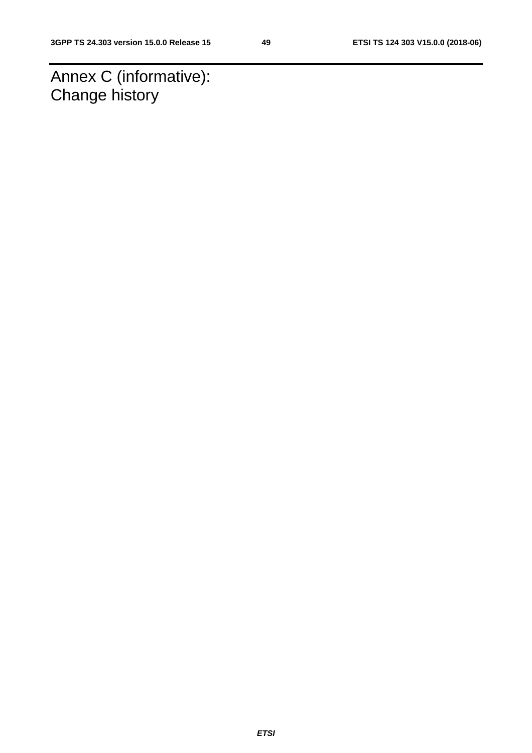# Annex C (informative): Change history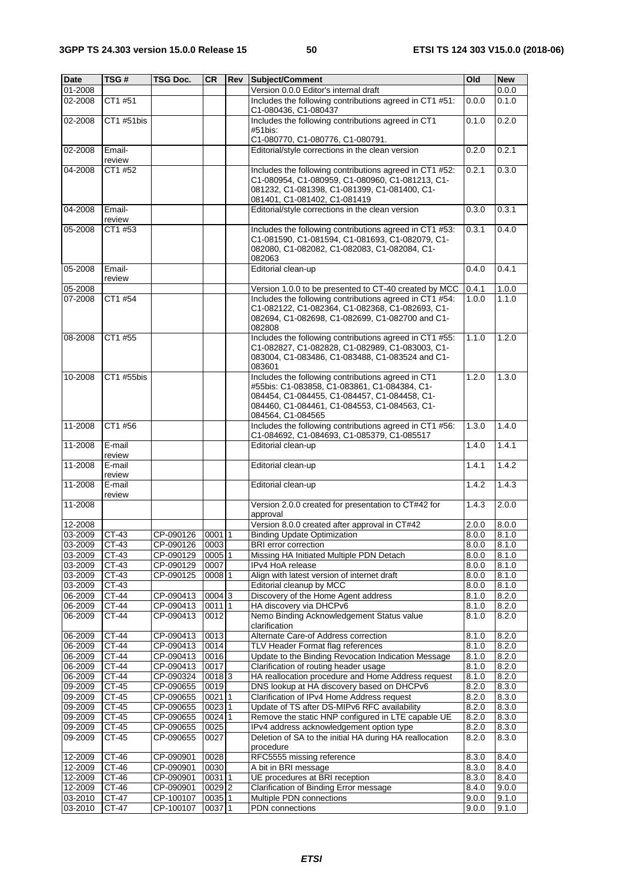| Date | TSG # | TSG Doc. | CR | Rev | Subject/Comment | Old | New |
|---|---|---|---|---|---|---|---|
| 01-2008 | | | | | Version 0.0.0 Editor's internal draft | | 0.0.0 |
| 02-2008 | CT1 #51 | | | | Includes the following contributions agreed in CT1 #51: C1-080436, C1-080437 | 0.0.0 | 0.1.0 |
| 02-2008 | CT1 #51bis | | | | Includes the following contributions agreed in CT1 #51bis: C1-080770, C1-080776, C1-080791. | 0.1.0 | 0.2.0 |
| 02-2008 | Email-review | | | | Editorial/style corrections in the clean version | 0.2.0 | 0.2.1 |
| 04-2008 | CT1 #52 | | | | Includes the following contributions agreed in CT1 #52: C1-080954, C1-080959, C1-080960, C1-081213, C1-081232, C1-081398, C1-081399, C1-081400, C1-081401, C1-081402, C1-081419 | 0.2.1 | 0.3.0 |
| 04-2008 | Email-review | | | | Editorial/style corrections in the clean version | 0.3.0 | 0.3.1 |
| 05-2008 | CT1 #53 | | | | Includes the following contributions agreed in CT1 #53: C1-081590, C1-081594, C1-081693, C1-082079, C1-082080, C1-082082, C1-082083, C1-082084, C1-082063 | 0.3.1 | 0.4.0 |
| 05-2008 | Email-review | | | | Editorial clean-up | 0.4.0 | 0.4.1 |
| 05-2008 | | | | | Version 1.0.0 to be presented to CT-40 created by MCC | 0.4.1 | 1.0.0 |
| 07-2008 | CT1 #54 | | | | Includes the following contributions agreed in CT1 #54: C1-082122, C1-082364, C1-082368, C1-082693, C1-082694, C1-082698, C1-082699, C1-082700 and C1-082808 | 1.0.0 | 1.1.0 |
| 08-2008 | CT1 #55 | | | | Includes the following contributions agreed in CT1 #55: C1-082827, C1-082828, C1-082989, C1-083003, C1-083004, C1-083486, C1-083488, C1-083524 and C1-083601 | 1.1.0 | 1.2.0 |
| 10-2008 | CT1 #55bis | | | | Includes the following contributions agreed in CT1 #55bis: C1-083858, C1-083861, C1-084384, C1-084454, C1-084455, C1-084457, C1-084458, C1-084460, C1-084461, C1-084553, C1-084563, C1-084564, C1-084565 | 1.2.0 | 1.3.0 |
| 11-2008 | CT1 #56 | | | | Includes the following contributions agreed in CT1 #56: C1-084692, C1-084693, C1-085379, C1-085517 | 1.3.0 | 1.4.0 |
| 11-2008 | E-mail review | | | | Editorial clean-up | 1.4.0 | 1.4.1 |
| 11-2008 | E-mail review | | | | Editorial clean-up | 1.4.1 | 1.4.2 |
| 11-2008 | E-mail review | | | | Editorial clean-up | 1.4.2 | 1.4.3 |
| 11-2008 | | | | | Version 2.0.0 created for presentation to CT#42 for approval | 1.4.3 | 2.0.0 |
| 12-2008 | | | | | Version 8.0.0 created after approval in CT#42 | 2.0.0 | 8.0.0 |
| 03-2009 | CT-43 | CP-090126 | 0001 | 1 | Binding Update Optimization | 8.0.0 | 8.1.0 |
| 03-2009 | CT-43 | CP-090126 | 0003 | | BRI error correction | 8.0.0 | 8.1.0 |
| 03-2009 | CT-43 | CP-090129 | 0005 | 1 | Missing HA Initiated Multiple PDN Detach | 8.0.0 | 8.1.0 |
| 03-2009 | CT-43 | CP-090129 | 0007 | | IPv4 HoA release | 8.0.0 | 8.1.0 |
| 03-2009 | CT-43 | CP-090125 | 0008 | 1 | Align with latest version of internet draft | 8.0.0 | 8.1.0 |
| 03-2009 | CT-43 | | | | Editorial cleanup by MCC | 8.0.0 | 8.1.0 |
| 06-2009 | CT-44 | CP-090413 | 0004 | 3 | Discovery of the Home Agent address | 8.1.0 | 8.2.0 |
| 06-2009 | CT-44 | CP-090413 | 0011 | 1 | HA discovery via DHCPv6 | 8.1.0 | 8.2.0 |
| 06-2009 | CT-44 | CP-090413 | 0012 | | Nemo Binding Acknowledgement Status value clarification | 8.1.0 | 8.2.0 |
| 06-2009 | CT-44 | CP-090413 | 0013 | | Alternate Care-of Address correction | 8.1.0 | 8.2.0 |
| 06-2009 | CT-44 | CP-090413 | 0014 | | TLV Header Format flag references | 8.1.0 | 8.2.0 |
| 06-2009 | CT-44 | CP-090413 | 0016 | | Update to the Binding Revocation Indication Message | 8.1.0 | 8.2.0 |
| 06-2009 | CT-44 | CP-090413 | 0017 | | Clarification of routing header usage | 8.1.0 | 8.2.0 |
| 06-2009 | CT-44 | CP-090324 | 0018 | 3 | HA reallocation procedure and Home Address request | 8.1.0 | 8.2.0 |
| 09-2009 | CT-45 | CP-090655 | 0019 | | DNS lookup at HA discovery based on DHCPv6 | 8.2.0 | 8.3.0 |
| 09-2009 | CT-45 | CP-090655 | 0021 | 1 | Clarification of IPv4 Home Address request | 8.2.0 | 8.3.0 |
| 09-2009 | CT-45 | CP-090655 | 0023 | 1 | Update of TS after DS-MIPv6 RFC availability | 8.2.0 | 8.3.0 |
| 09-2009 | CT-45 | CP-090655 | 0024 | 1 | Remove the static HNP configured in LTE capable UE | 8.2.0 | 8.3.0 |
| 09-2009 | CT-45 | CP-090655 | 0025 | | IPv4 address acknowledgement option type | 8.2.0 | 8.3.0 |
| 09-2009 | CT-45 | CP-090655 | 0027 | | Deletion of SA to the initial HA during HA reallocation procedure | 8.2.0 | 8.3.0 |
| 12-2009 | CT-46 | CP-090901 | 0028 | | RFC5555 missing reference | 8.3.0 | 8.4.0 |
| 12-2009 | CT-46 | CP-090901 | 0030 | | A bit in BRI message | 8.3.0 | 8.4.0 |
| 12-2009 | CT-46 | CP-090901 | 0031 | 1 | UE procedures at BRI reception | 8.3.0 | 8.4.0 |
| 12-2009 | CT-46 | CP-090901 | 0029 | 2 | Clarification of Binding Error message | 8.4.0 | 9.0.0 |
| 03-2010 | CT-47 | CP-100107 | 0035 | 1 | Multiple PDN connections | 9.0.0 | 9.1.0 |
| 03-2010 | CT-47 | CP-100107 | 0037 | 1 | PDN connections | 9.0.0 | 9.1.0 |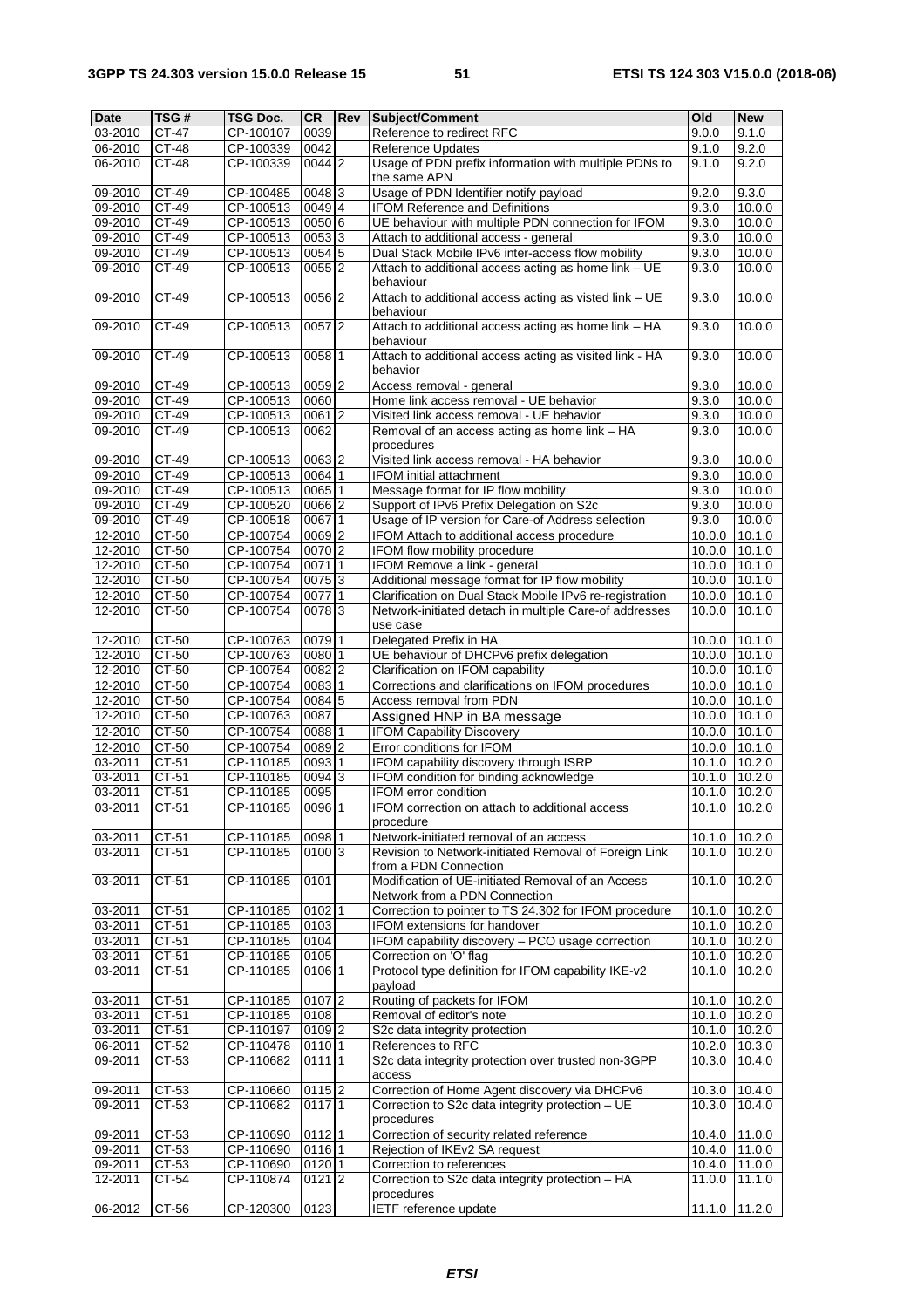| Date | TSG # | TSG Doc. | CR | Rev | Subject/Comment | Old | New |
|---|---|---|---|---|---|---|---|
| 03-2010 | CT-47 | CP-100107 | 0039 | | Reference to redirect RFC | 9.0.0 | 9.1.0 |
| 06-2010 | CT-48 | CP-100339 | 0042 | | Reference Updates | 9.1.0 | 9.2.0 |
| 06-2010 | CT-48 | CP-100339 | 0044 | 2 | Usage of PDN prefix information with multiple PDNs to the same APN | 9.1.0 | 9.2.0 |
| 09-2010 | CT-49 | CP-100485 | 0048 | 3 | Usage of PDN Identifier notify payload | 9.2.0 | 9.3.0 |
| 09-2010 | CT-49 | CP-100513 | 0049 | 4 | IFOM Reference and Definitions | 9.3.0 | 10.0.0 |
| 09-2010 | CT-49 | CP-100513 | 0050 | 6 | UE behaviour with multiple PDN connection for IFOM | 9.3.0 | 10.0.0 |
| 09-2010 | CT-49 | CP-100513 | 0053 | 3 | Attach to additional access - general | 9.3.0 | 10.0.0 |
| 09-2010 | CT-49 | CP-100513 | 0054 | 5 | Dual Stack Mobile IPv6 inter-access flow mobility | 9.3.0 | 10.0.0 |
| 09-2010 | CT-49 | CP-100513 | 0055 | 2 | Attach to additional access acting as home link – UE behaviour | 9.3.0 | 10.0.0 |
| 09-2010 | CT-49 | CP-100513 | 0056 | 2 | Attach to additional access acting as visted link – UE behaviour | 9.3.0 | 10.0.0 |
| 09-2010 | CT-49 | CP-100513 | 0057 | 2 | Attach to additional access acting as home link – HA behaviour | 9.3.0 | 10.0.0 |
| 09-2010 | CT-49 | CP-100513 | 0058 | 1 | Attach to additional access acting as visited link - HA behavior | 9.3.0 | 10.0.0 |
| 09-2010 | CT-49 | CP-100513 | 0059 | 2 | Access removal - general | 9.3.0 | 10.0.0 |
| 09-2010 | CT-49 | CP-100513 | 0060 | | Home link access removal - UE behavior | 9.3.0 | 10.0.0 |
| 09-2010 | CT-49 | CP-100513 | 0061 | 2 | Visited link access removal - UE behavior | 9.3.0 | 10.0.0 |
| 09-2010 | CT-49 | CP-100513 | 0062 | | Removal of an access acting as home link – HA procedures | 9.3.0 | 10.0.0 |
| 09-2010 | CT-49 | CP-100513 | 0063 | 2 | Visited link access removal - HA behavior | 9.3.0 | 10.0.0 |
| 09-2010 | CT-49 | CP-100513 | 0064 | 1 | IFOM initial attachment | 9.3.0 | 10.0.0 |
| 09-2010 | CT-49 | CP-100513 | 0065 | 1 | Message format for IP flow mobility | 9.3.0 | 10.0.0 |
| 09-2010 | CT-49 | CP-100520 | 0066 | 2 | Support of IPv6 Prefix Delegation on S2c | 9.3.0 | 10.0.0 |
| 09-2010 | CT-49 | CP-100518 | 0067 | 1 | Usage of IP version for Care-of Address selection | 9.3.0 | 10.0.0 |
| 12-2010 | CT-50 | CP-100754 | 0069 | 2 | IFOM Attach to additional access procedure | 10.0.0 | 10.1.0 |
| 12-2010 | CT-50 | CP-100754 | 0070 | 2 | IFOM flow mobility procedure | 10.0.0 | 10.1.0 |
| 12-2010 | CT-50 | CP-100754 | 0071 | 1 | IFOM Remove a link - general | 10.0.0 | 10.1.0 |
| 12-2010 | CT-50 | CP-100754 | 0075 | 3 | Additional message format for IP flow mobility | 10.0.0 | 10.1.0 |
| 12-2010 | CT-50 | CP-100754 | 0077 | 1 | Clarification on Dual Stack Mobile IPv6 re-registration | 10.0.0 | 10.1.0 |
| 12-2010 | CT-50 | CP-100754 | 0078 | 3 | Network-initiated detach in multiple Care-of addresses use case | 10.0.0 | 10.1.0 |
| 12-2010 | CT-50 | CP-100763 | 0079 | 1 | Delegated Prefix in HA | 10.0.0 | 10.1.0 |
| 12-2010 | CT-50 | CP-100763 | 0080 | 1 | UE behaviour of DHCPv6 prefix delegation | 10.0.0 | 10.1.0 |
| 12-2010 | CT-50 | CP-100754 | 0082 | 2 | Clarification on IFOM capability | 10.0.0 | 10.1.0 |
| 12-2010 | CT-50 | CP-100754 | 0083 | 1 | Corrections and clarifications on IFOM procedures | 10.0.0 | 10.1.0 |
| 12-2010 | CT-50 | CP-100754 | 0084 | 5 | Access removal from PDN | 10.0.0 | 10.1.0 |
| 12-2010 | CT-50 | CP-100763 | 0087 | | Assigned HNP in BA message | 10.0.0 | 10.1.0 |
| 12-2010 | CT-50 | CP-100754 | 0088 | 1 | IFOM Capability Discovery | 10.0.0 | 10.1.0 |
| 12-2010 | CT-50 | CP-100754 | 0089 | 2 | Error conditions for IFOM | 10.0.0 | 10.1.0 |
| 03-2011 | CT-51 | CP-110185 | 0093 | 1 | IFOM capability discovery through ISRP | 10.1.0 | 10.2.0 |
| 03-2011 | CT-51 | CP-110185 | 0094 | 3 | IFOM condition for binding acknowledge | 10.1.0 | 10.2.0 |
| 03-2011 | CT-51 | CP-110185 | 0095 | | IFOM error condition | 10.1.0 | 10.2.0 |
| 03-2011 | CT-51 | CP-110185 | 0096 | 1 | IFOM correction on attach to additional access procedure | 10.1.0 | 10.2.0 |
| 03-2011 | CT-51 | CP-110185 | 0098 | 1 | Network-initiated removal of an access | 10.1.0 | 10.2.0 |
| 03-2011 | CT-51 | CP-110185 | 0100 | 3 | Revision to Network-initiated Removal of Foreign Link from a PDN Connection | 10.1.0 | 10.2.0 |
| 03-2011 | CT-51 | CP-110185 | 0101 | | Modification of UE-initiated Removal of an Access Network from a PDN Connection | 10.1.0 | 10.2.0 |
| 03-2011 | CT-51 | CP-110185 | 0102 | 1 | Correction to pointer to TS 24.302 for IFOM procedure | 10.1.0 | 10.2.0 |
| 03-2011 | CT-51 | CP-110185 | 0103 | | IFOM extensions for handover | 10.1.0 | 10.2.0 |
| 03-2011 | CT-51 | CP-110185 | 0104 | | IFOM capability discovery – PCO usage correction | 10.1.0 | 10.2.0 |
| 03-2011 | CT-51 | CP-110185 | 0105 | | Correction on 'O' flag | 10.1.0 | 10.2.0 |
| 03-2011 | CT-51 | CP-110185 | 0106 | 1 | Protocol type definition for IFOM capability IKE-v2 payload | 10.1.0 | 10.2.0 |
| 03-2011 | CT-51 | CP-110185 | 0107 | 2 | Routing of packets for IFOM | 10.1.0 | 10.2.0 |
| 03-2011 | CT-51 | CP-110185 | 0108 | | Removal of editor's note | 10.1.0 | 10.2.0 |
| 03-2011 | CT-51 | CP-110197 | 0109 | 2 | S2c data integrity protection | 10.1.0 | 10.2.0 |
| 06-2011 | CT-52 | CP-110478 | 0110 | 1 | References to RFC | 10.2.0 | 10.3.0 |
| 09-2011 | CT-53 | CP-110682 | 0111 | 1 | S2c data integrity protection over trusted non-3GPP access | 10.3.0 | 10.4.0 |
| 09-2011 | CT-53 | CP-110660 | 0115 | 2 | Correction of Home Agent discovery via DHCPv6 | 10.3.0 | 10.4.0 |
| 09-2011 | CT-53 | CP-110682 | 0117 | 1 | Correction to S2c data integrity protection – UE procedures | 10.3.0 | 10.4.0 |
| 09-2011 | CT-53 | CP-110690 | 0112 | 1 | Correction of security related reference | 10.4.0 | 11.0.0 |
| 09-2011 | CT-53 | CP-110690 | 0116 | 1 | Rejection of IKEv2 SA request | 10.4.0 | 11.0.0 |
| 09-2011 | CT-53 | CP-110690 | 0120 | 1 | Correction to references | 10.4.0 | 11.0.0 |
| 12-2011 | CT-54 | CP-110874 | 0121 | 2 | Correction to S2c data integrity protection – HA procedures | 11.0.0 | 11.1.0 |
| 06-2012 | CT-56 | CP-120300 | 0123 | | IETF reference update | 11.1.0 | 11.2.0 |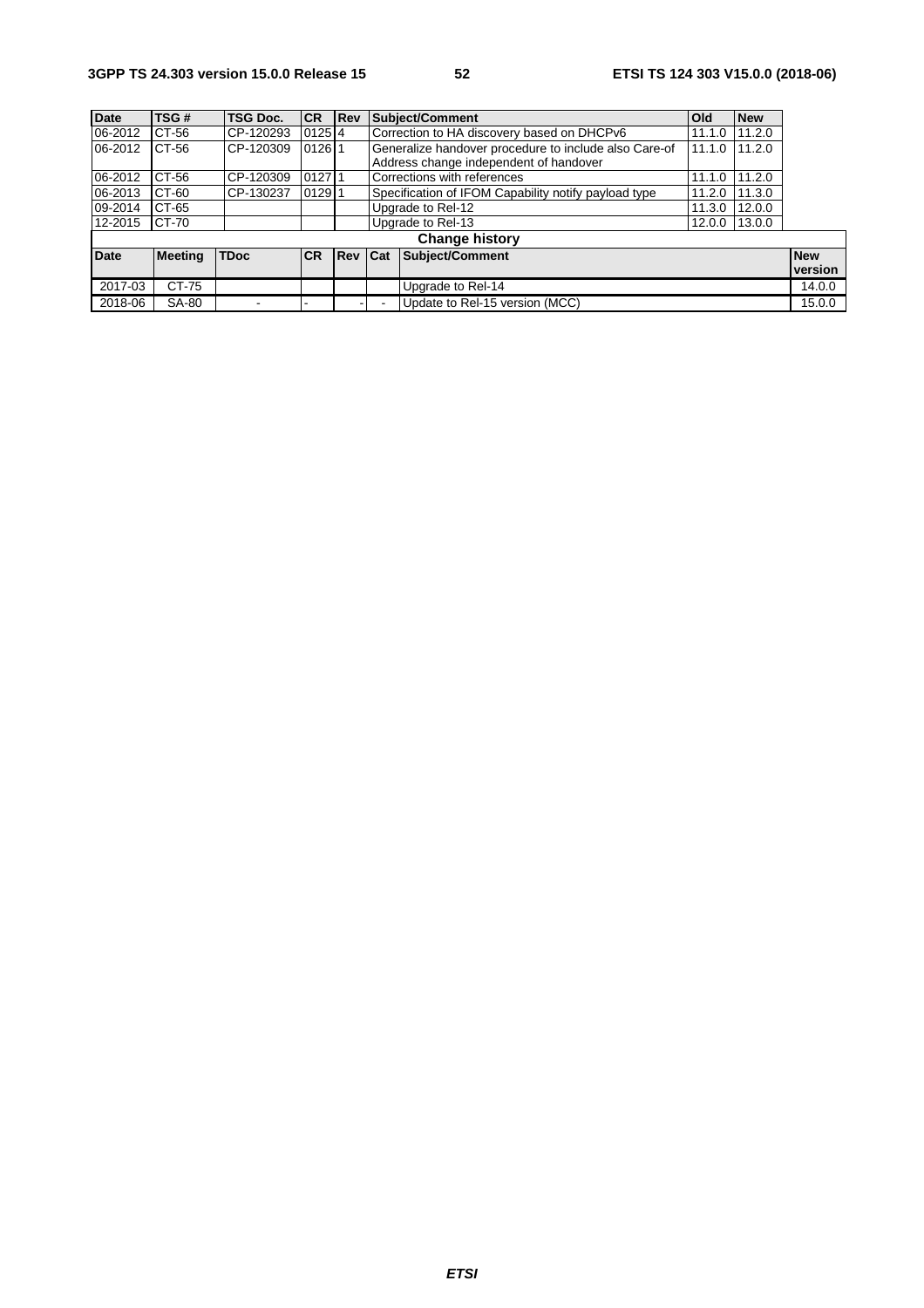| Date | TSG # | TSG Doc. | CR | Rev | Subject/Comment | Old | New |
|---|---|---|---|---|---|---|---|
| 06-2012 | CT-56 | CP-120293 | 0125 | 4 | Correction to HA discovery based on DHCPv6 | 11.1.0 | 11.2.0 |
| 06-2012 | CT-56 | CP-120309 | 0126 | 1 | Generalize handover procedure to include also Care-of Address change independent of handover | 11.1.0 | 11.2.0 |
| 06-2012 | CT-56 | CP-120309 | 0127 | 1 | Corrections with references | 11.1.0 | 11.2.0 |
| 06-2013 | CT-60 | CP-130237 | 0129 | 1 | Specification of IFOM Capability notify payload type | 11.2.0 | 11.3.0 |
| 09-2014 | CT-65 | | | | Upgrade to Rel-12 | 11.3.0 | 12.0.0 |
| 12-2015 | CT-70 | | | | Upgrade to Rel-13 | 12.0.0 | 13.0.0 |

**Change history**

| Date | Meeting | TDoc | CR | Rev | Cat | Subject/Comment | New version |
|---|---|---|---|---|---|---|---|
| 2017-03 | CT-75 | | | | | Upgrade to Rel-14 | 14.0.0 |
| 2018-06 | SA-80 | - | - | - | - | Update to Rel-15 version (MCC) | 15.0.0 |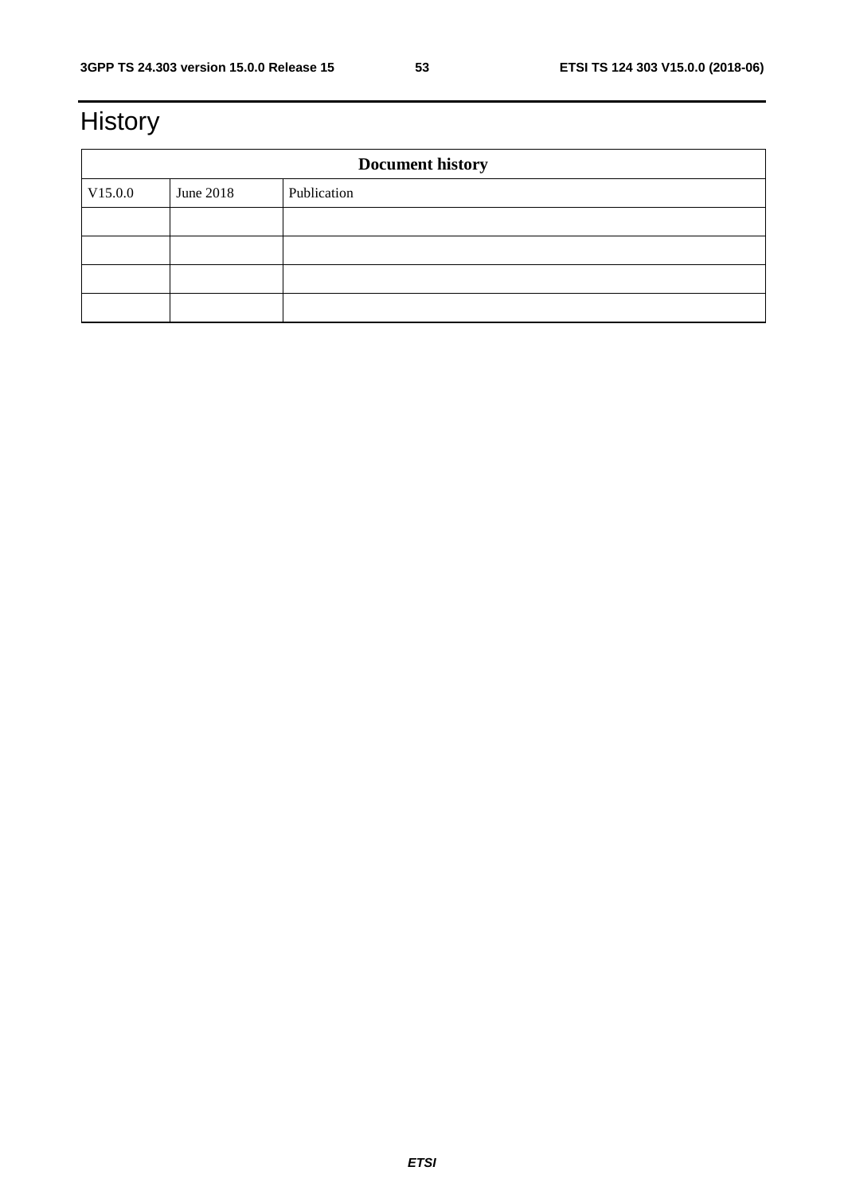# History

| Document history | | |
|---|---|---|
| V15.0.0 | June 2018 | Publication |
| | | |
| | | |
| | | |
| | | |